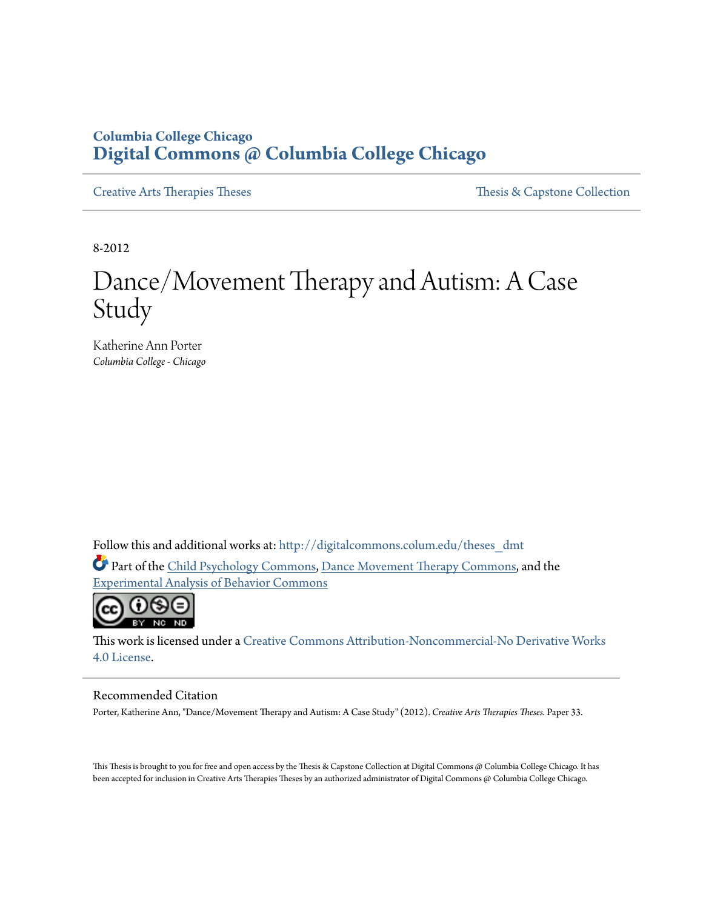Columbia College Chicago
**Digital Commons @ Columbia College Chicago**

Creative Arts Therapies Theses | Thesis & Capstone Collection

8-2012

# Dance/Movement Therapy and Autism: A Case Study

Katherine Ann Porter
*Columbia College - Chicago*

Follow this and additional works at: http://digitalcommons.colum.edu/theses_dmt

Part of the Child Psychology Commons, Dance Movement Therapy Commons, and the Experimental Analysis of Behavior Commons

This work is licensed under a Creative Commons Attribution-Noncommercial-No Derivative Works 4.0 License.

## Recommended Citation

Porter, Katherine Ann, "Dance/Movement Therapy and Autism: A Case Study" (2012). *Creative Arts Therapies Theses*. Paper 33.

This Thesis is brought to you for free and open access by the Thesis & Capstone Collection at Digital Commons @ Columbia College Chicago. It has been accepted for inclusion in Creative Arts Therapies Theses by an authorized administrator of Digital Commons @ Columbia College Chicago.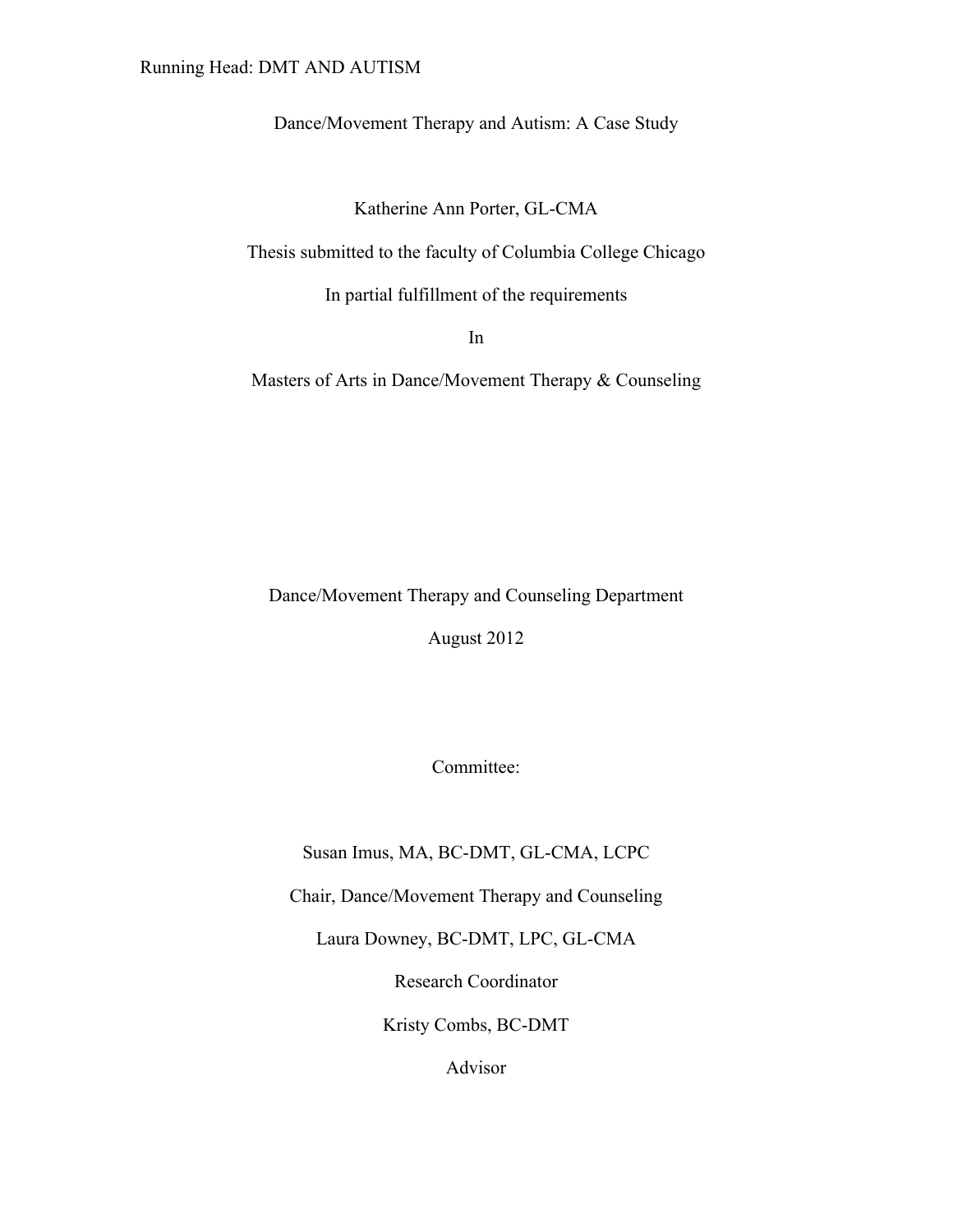Running Head: DMT AND AUTISM

# Dance/Movement Therapy and Autism: A Case Study

Katherine Ann Porter, GL-CMA

Thesis submitted to the faculty of Columbia College Chicago

In partial fulfillment of the requirements

In

Masters of Arts in Dance/Movement Therapy & Counseling

Dance/Movement Therapy and Counseling Department

August 2012

Committee:

Susan Imus, MA, BC-DMT, GL-CMA, LCPC

Chair, Dance/Movement Therapy and Counseling

Laura Downey, BC-DMT, LPC, GL-CMA

Research Coordinator

Kristy Combs, BC-DMT

Advisor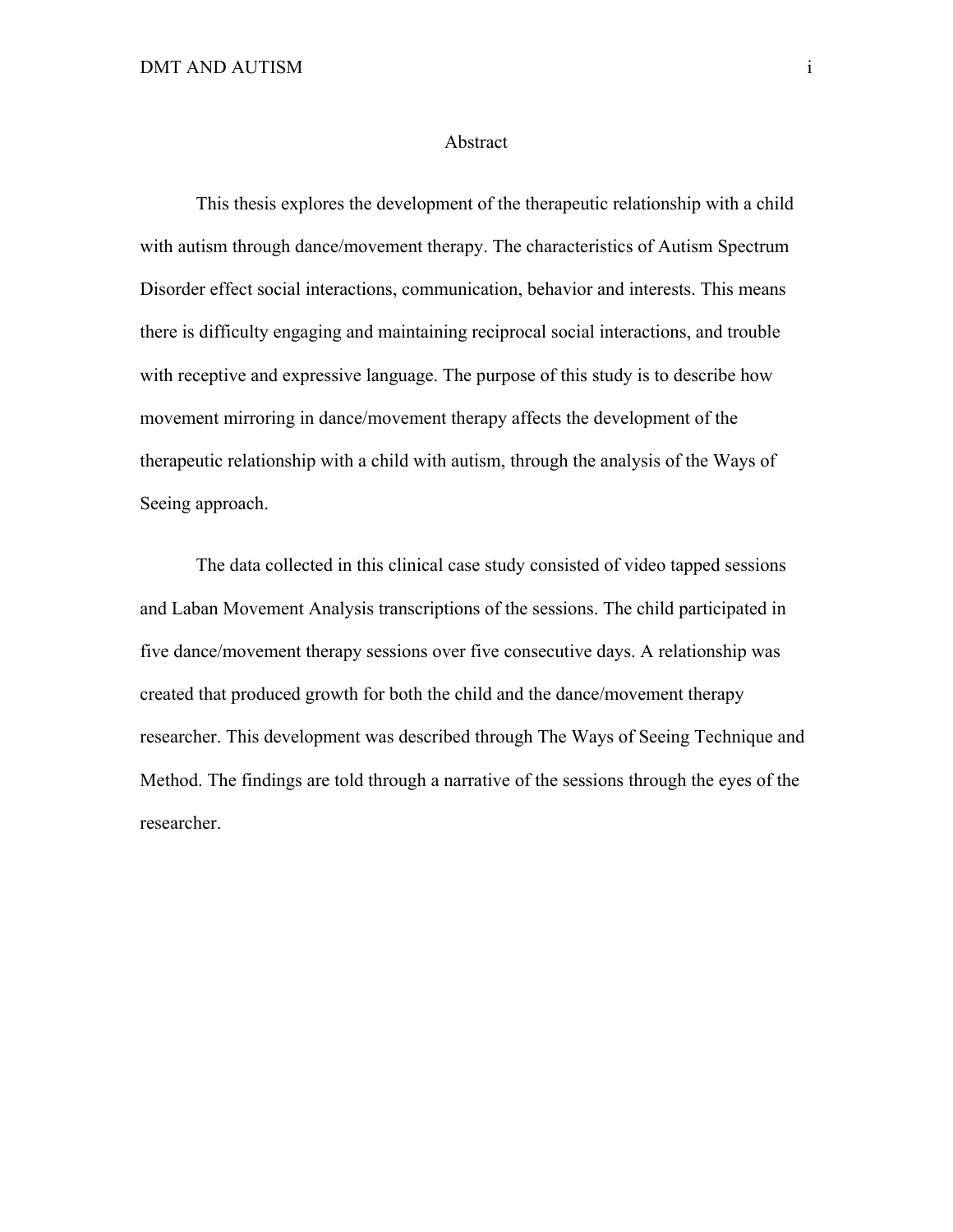# Abstract

This thesis explores the development of the therapeutic relationship with a child with autism through dance/movement therapy. The characteristics of Autism Spectrum Disorder effect social interactions, communication, behavior and interests. This means there is difficulty engaging and maintaining reciprocal social interactions, and trouble with receptive and expressive language. The purpose of this study is to describe how movement mirroring in dance/movement therapy affects the development of the therapeutic relationship with a child with autism, through the analysis of the Ways of Seeing approach.

The data collected in this clinical case study consisted of video tapped sessions and Laban Movement Analysis transcriptions of the sessions. The child participated in five dance/movement therapy sessions over five consecutive days. A relationship was created that produced growth for both the child and the dance/movement therapy researcher. This development was described through The Ways of Seeing Technique and Method. The findings are told through a narrative of the sessions through the eyes of the researcher.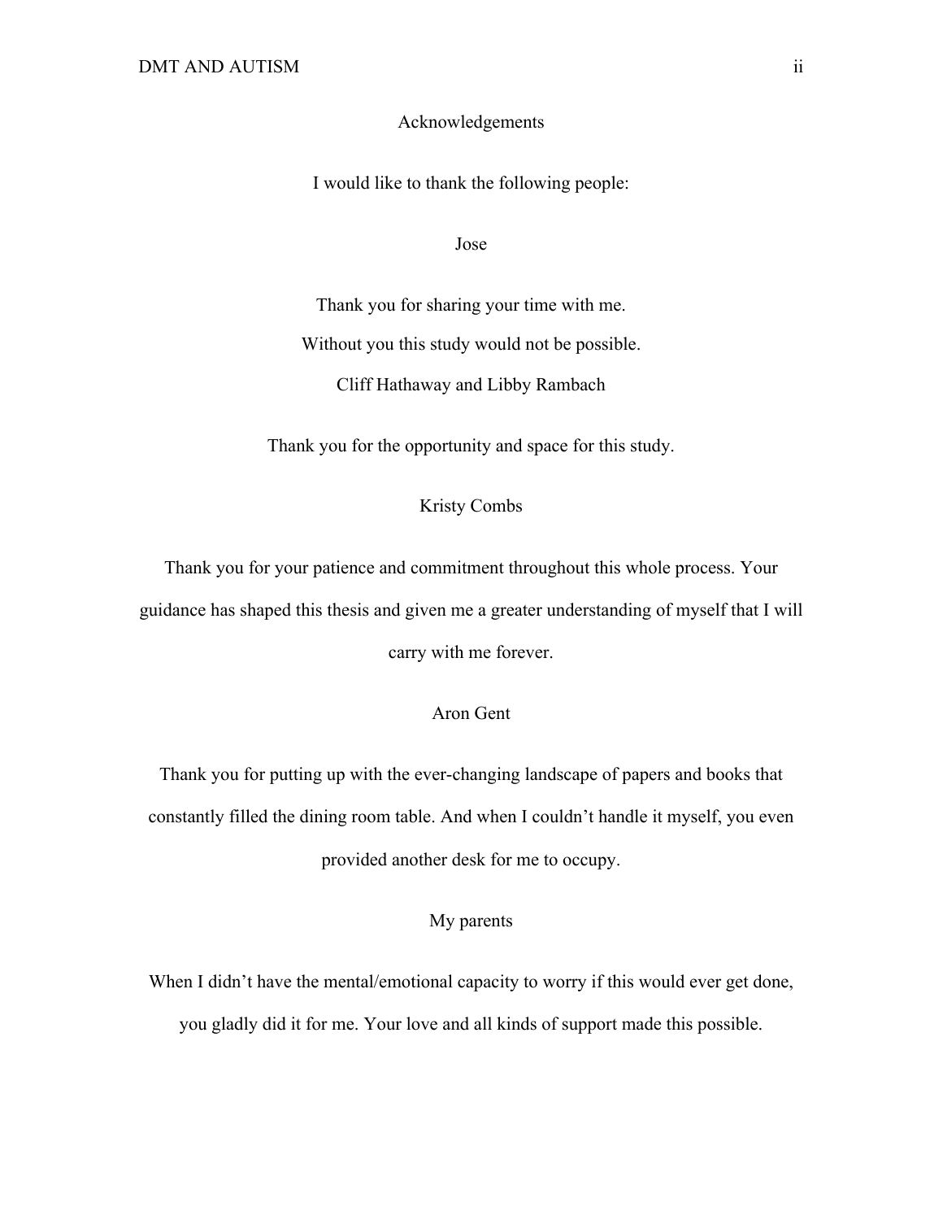# Acknowledgements

I would like to thank the following people:

Jose

Thank you for sharing your time with me.

Without you this study would not be possible.

Cliff Hathaway and Libby Rambach

Thank you for the opportunity and space for this study.

Kristy Combs

Thank you for your patience and commitment throughout this whole process. Your guidance has shaped this thesis and given me a greater understanding of myself that I will carry with me forever.

Aron Gent

Thank you for putting up with the ever-changing landscape of papers and books that constantly filled the dining room table. And when I couldn't handle it myself, you even provided another desk for me to occupy.

My parents

When I didn't have the mental/emotional capacity to worry if this would ever get done, you gladly did it for me. Your love and all kinds of support made this possible.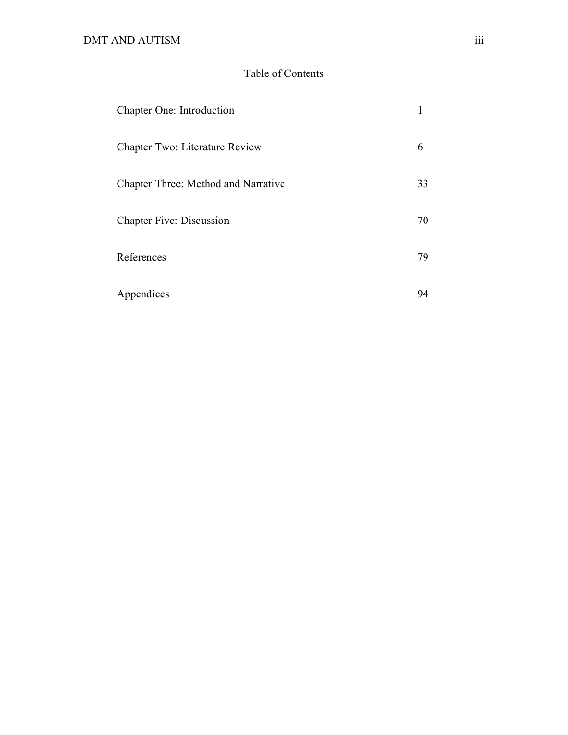# Table of Contents

| | |
|---|---|
| Chapter One: Introduction | 1 |
| Chapter Two: Literature Review | 6 |
| Chapter Three: Method and Narrative | 33 |
| Chapter Five: Discussion | 70 |
| References | 79 |
| Appendices | 94 |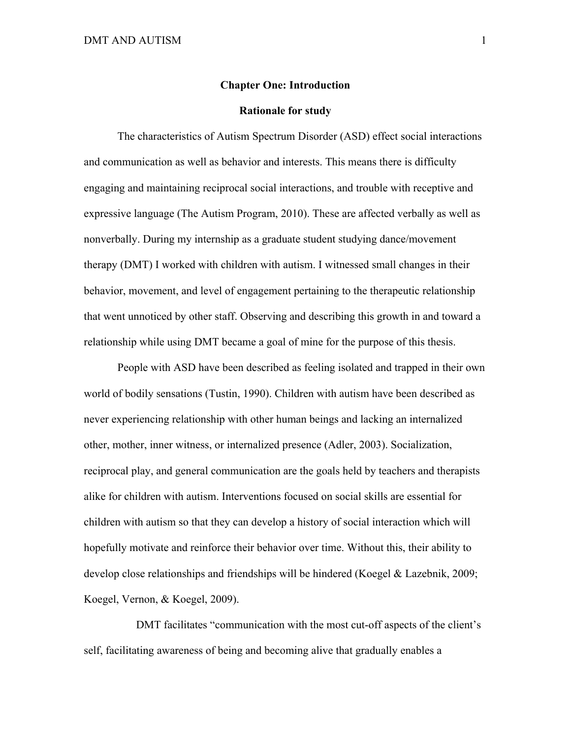# Chapter One: Introduction

## Rationale for study

The characteristics of Autism Spectrum Disorder (ASD) effect social interactions and communication as well as behavior and interests. This means there is difficulty engaging and maintaining reciprocal social interactions, and trouble with receptive and expressive language (The Autism Program, 2010). These are affected verbally as well as nonverbally. During my internship as a graduate student studying dance/movement therapy (DMT) I worked with children with autism. I witnessed small changes in their behavior, movement, and level of engagement pertaining to the therapeutic relationship that went unnoticed by other staff. Observing and describing this growth in and toward a relationship while using DMT became a goal of mine for the purpose of this thesis.

People with ASD have been described as feeling isolated and trapped in their own world of bodily sensations (Tustin, 1990). Children with autism have been described as never experiencing relationship with other human beings and lacking an internalized other, mother, inner witness, or internalized presence (Adler, 2003). Socialization, reciprocal play, and general communication are the goals held by teachers and therapists alike for children with autism. Interventions focused on social skills are essential for children with autism so that they can develop a history of social interaction which will hopefully motivate and reinforce their behavior over time. Without this, their ability to develop close relationships and friendships will be hindered (Koegel & Lazebnik, 2009; Koegel, Vernon, & Koegel, 2009).

DMT facilitates "communication with the most cut-off aspects of the client's self, facilitating awareness of being and becoming alive that gradually enables a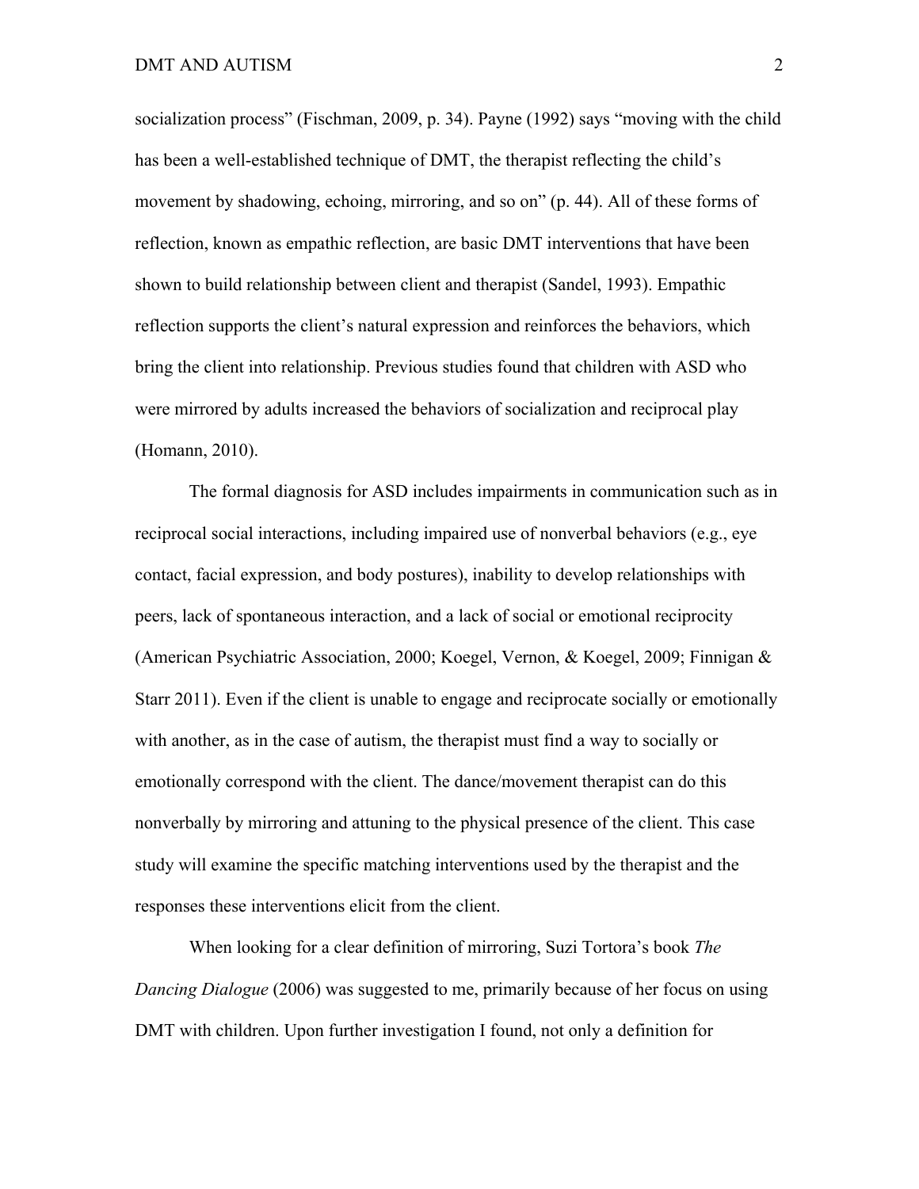socialization process" (Fischman, 2009, p. 34). Payne (1992) says "moving with the child has been a well-established technique of DMT, the therapist reflecting the child's movement by shadowing, echoing, mirroring, and so on" (p. 44). All of these forms of reflection, known as empathic reflection, are basic DMT interventions that have been shown to build relationship between client and therapist (Sandel, 1993). Empathic reflection supports the client's natural expression and reinforces the behaviors, which bring the client into relationship. Previous studies found that children with ASD who were mirrored by adults increased the behaviors of socialization and reciprocal play (Homann, 2010).

The formal diagnosis for ASD includes impairments in communication such as in reciprocal social interactions, including impaired use of nonverbal behaviors (e.g., eye contact, facial expression, and body postures), inability to develop relationships with peers, lack of spontaneous interaction, and a lack of social or emotional reciprocity (American Psychiatric Association, 2000; Koegel, Vernon, & Koegel, 2009; Finnigan & Starr 2011). Even if the client is unable to engage and reciprocate socially or emotionally with another, as in the case of autism, the therapist must find a way to socially or emotionally correspond with the client. The dance/movement therapist can do this nonverbally by mirroring and attuning to the physical presence of the client. This case study will examine the specific matching interventions used by the therapist and the responses these interventions elicit from the client.

When looking for a clear definition of mirroring, Suzi Tortora's book *The Dancing Dialogue* (2006) was suggested to me, primarily because of her focus on using DMT with children. Upon further investigation I found, not only a definition for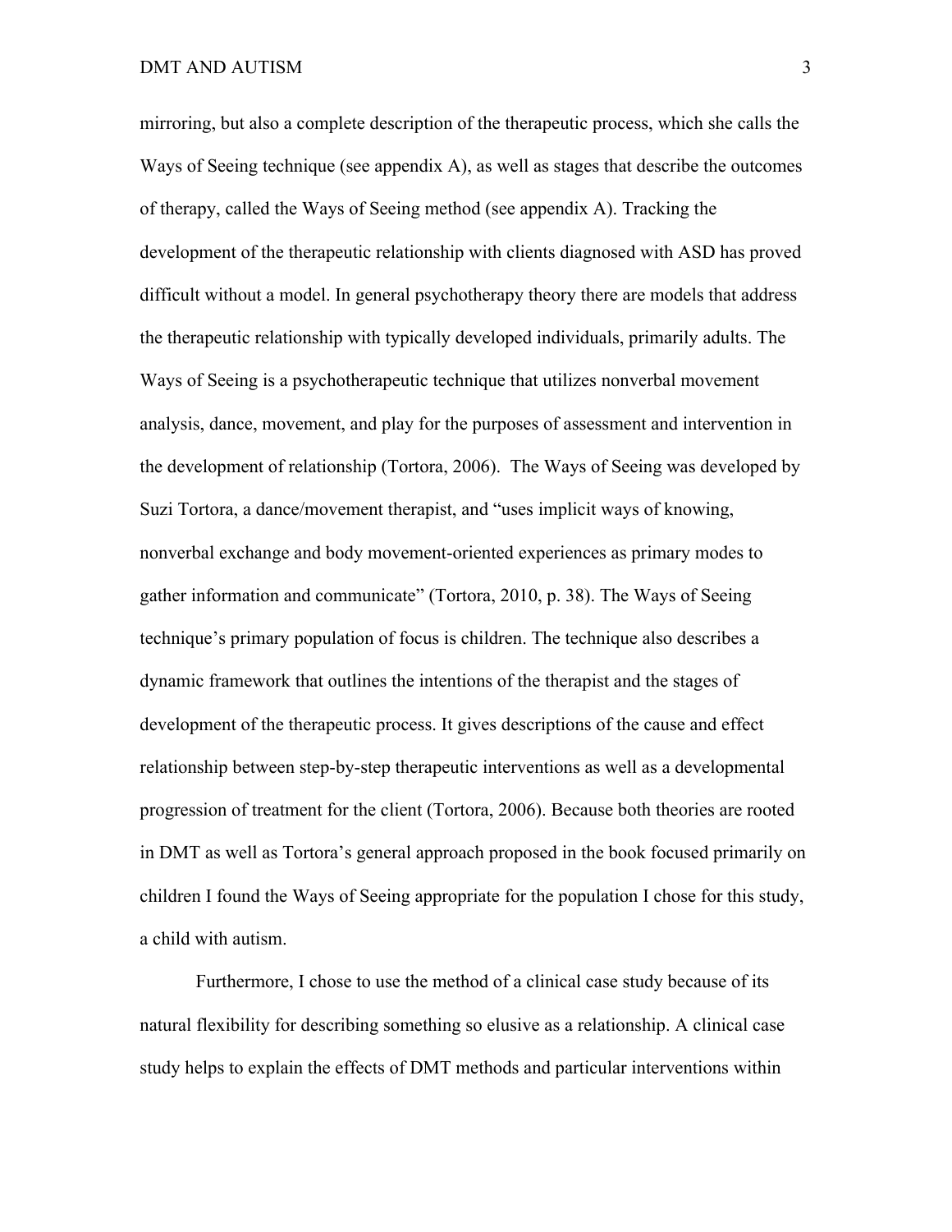mirroring, but also a complete description of the therapeutic process, which she calls the Ways of Seeing technique (see appendix A), as well as stages that describe the outcomes of therapy, called the Ways of Seeing method (see appendix A). Tracking the development of the therapeutic relationship with clients diagnosed with ASD has proved difficult without a model. In general psychotherapy theory there are models that address the therapeutic relationship with typically developed individuals, primarily adults. The Ways of Seeing is a psychotherapeutic technique that utilizes nonverbal movement analysis, dance, movement, and play for the purposes of assessment and intervention in the development of relationship (Tortora, 2006). The Ways of Seeing was developed by Suzi Tortora, a dance/movement therapist, and "uses implicit ways of knowing, nonverbal exchange and body movement-oriented experiences as primary modes to gather information and communicate" (Tortora, 2010, p. 38). The Ways of Seeing technique's primary population of focus is children. The technique also describes a dynamic framework that outlines the intentions of the therapist and the stages of development of the therapeutic process. It gives descriptions of the cause and effect relationship between step-by-step therapeutic interventions as well as a developmental progression of treatment for the client (Tortora, 2006). Because both theories are rooted in DMT as well as Tortora's general approach proposed in the book focused primarily on children I found the Ways of Seeing appropriate for the population I chose for this study, a child with autism.

Furthermore, I chose to use the method of a clinical case study because of its natural flexibility for describing something so elusive as a relationship. A clinical case study helps to explain the effects of DMT methods and particular interventions within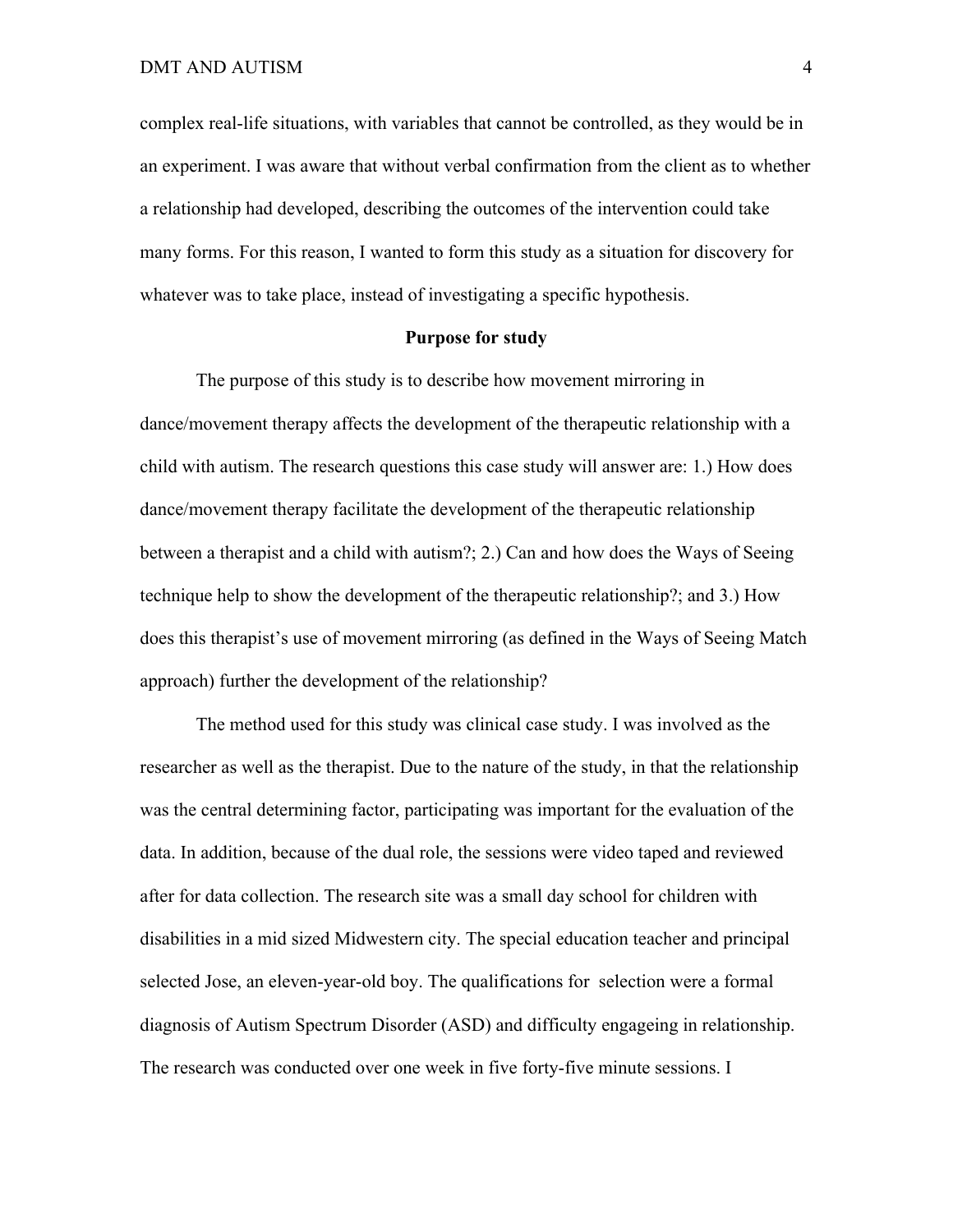complex real-life situations, with variables that cannot be controlled, as they would be in an experiment. I was aware that without verbal confirmation from the client as to whether a relationship had developed, describing the outcomes of the intervention could take many forms. For this reason, I wanted to form this study as a situation for discovery for whatever was to take place, instead of investigating a specific hypothesis.

**Purpose for study**

The purpose of this study is to describe how movement mirroring in dance/movement therapy affects the development of the therapeutic relationship with a child with autism. The research questions this case study will answer are: 1.) How does dance/movement therapy facilitate the development of the therapeutic relationship between a therapist and a child with autism?; 2.) Can and how does the Ways of Seeing technique help to show the development of the therapeutic relationship?; and 3.) How does this therapist's use of movement mirroring (as defined in the Ways of Seeing Match approach) further the development of the relationship?

The method used for this study was clinical case study. I was involved as the researcher as well as the therapist. Due to the nature of the study, in that the relationship was the central determining factor, participating was important for the evaluation of the data. In addition, because of the dual role, the sessions were video taped and reviewed after for data collection. The research site was a small day school for children with disabilities in a mid sized Midwestern city. The special education teacher and principal selected Jose, an eleven-year-old boy. The qualifications for selection were a formal diagnosis of Autism Spectrum Disorder (ASD) and difficulty engageing in relationship. The research was conducted over one week in five forty-five minute sessions. I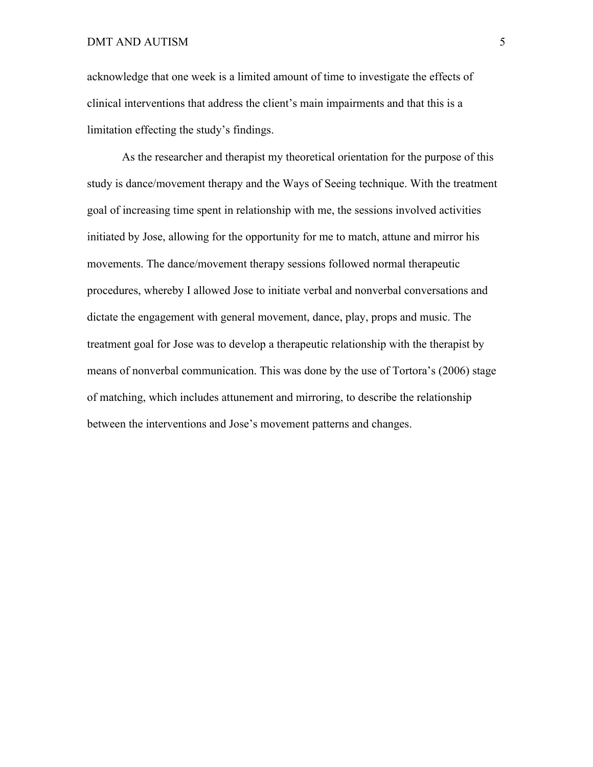acknowledge that one week is a limited amount of time to investigate the effects of clinical interventions that address the client's main impairments and that this is a limitation effecting the study's findings.

As the researcher and therapist my theoretical orientation for the purpose of this study is dance/movement therapy and the Ways of Seeing technique. With the treatment goal of increasing time spent in relationship with me, the sessions involved activities initiated by Jose, allowing for the opportunity for me to match, attune and mirror his movements. The dance/movement therapy sessions followed normal therapeutic procedures, whereby I allowed Jose to initiate verbal and nonverbal conversations and dictate the engagement with general movement, dance, play, props and music. The treatment goal for Jose was to develop a therapeutic relationship with the therapist by means of nonverbal communication. This was done by the use of Tortora's (2006) stage of matching, which includes attunement and mirroring, to describe the relationship between the interventions and Jose's movement patterns and changes.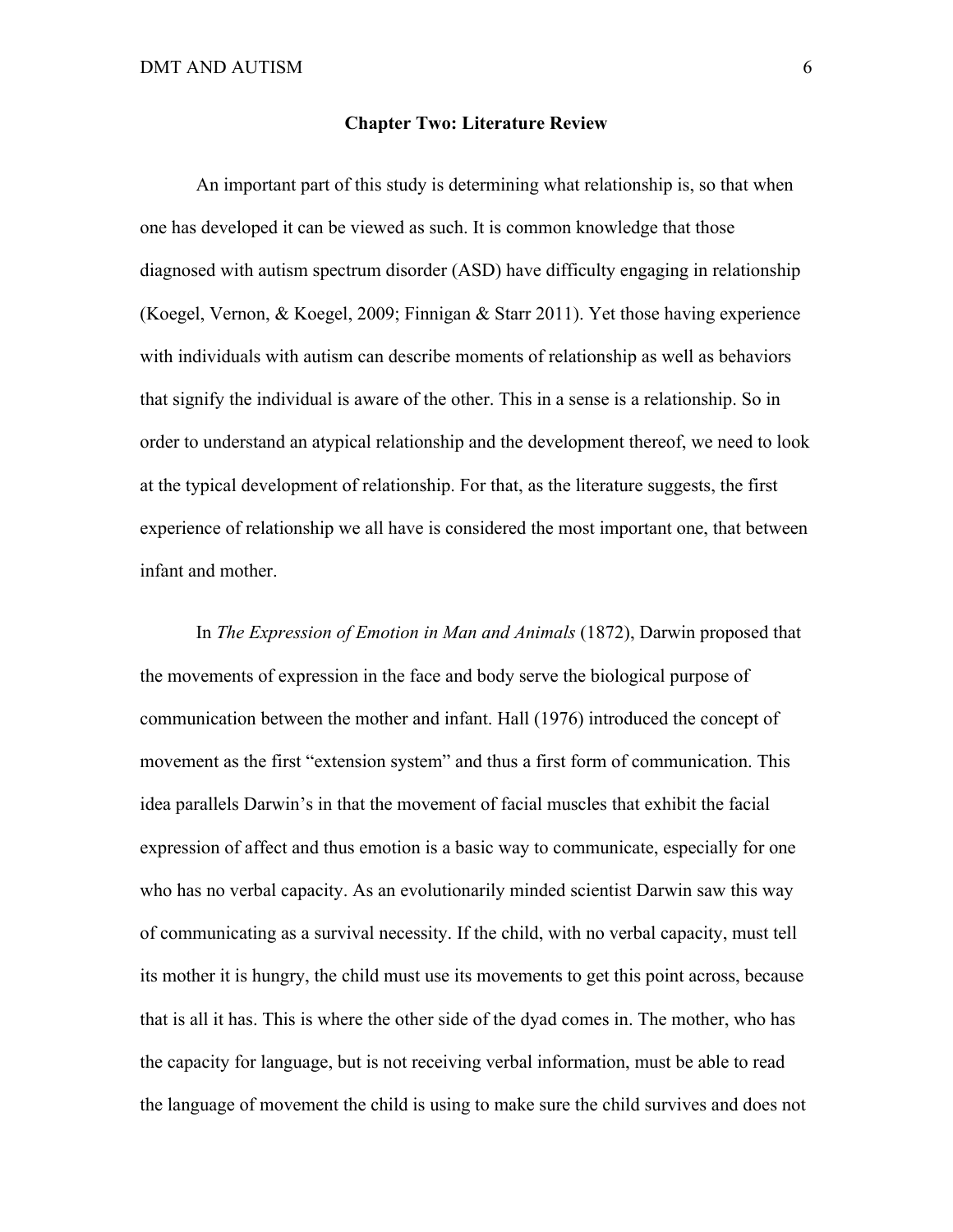## Chapter Two: Literature Review

An important part of this study is determining what relationship is, so that when one has developed it can be viewed as such. It is common knowledge that those diagnosed with autism spectrum disorder (ASD) have difficulty engaging in relationship (Koegel, Vernon, & Koegel, 2009; Finnigan & Starr 2011). Yet those having experience with individuals with autism can describe moments of relationship as well as behaviors that signify the individual is aware of the other. This in a sense is a relationship. So in order to understand an atypical relationship and the development thereof, we need to look at the typical development of relationship. For that, as the literature suggests, the first experience of relationship we all have is considered the most important one, that between infant and mother.

In *The Expression of Emotion in Man and Animals* (1872), Darwin proposed that the movements of expression in the face and body serve the biological purpose of communication between the mother and infant. Hall (1976) introduced the concept of movement as the first "extension system" and thus a first form of communication. This idea parallels Darwin's in that the movement of facial muscles that exhibit the facial expression of affect and thus emotion is a basic way to communicate, especially for one who has no verbal capacity. As an evolutionarily minded scientist Darwin saw this way of communicating as a survival necessity. If the child, with no verbal capacity, must tell its mother it is hungry, the child must use its movements to get this point across, because that is all it has. This is where the other side of the dyad comes in. The mother, who has the capacity for language, but is not receiving verbal information, must be able to read the language of movement the child is using to make sure the child survives and does not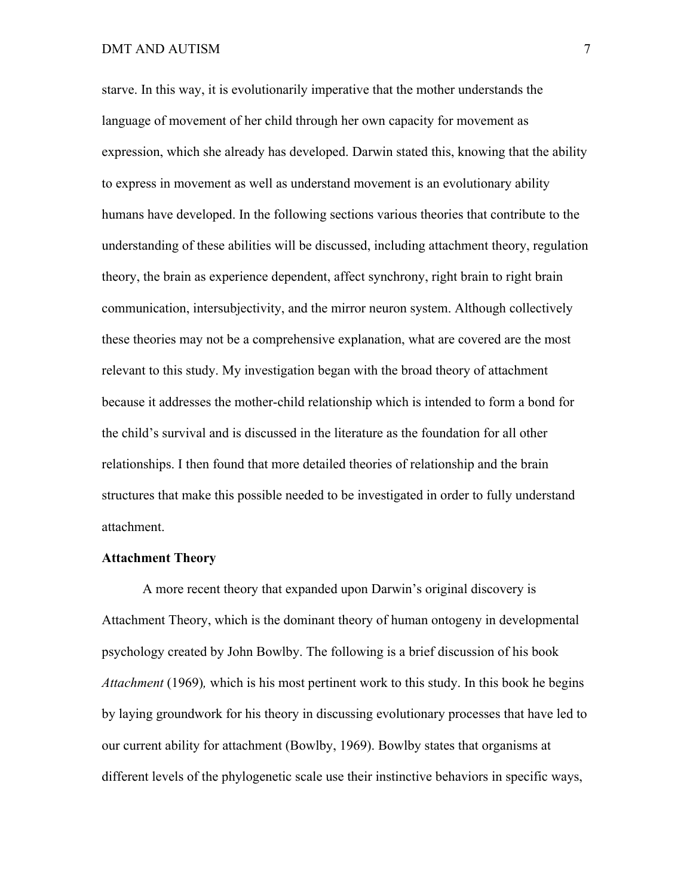starve. In this way, it is evolutionarily imperative that the mother understands the language of movement of her child through her own capacity for movement as expression, which she already has developed. Darwin stated this, knowing that the ability to express in movement as well as understand movement is an evolutionary ability humans have developed. In the following sections various theories that contribute to the understanding of these abilities will be discussed, including attachment theory, regulation theory, the brain as experience dependent, affect synchrony, right brain to right brain communication, intersubjectivity, and the mirror neuron system. Although collectively these theories may not be a comprehensive explanation, what are covered are the most relevant to this study. My investigation began with the broad theory of attachment because it addresses the mother-child relationship which is intended to form a bond for the child's survival and is discussed in the literature as the foundation for all other relationships. I then found that more detailed theories of relationship and the brain structures that make this possible needed to be investigated in order to fully understand attachment.

**Attachment Theory**

A more recent theory that expanded upon Darwin's original discovery is Attachment Theory, which is the dominant theory of human ontogeny in developmental psychology created by John Bowlby. The following is a brief discussion of his book *Attachment* (1969), which is his most pertinent work to this study. In this book he begins by laying groundwork for his theory in discussing evolutionary processes that have led to our current ability for attachment (Bowlby, 1969). Bowlby states that organisms at different levels of the phylogenetic scale use their instinctive behaviors in specific ways,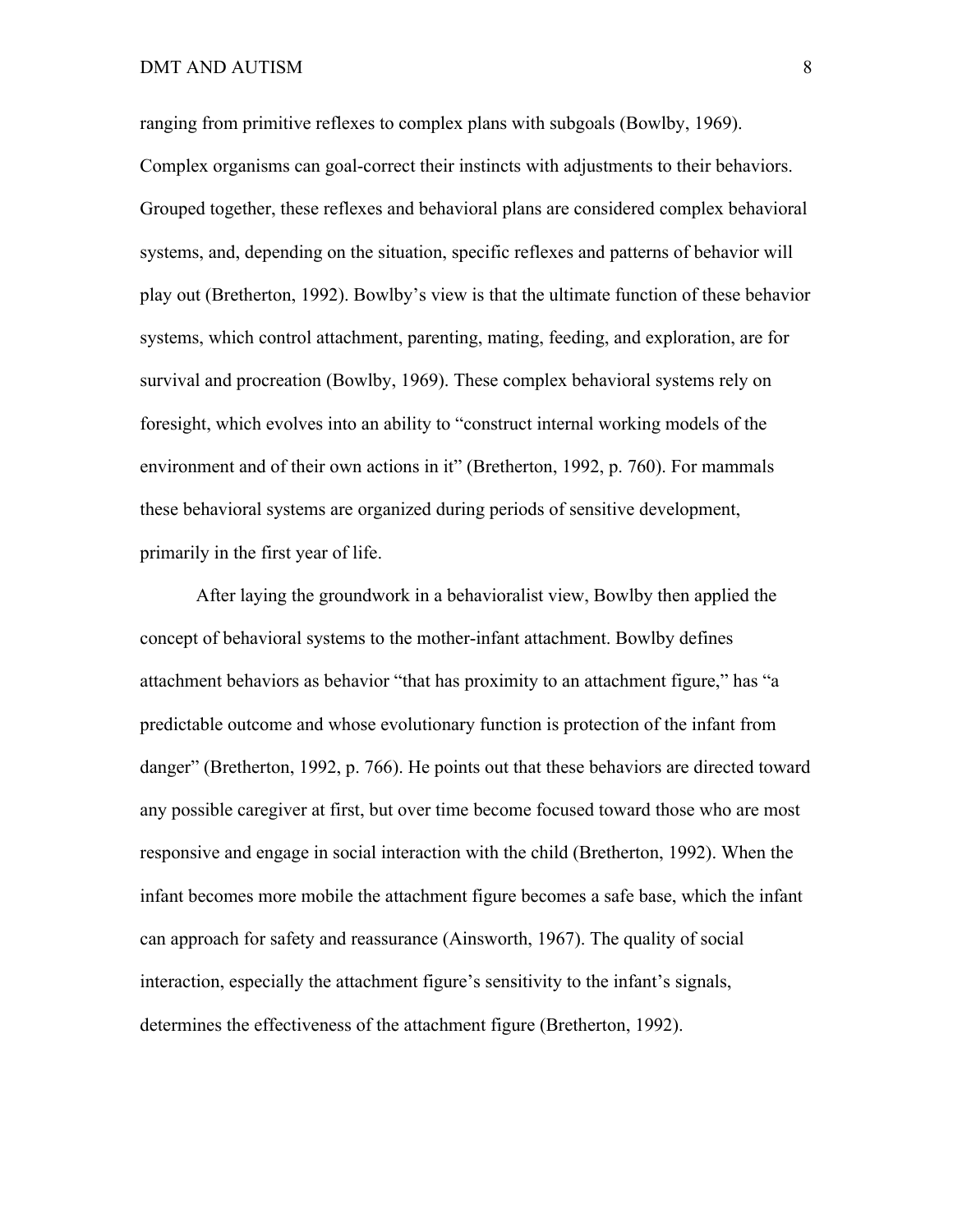ranging from primitive reflexes to complex plans with subgoals (Bowlby, 1969). Complex organisms can goal-correct their instincts with adjustments to their behaviors. Grouped together, these reflexes and behavioral plans are considered complex behavioral systems, and, depending on the situation, specific reflexes and patterns of behavior will play out (Bretherton, 1992). Bowlby's view is that the ultimate function of these behavior systems, which control attachment, parenting, mating, feeding, and exploration, are for survival and procreation (Bowlby, 1969). These complex behavioral systems rely on foresight, which evolves into an ability to "construct internal working models of the environment and of their own actions in it" (Bretherton, 1992, p. 760). For mammals these behavioral systems are organized during periods of sensitive development, primarily in the first year of life.

After laying the groundwork in a behavioralist view, Bowlby then applied the concept of behavioral systems to the mother-infant attachment. Bowlby defines attachment behaviors as behavior "that has proximity to an attachment figure," has "a predictable outcome and whose evolutionary function is protection of the infant from danger" (Bretherton, 1992, p. 766). He points out that these behaviors are directed toward any possible caregiver at first, but over time become focused toward those who are most responsive and engage in social interaction with the child (Bretherton, 1992). When the infant becomes more mobile the attachment figure becomes a safe base, which the infant can approach for safety and reassurance (Ainsworth, 1967). The quality of social interaction, especially the attachment figure's sensitivity to the infant's signals, determines the effectiveness of the attachment figure (Bretherton, 1992).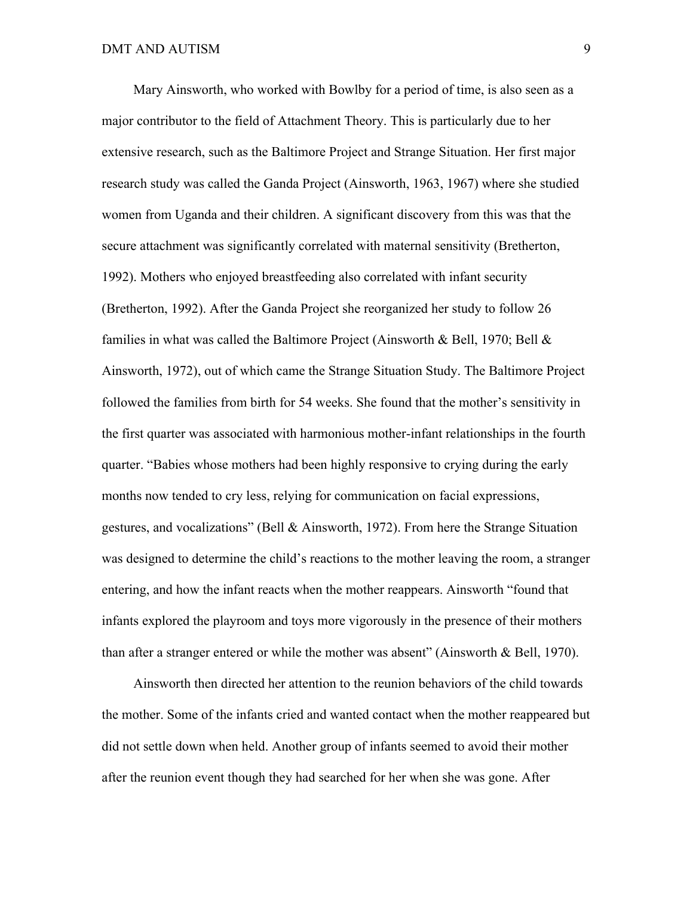Mary Ainsworth, who worked with Bowlby for a period of time, is also seen as a major contributor to the field of Attachment Theory. This is particularly due to her extensive research, such as the Baltimore Project and Strange Situation. Her first major research study was called the Ganda Project (Ainsworth, 1963, 1967) where she studied women from Uganda and their children. A significant discovery from this was that the secure attachment was significantly correlated with maternal sensitivity (Bretherton, 1992). Mothers who enjoyed breastfeeding also correlated with infant security (Bretherton, 1992). After the Ganda Project she reorganized her study to follow 26 families in what was called the Baltimore Project (Ainsworth & Bell, 1970; Bell & Ainsworth, 1972), out of which came the Strange Situation Study. The Baltimore Project followed the families from birth for 54 weeks. She found that the mother's sensitivity in the first quarter was associated with harmonious mother-infant relationships in the fourth quarter. "Babies whose mothers had been highly responsive to crying during the early months now tended to cry less, relying for communication on facial expressions, gestures, and vocalizations" (Bell & Ainsworth, 1972). From here the Strange Situation was designed to determine the child's reactions to the mother leaving the room, a stranger entering, and how the infant reacts when the mother reappears. Ainsworth "found that infants explored the playroom and toys more vigorously in the presence of their mothers than after a stranger entered or while the mother was absent" (Ainsworth & Bell, 1970).

Ainsworth then directed her attention to the reunion behaviors of the child towards the mother. Some of the infants cried and wanted contact when the mother reappeared but did not settle down when held. Another group of infants seemed to avoid their mother after the reunion event though they had searched for her when she was gone. After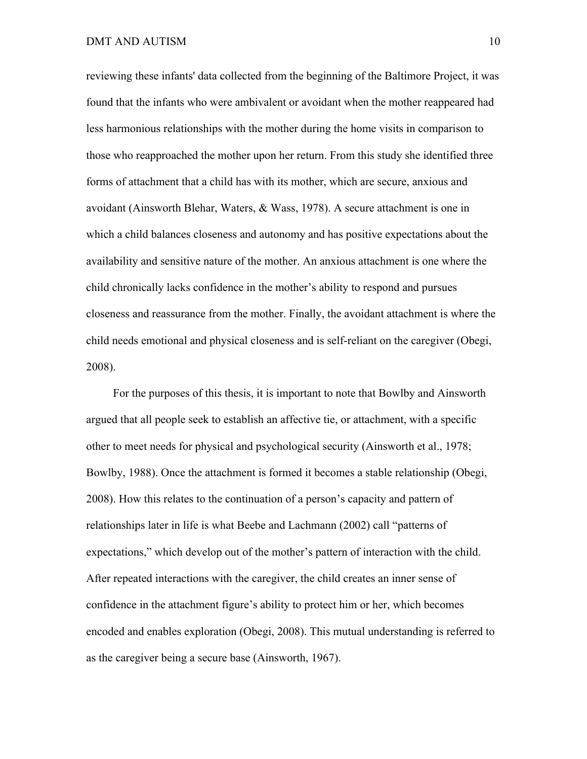reviewing these infants' data collected from the beginning of the Baltimore Project, it was found that the infants who were ambivalent or avoidant when the mother reappeared had less harmonious relationships with the mother during the home visits in comparison to those who reapproached the mother upon her return. From this study she identified three forms of attachment that a child has with its mother, which are secure, anxious and avoidant (Ainsworth Blehar, Waters, & Wass, 1978). A secure attachment is one in which a child balances closeness and autonomy and has positive expectations about the availability and sensitive nature of the mother. An anxious attachment is one where the child chronically lacks confidence in the mother's ability to respond and pursues closeness and reassurance from the mother. Finally, the avoidant attachment is where the child needs emotional and physical closeness and is self-reliant on the caregiver (Obegi, 2008).

For the purposes of this thesis, it is important to note that Bowlby and Ainsworth argued that all people seek to establish an affective tie, or attachment, with a specific other to meet needs for physical and psychological security (Ainsworth et al., 1978; Bowlby, 1988). Once the attachment is formed it becomes a stable relationship (Obegi, 2008). How this relates to the continuation of a person's capacity and pattern of relationships later in life is what Beebe and Lachmann (2002) call "patterns of expectations," which develop out of the mother's pattern of interaction with the child. After repeated interactions with the caregiver, the child creates an inner sense of confidence in the attachment figure's ability to protect him or her, which becomes encoded and enables exploration (Obegi, 2008). This mutual understanding is referred to as the caregiver being a secure base (Ainsworth, 1967).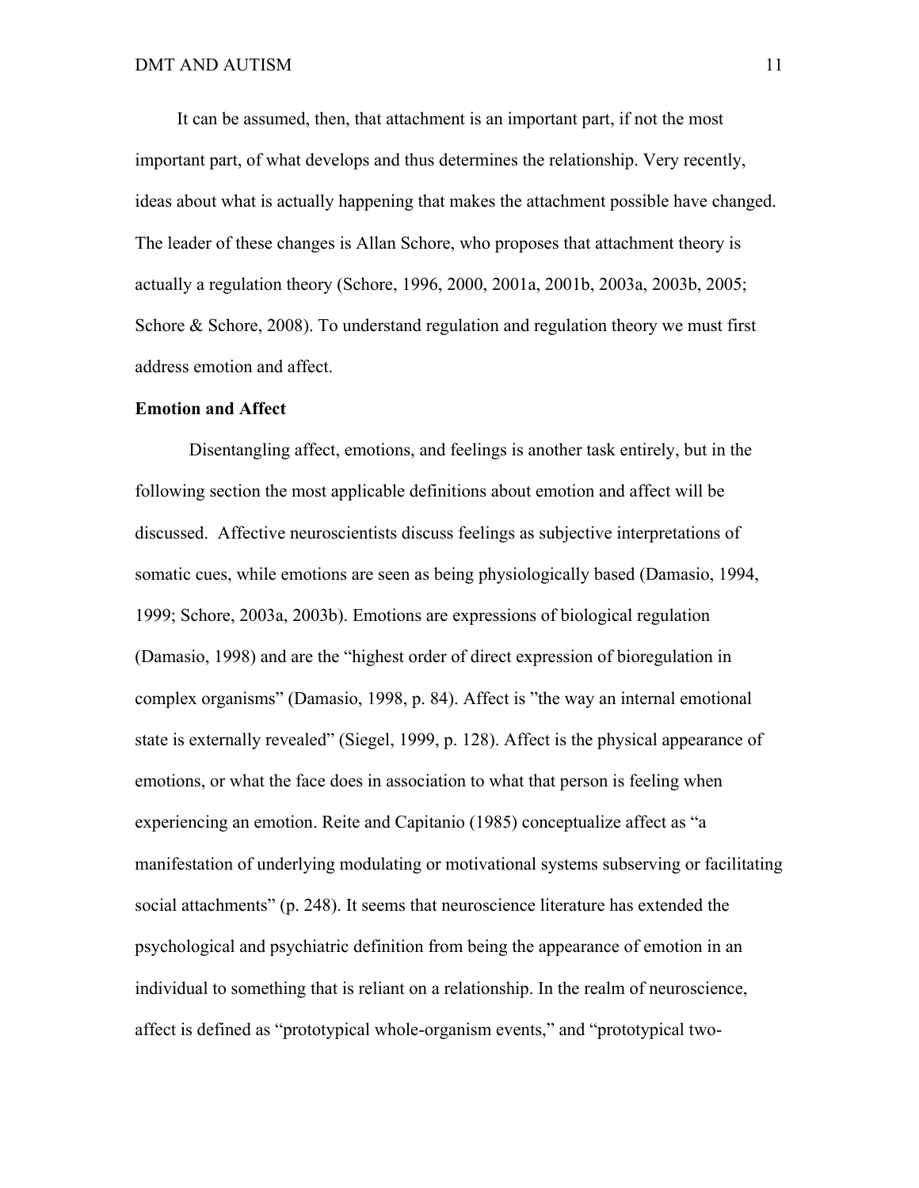It can be assumed, then, that attachment is an important part, if not the most important part, of what develops and thus determines the relationship. Very recently, ideas about what is actually happening that makes the attachment possible have changed. The leader of these changes is Allan Schore, who proposes that attachment theory is actually a regulation theory (Schore, 1996, 2000, 2001a, 2001b, 2003a, 2003b, 2005; Schore & Schore, 2008). To understand regulation and regulation theory we must first address emotion and affect.

**Emotion and Affect**

Disentangling affect, emotions, and feelings is another task entirely, but in the following section the most applicable definitions about emotion and affect will be discussed. Affective neuroscientists discuss feelings as subjective interpretations of somatic cues, while emotions are seen as being physiologically based (Damasio, 1994, 1999; Schore, 2003a, 2003b). Emotions are expressions of biological regulation (Damasio, 1998) and are the "highest order of direct expression of bioregulation in complex organisms" (Damasio, 1998, p. 84). Affect is "the way an internal emotional state is externally revealed" (Siegel, 1999, p. 128). Affect is the physical appearance of emotions, or what the face does in association to what that person is feeling when experiencing an emotion. Reite and Capitanio (1985) conceptualize affect as "a manifestation of underlying modulating or motivational systems subserving or facilitating social attachments" (p. 248). It seems that neuroscience literature has extended the psychological and psychiatric definition from being the appearance of emotion in an individual to something that is reliant on a relationship. In the realm of neuroscience, affect is defined as "prototypical whole-organism events," and "prototypical two-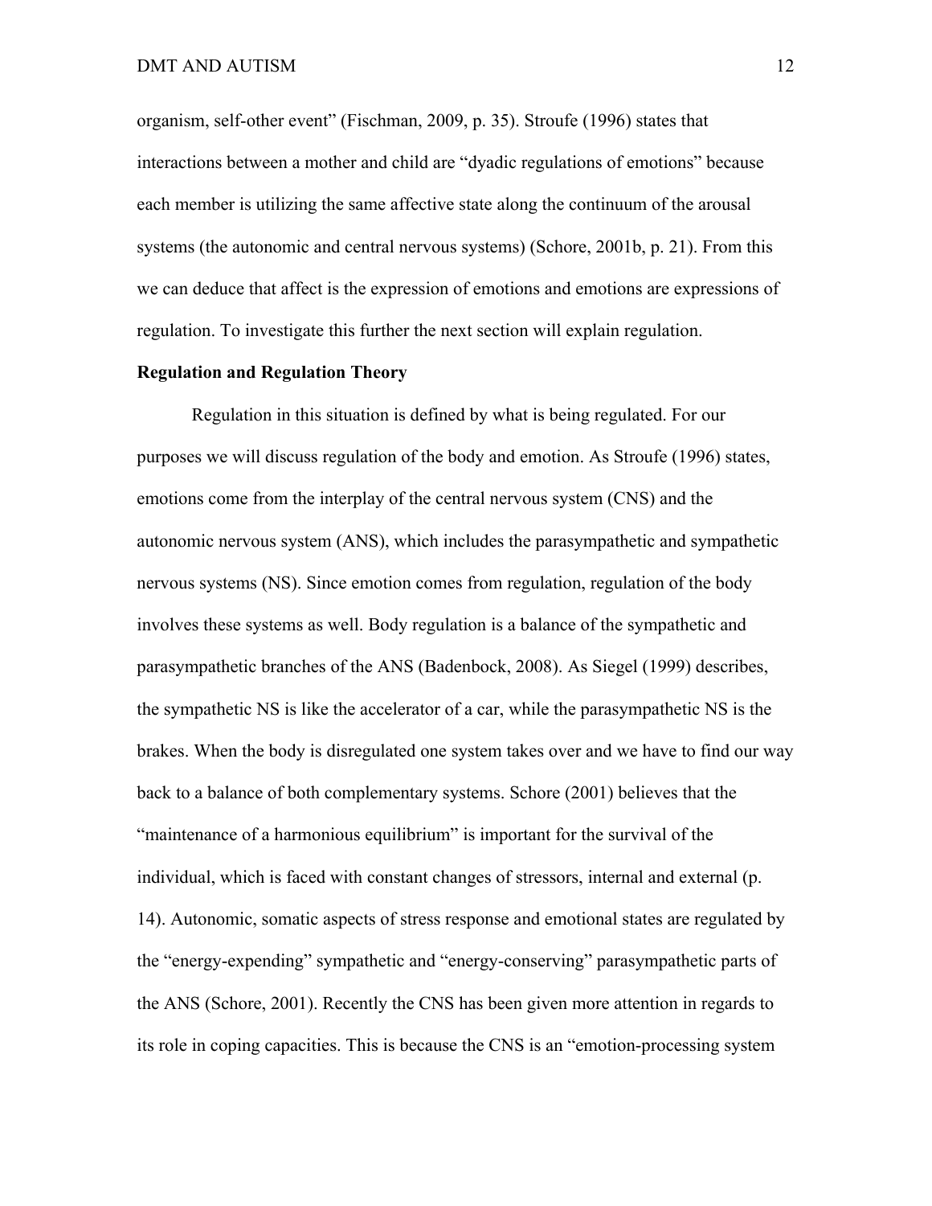organism, self-other event" (Fischman, 2009, p. 35). Stroufe (1996) states that interactions between a mother and child are "dyadic regulations of emotions" because each member is utilizing the same affective state along the continuum of the arousal systems (the autonomic and central nervous systems) (Schore, 2001b, p. 21). From this we can deduce that affect is the expression of emotions and emotions are expressions of regulation. To investigate this further the next section will explain regulation.

**Regulation and Regulation Theory**

Regulation in this situation is defined by what is being regulated. For our purposes we will discuss regulation of the body and emotion. As Stroufe (1996) states, emotions come from the interplay of the central nervous system (CNS) and the autonomic nervous system (ANS), which includes the parasympathetic and sympathetic nervous systems (NS). Since emotion comes from regulation, regulation of the body involves these systems as well. Body regulation is a balance of the sympathetic and parasympathetic branches of the ANS (Badenbock, 2008). As Siegel (1999) describes, the sympathetic NS is like the accelerator of a car, while the parasympathetic NS is the brakes. When the body is disregulated one system takes over and we have to find our way back to a balance of both complementary systems. Schore (2001) believes that the "maintenance of a harmonious equilibrium" is important for the survival of the individual, which is faced with constant changes of stressors, internal and external (p. 14). Autonomic, somatic aspects of stress response and emotional states are regulated by the "energy-expending" sympathetic and "energy-conserving" parasympathetic parts of the ANS (Schore, 2001). Recently the CNS has been given more attention in regards to its role in coping capacities. This is because the CNS is an "emotion-processing system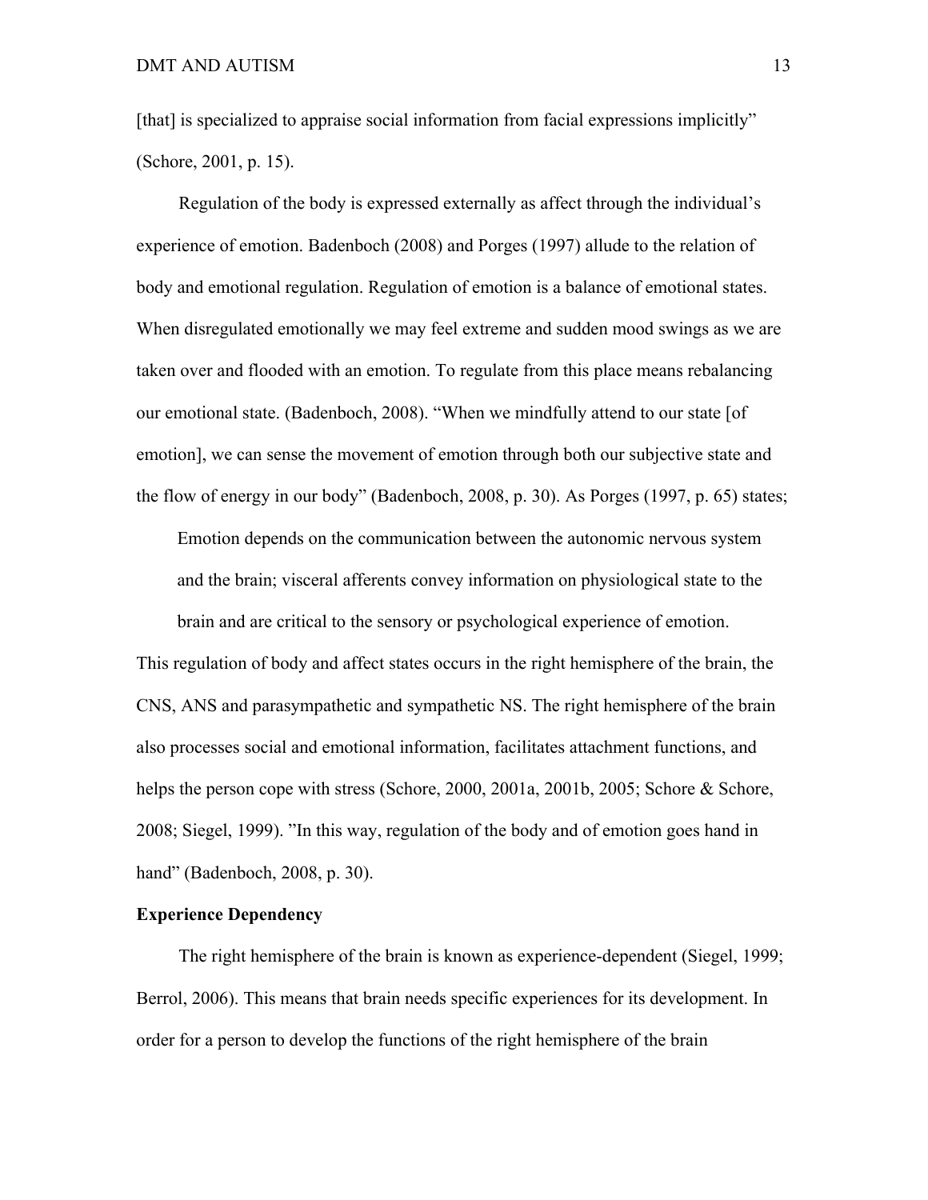[that] is specialized to appraise social information from facial expressions implicitly" (Schore, 2001, p. 15).

Regulation of the body is expressed externally as affect through the individual's experience of emotion. Badenboch (2008) and Porges (1997) allude to the relation of body and emotional regulation. Regulation of emotion is a balance of emotional states. When disregulated emotionally we may feel extreme and sudden mood swings as we are taken over and flooded with an emotion. To regulate from this place means rebalancing our emotional state. (Badenboch, 2008). "When we mindfully attend to our state [of emotion], we can sense the movement of emotion through both our subjective state and the flow of energy in our body" (Badenboch, 2008, p. 30). As Porges (1997, p. 65) states;

> Emotion depends on the communication between the autonomic nervous system and the brain; visceral afferents convey information on physiological state to the brain and are critical to the sensory or psychological experience of emotion.

This regulation of body and affect states occurs in the right hemisphere of the brain, the CNS, ANS and parasympathetic and sympathetic NS. The right hemisphere of the brain also processes social and emotional information, facilitates attachment functions, and helps the person cope with stress (Schore, 2000, 2001a, 2001b, 2005; Schore & Schore, 2008; Siegel, 1999). "In this way, regulation of the body and of emotion goes hand in hand" (Badenboch, 2008, p. 30).

**Experience Dependency**

The right hemisphere of the brain is known as experience-dependent (Siegel, 1999; Berrol, 2006). This means that brain needs specific experiences for its development. In order for a person to develop the functions of the right hemisphere of the brain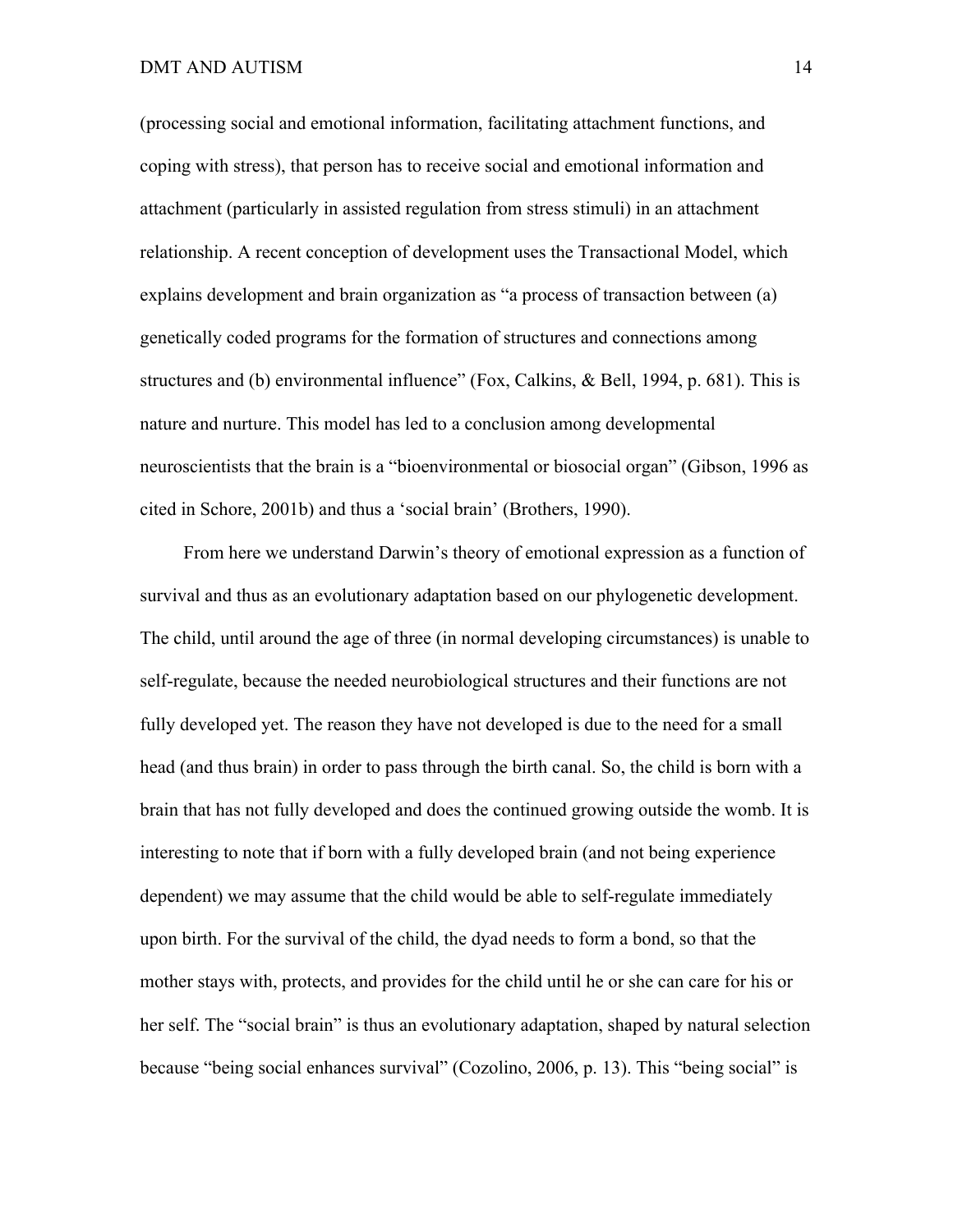(processing social and emotional information, facilitating attachment functions, and coping with stress), that person has to receive social and emotional information and attachment (particularly in assisted regulation from stress stimuli) in an attachment relationship. A recent conception of development uses the Transactional Model, which explains development and brain organization as "a process of transaction between (a) genetically coded programs for the formation of structures and connections among structures and (b) environmental influence" (Fox, Calkins, & Bell, 1994, p. 681). This is nature and nurture. This model has led to a conclusion among developmental neuroscientists that the brain is a "bioenvironmental or biosocial organ" (Gibson, 1996 as cited in Schore, 2001b) and thus a 'social brain' (Brothers, 1990).

From here we understand Darwin's theory of emotional expression as a function of survival and thus as an evolutionary adaptation based on our phylogenetic development. The child, until around the age of three (in normal developing circumstances) is unable to self-regulate, because the needed neurobiological structures and their functions are not fully developed yet. The reason they have not developed is due to the need for a small head (and thus brain) in order to pass through the birth canal. So, the child is born with a brain that has not fully developed and does the continued growing outside the womb. It is interesting to note that if born with a fully developed brain (and not being experience dependent) we may assume that the child would be able to self-regulate immediately upon birth. For the survival of the child, the dyad needs to form a bond, so that the mother stays with, protects, and provides for the child until he or she can care for his or her self. The "social brain" is thus an evolutionary adaptation, shaped by natural selection because "being social enhances survival" (Cozolino, 2006, p. 13). This "being social" is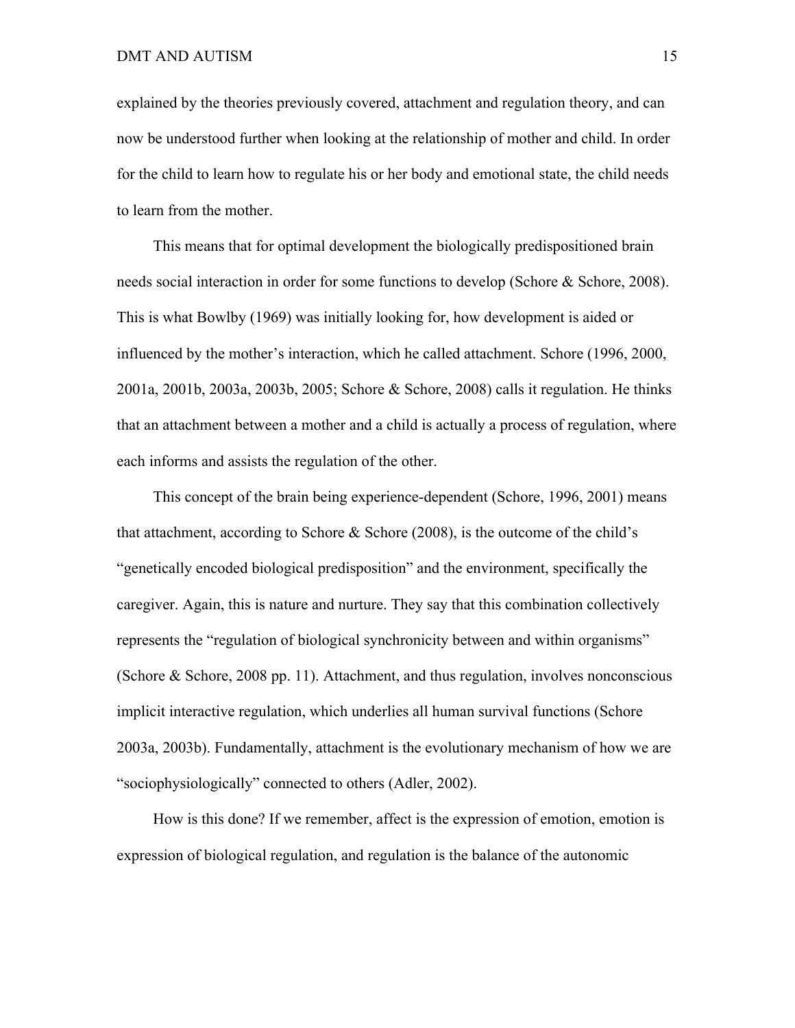explained by the theories previously covered, attachment and regulation theory, and can now be understood further when looking at the relationship of mother and child. In order for the child to learn how to regulate his or her body and emotional state, the child needs to learn from the mother.

This means that for optimal development the biologically predispositioned brain needs social interaction in order for some functions to develop (Schore & Schore, 2008). This is what Bowlby (1969) was initially looking for, how development is aided or influenced by the mother's interaction, which he called attachment. Schore (1996, 2000, 2001a, 2001b, 2003a, 2003b, 2005; Schore & Schore, 2008) calls it regulation. He thinks that an attachment between a mother and a child is actually a process of regulation, where each informs and assists the regulation of the other.

This concept of the brain being experience-dependent (Schore, 1996, 2001) means that attachment, according to Schore & Schore (2008), is the outcome of the child's "genetically encoded biological predisposition" and the environment, specifically the caregiver. Again, this is nature and nurture. They say that this combination collectively represents the "regulation of biological synchronicity between and within organisms" (Schore & Schore, 2008 pp. 11). Attachment, and thus regulation, involves nonconscious implicit interactive regulation, which underlies all human survival functions (Schore 2003a, 2003b). Fundamentally, attachment is the evolutionary mechanism of how we are "sociophysiologically" connected to others (Adler, 2002).

How is this done? If we remember, affect is the expression of emotion, emotion is expression of biological regulation, and regulation is the balance of the autonomic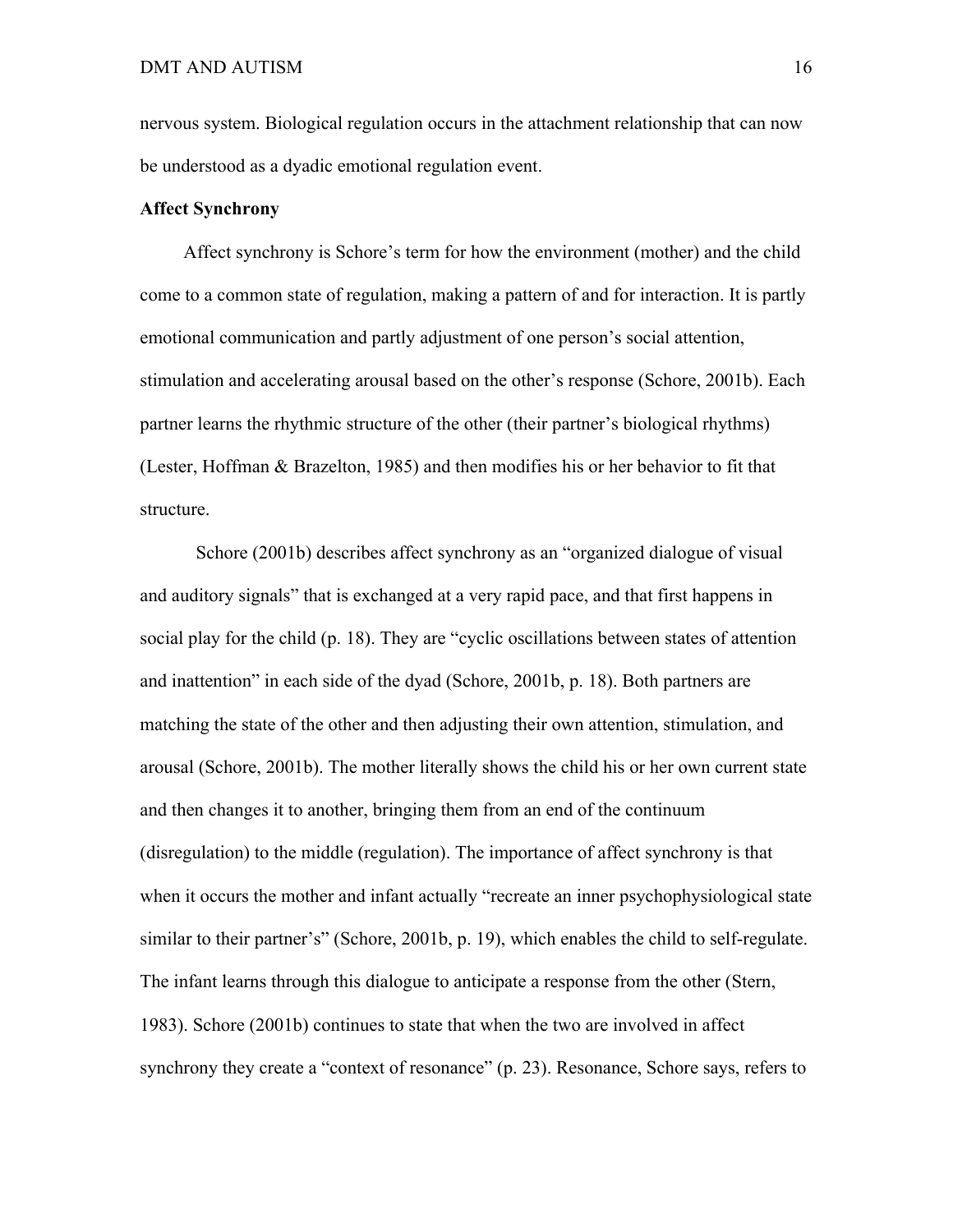nervous system. Biological regulation occurs in the attachment relationship that can now be understood as a dyadic emotional regulation event.

**Affect Synchrony**

Affect synchrony is Schore's term for how the environment (mother) and the child come to a common state of regulation, making a pattern of and for interaction. It is partly emotional communication and partly adjustment of one person's social attention, stimulation and accelerating arousal based on the other's response (Schore, 2001b). Each partner learns the rhythmic structure of the other (their partner's biological rhythms) (Lester, Hoffman & Brazelton, 1985) and then modifies his or her behavior to fit that structure.

Schore (2001b) describes affect synchrony as an "organized dialogue of visual and auditory signals" that is exchanged at a very rapid pace, and that first happens in social play for the child (p. 18). They are "cyclic oscillations between states of attention and inattention" in each side of the dyad (Schore, 2001b, p. 18). Both partners are matching the state of the other and then adjusting their own attention, stimulation, and arousal (Schore, 2001b). The mother literally shows the child his or her own current state and then changes it to another, bringing them from an end of the continuum (disregulation) to the middle (regulation). The importance of affect synchrony is that when it occurs the mother and infant actually "recreate an inner psychophysiological state similar to their partner's" (Schore, 2001b, p. 19), which enables the child to self-regulate. The infant learns through this dialogue to anticipate a response from the other (Stern, 1983). Schore (2001b) continues to state that when the two are involved in affect synchrony they create a "context of resonance" (p. 23). Resonance, Schore says, refers to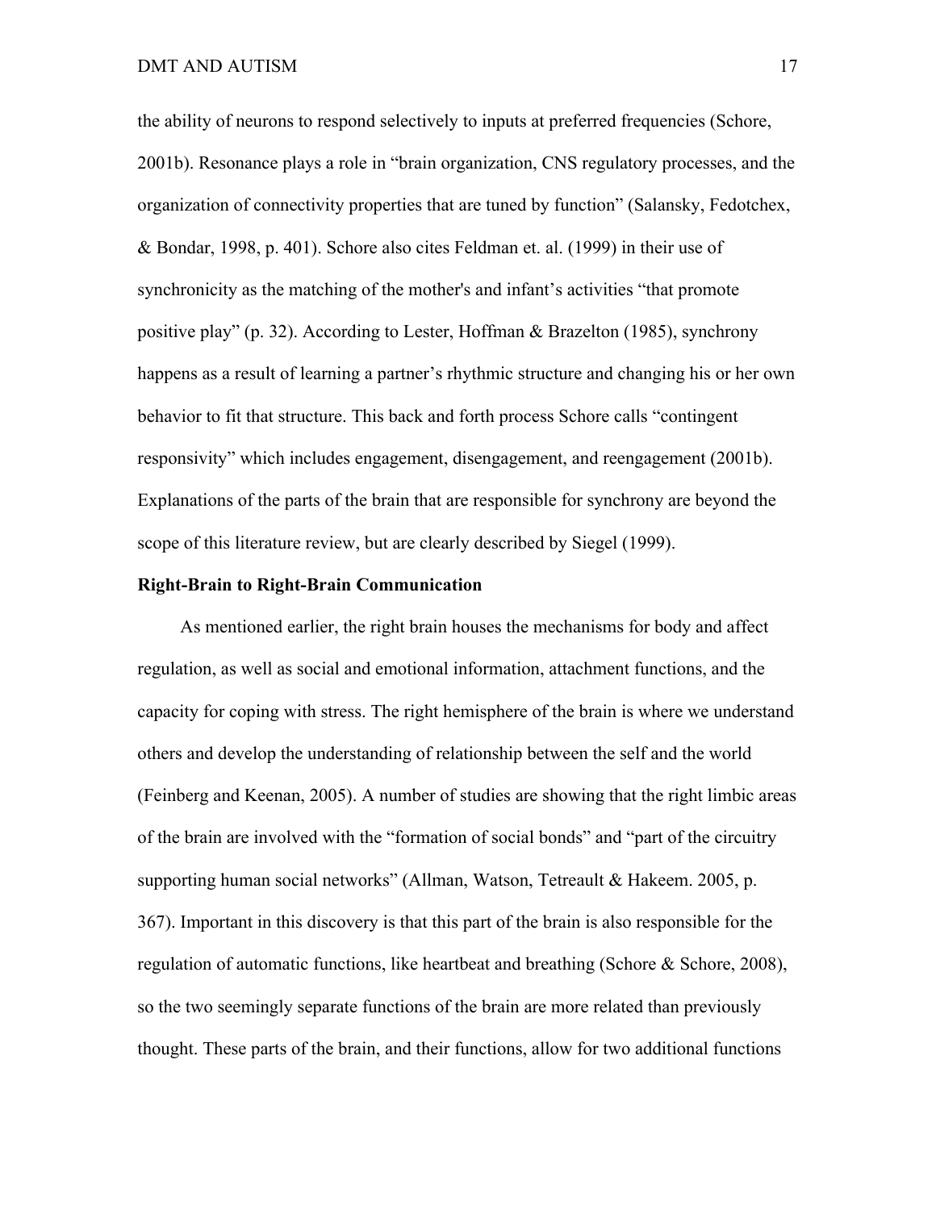the ability of neurons to respond selectively to inputs at preferred frequencies (Schore, 2001b). Resonance plays a role in "brain organization, CNS regulatory processes, and the organization of connectivity properties that are tuned by function" (Salansky, Fedotchex, & Bondar, 1998, p. 401). Schore also cites Feldman et. al. (1999) in their use of synchronicity as the matching of the mother's and infant's activities "that promote positive play" (p. 32). According to Lester, Hoffman & Brazelton (1985), synchrony happens as a result of learning a partner's rhythmic structure and changing his or her own behavior to fit that structure. This back and forth process Schore calls "contingent responsivity" which includes engagement, disengagement, and reengagement (2001b). Explanations of the parts of the brain that are responsible for synchrony are beyond the scope of this literature review, but are clearly described by Siegel (1999).

**Right-Brain to Right-Brain Communication**

As mentioned earlier, the right brain houses the mechanisms for body and affect regulation, as well as social and emotional information, attachment functions, and the capacity for coping with stress. The right hemisphere of the brain is where we understand others and develop the understanding of relationship between the self and the world (Feinberg and Keenan, 2005). A number of studies are showing that the right limbic areas of the brain are involved with the "formation of social bonds" and "part of the circuitry supporting human social networks" (Allman, Watson, Tetreault & Hakeem. 2005, p. 367). Important in this discovery is that this part of the brain is also responsible for the regulation of automatic functions, like heartbeat and breathing (Schore & Schore, 2008), so the two seemingly separate functions of the brain are more related than previously thought. These parts of the brain, and their functions, allow for two additional functions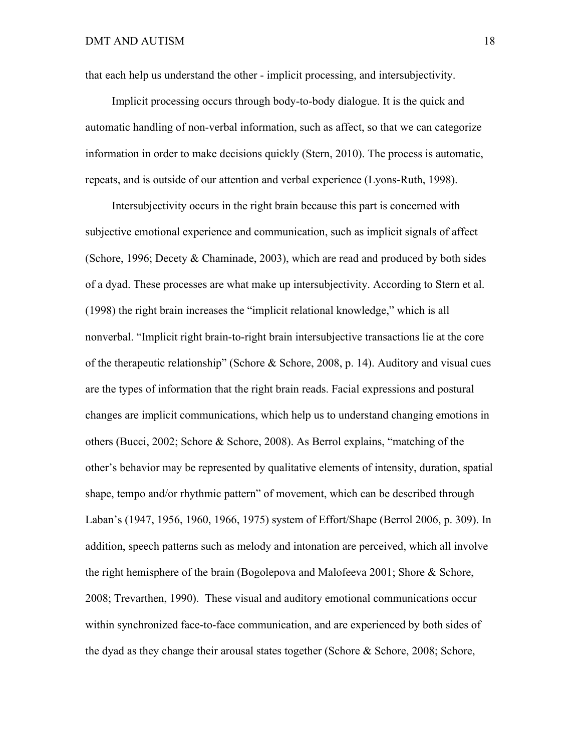that each help us understand the other - implicit processing, and intersubjectivity.

Implicit processing occurs through body-to-body dialogue. It is the quick and automatic handling of non-verbal information, such as affect, so that we can categorize information in order to make decisions quickly (Stern, 2010). The process is automatic, repeats, and is outside of our attention and verbal experience (Lyons-Ruth, 1998).

Intersubjectivity occurs in the right brain because this part is concerned with subjective emotional experience and communication, such as implicit signals of affect (Schore, 1996; Decety & Chaminade, 2003), which are read and produced by both sides of a dyad. These processes are what make up intersubjectivity. According to Stern et al. (1998) the right brain increases the "implicit relational knowledge," which is all nonverbal. "Implicit right brain-to-right brain intersubjective transactions lie at the core of the therapeutic relationship" (Schore & Schore, 2008, p. 14). Auditory and visual cues are the types of information that the right brain reads. Facial expressions and postural changes are implicit communications, which help us to understand changing emotions in others (Bucci, 2002; Schore & Schore, 2008). As Berrol explains, "matching of the other's behavior may be represented by qualitative elements of intensity, duration, spatial shape, tempo and/or rhythmic pattern" of movement, which can be described through Laban's (1947, 1956, 1960, 1966, 1975) system of Effort/Shape (Berrol 2006, p. 309). In addition, speech patterns such as melody and intonation are perceived, which all involve the right hemisphere of the brain (Bogolepova and Malofeeva 2001; Shore & Schore, 2008; Trevarthen, 1990). These visual and auditory emotional communications occur within synchronized face-to-face communication, and are experienced by both sides of the dyad as they change their arousal states together (Schore & Schore, 2008; Schore,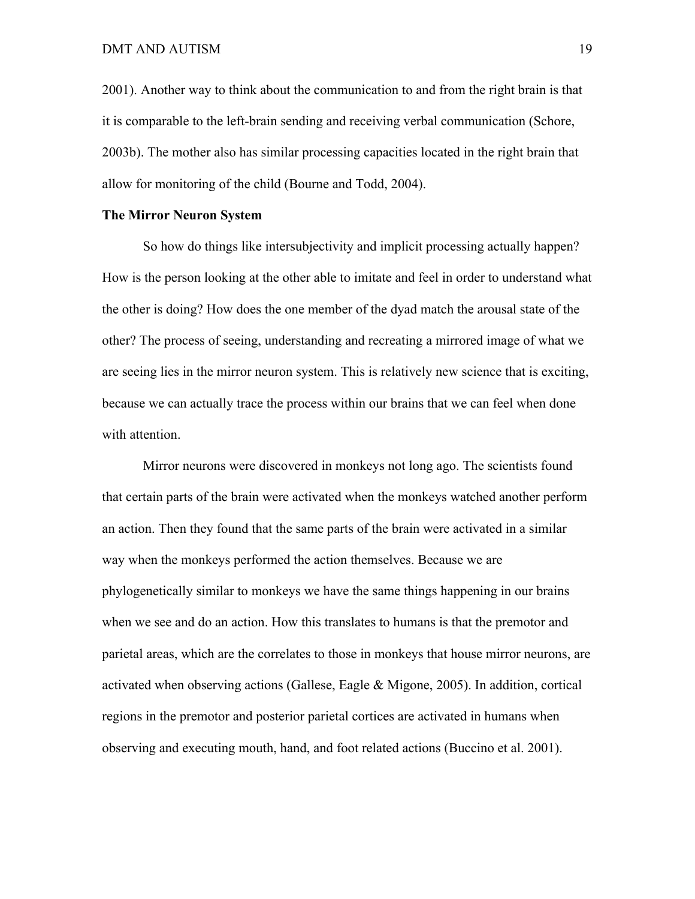2001). Another way to think about the communication to and from the right brain is that it is comparable to the left-brain sending and receiving verbal communication (Schore, 2003b). The mother also has similar processing capacities located in the right brain that allow for monitoring of the child (Bourne and Todd, 2004).

**The Mirror Neuron System**

So how do things like intersubjectivity and implicit processing actually happen? How is the person looking at the other able to imitate and feel in order to understand what the other is doing? How does the one member of the dyad match the arousal state of the other? The process of seeing, understanding and recreating a mirrored image of what we are seeing lies in the mirror neuron system. This is relatively new science that is exciting, because we can actually trace the process within our brains that we can feel when done with attention.

Mirror neurons were discovered in monkeys not long ago. The scientists found that certain parts of the brain were activated when the monkeys watched another perform an action. Then they found that the same parts of the brain were activated in a similar way when the monkeys performed the action themselves. Because we are phylogenetically similar to monkeys we have the same things happening in our brains when we see and do an action. How this translates to humans is that the premotor and parietal areas, which are the correlates to those in monkeys that house mirror neurons, are activated when observing actions (Gallese, Eagle & Migone, 2005). In addition, cortical regions in the premotor and posterior parietal cortices are activated in humans when observing and executing mouth, hand, and foot related actions (Buccino et al. 2001).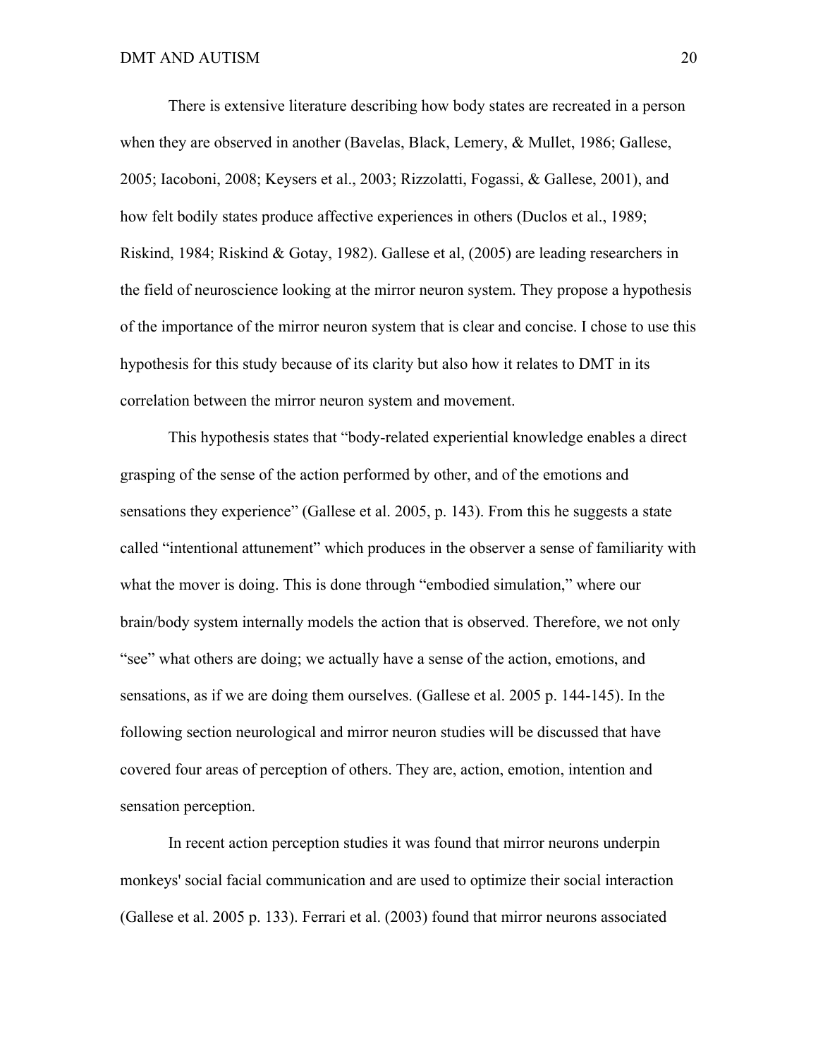There is extensive literature describing how body states are recreated in a person when they are observed in another (Bavelas, Black, Lemery, & Mullet, 1986; Gallese, 2005; Iacoboni, 2008; Keysers et al., 2003; Rizzolatti, Fogassi, & Gallese, 2001), and how felt bodily states produce affective experiences in others (Duclos et al., 1989; Riskind, 1984; Riskind & Gotay, 1982). Gallese et al, (2005) are leading researchers in the field of neuroscience looking at the mirror neuron system. They propose a hypothesis of the importance of the mirror neuron system that is clear and concise. I chose to use this hypothesis for this study because of its clarity but also how it relates to DMT in its correlation between the mirror neuron system and movement.

This hypothesis states that "body-related experiential knowledge enables a direct grasping of the sense of the action performed by other, and of the emotions and sensations they experience" (Gallese et al. 2005, p. 143). From this he suggests a state called "intentional attunement" which produces in the observer a sense of familiarity with what the mover is doing. This is done through "embodied simulation," where our brain/body system internally models the action that is observed. Therefore, we not only "see" what others are doing; we actually have a sense of the action, emotions, and sensations, as if we are doing them ourselves. (Gallese et al. 2005 p. 144-145). In the following section neurological and mirror neuron studies will be discussed that have covered four areas of perception of others. They are, action, emotion, intention and sensation perception.

In recent action perception studies it was found that mirror neurons underpin monkeys' social facial communication and are used to optimize their social interaction (Gallese et al. 2005 p. 133). Ferrari et al. (2003) found that mirror neurons associated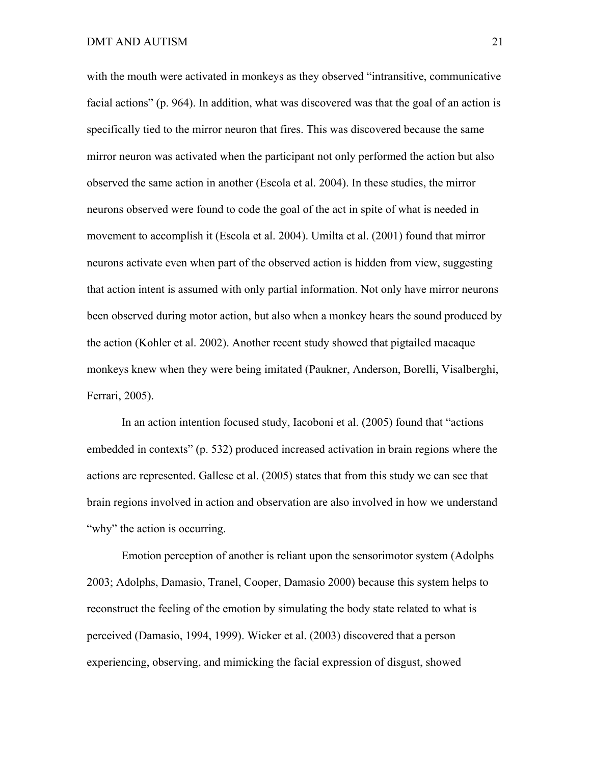with the mouth were activated in monkeys as they observed "intransitive, communicative facial actions" (p. 964). In addition, what was discovered was that the goal of an action is specifically tied to the mirror neuron that fires. This was discovered because the same mirror neuron was activated when the participant not only performed the action but also observed the same action in another (Escola et al. 2004). In these studies, the mirror neurons observed were found to code the goal of the act in spite of what is needed in movement to accomplish it (Escola et al. 2004). Umilta et al. (2001) found that mirror neurons activate even when part of the observed action is hidden from view, suggesting that action intent is assumed with only partial information. Not only have mirror neurons been observed during motor action, but also when a monkey hears the sound produced by the action (Kohler et al. 2002). Another recent study showed that pigtailed macaque monkeys knew when they were being imitated (Paukner, Anderson, Borelli, Visalberghi, Ferrari, 2005).

In an action intention focused study, Iacoboni et al. (2005) found that "actions embedded in contexts" (p. 532) produced increased activation in brain regions where the actions are represented. Gallese et al. (2005) states that from this study we can see that brain regions involved in action and observation are also involved in how we understand "why" the action is occurring.

Emotion perception of another is reliant upon the sensorimotor system (Adolphs 2003; Adolphs, Damasio, Tranel, Cooper, Damasio 2000) because this system helps to reconstruct the feeling of the emotion by simulating the body state related to what is perceived (Damasio, 1994, 1999). Wicker et al. (2003) discovered that a person experiencing, observing, and mimicking the facial expression of disgust, showed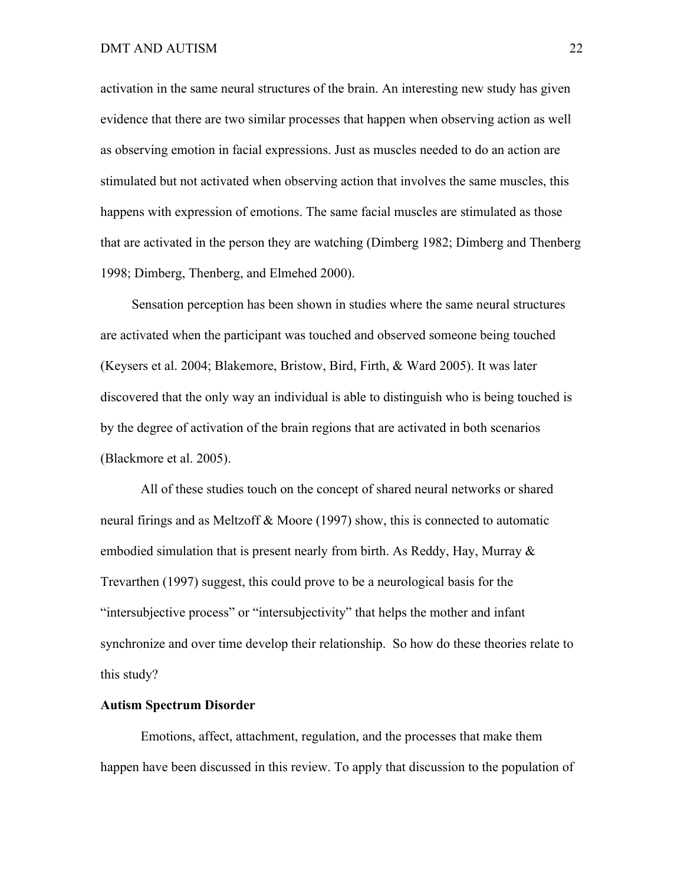activation in the same neural structures of the brain. An interesting new study has given evidence that there are two similar processes that happen when observing action as well as observing emotion in facial expressions. Just as muscles needed to do an action are stimulated but not activated when observing action that involves the same muscles, this happens with expression of emotions. The same facial muscles are stimulated as those that are activated in the person they are watching (Dimberg 1982; Dimberg and Thenberg 1998; Dimberg, Thenberg, and Elmehed 2000).

Sensation perception has been shown in studies where the same neural structures are activated when the participant was touched and observed someone being touched (Keysers et al. 2004; Blakemore, Bristow, Bird, Firth, & Ward 2005). It was later discovered that the only way an individual is able to distinguish who is being touched is by the degree of activation of the brain regions that are activated in both scenarios (Blackmore et al. 2005).

All of these studies touch on the concept of shared neural networks or shared neural firings and as Meltzoff & Moore (1997) show, this is connected to automatic embodied simulation that is present nearly from birth. As Reddy, Hay, Murray & Trevarthen (1997) suggest, this could prove to be a neurological basis for the "intersubjective process" or "intersubjectivity" that helps the mother and infant synchronize and over time develop their relationship. So how do these theories relate to this study?

**Autism Spectrum Disorder**

Emotions, affect, attachment, regulation, and the processes that make them happen have been discussed in this review. To apply that discussion to the population of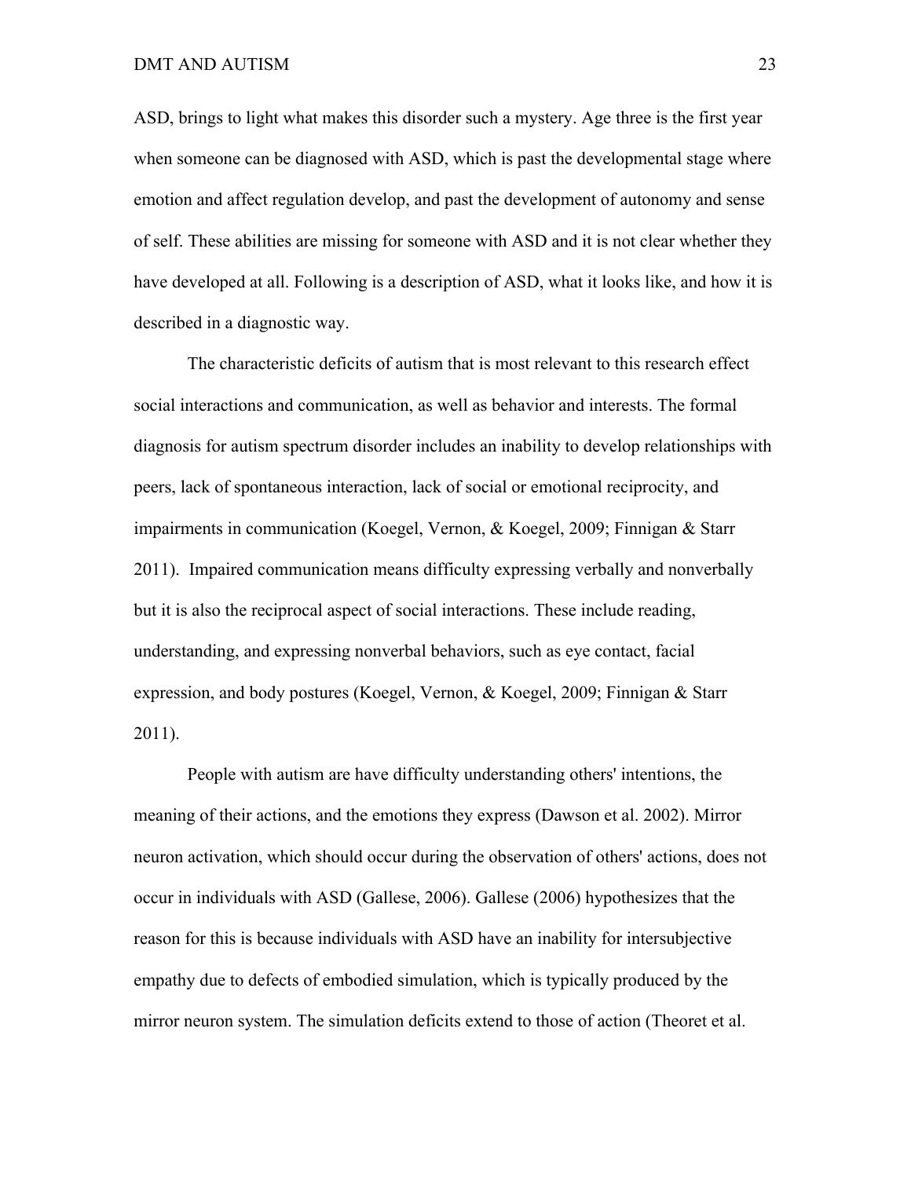ASD, brings to light what makes this disorder such a mystery. Age three is the first year when someone can be diagnosed with ASD, which is past the developmental stage where emotion and affect regulation develop, and past the development of autonomy and sense of self. These abilities are missing for someone with ASD and it is not clear whether they have developed at all. Following is a description of ASD, what it looks like, and how it is described in a diagnostic way.

The characteristic deficits of autism that is most relevant to this research effect social interactions and communication, as well as behavior and interests. The formal diagnosis for autism spectrum disorder includes an inability to develop relationships with peers, lack of spontaneous interaction, lack of social or emotional reciprocity, and impairments in communication (Koegel, Vernon, & Koegel, 2009; Finnigan & Starr 2011). Impaired communication means difficulty expressing verbally and nonverbally but it is also the reciprocal aspect of social interactions. These include reading, understanding, and expressing nonverbal behaviors, such as eye contact, facial expression, and body postures (Koegel, Vernon, & Koegel, 2009; Finnigan & Starr 2011).

People with autism are have difficulty understanding others' intentions, the meaning of their actions, and the emotions they express (Dawson et al. 2002). Mirror neuron activation, which should occur during the observation of others' actions, does not occur in individuals with ASD (Gallese, 2006). Gallese (2006) hypothesizes that the reason for this is because individuals with ASD have an inability for intersubjective empathy due to defects of embodied simulation, which is typically produced by the mirror neuron system. The simulation deficits extend to those of action (Theoret et al.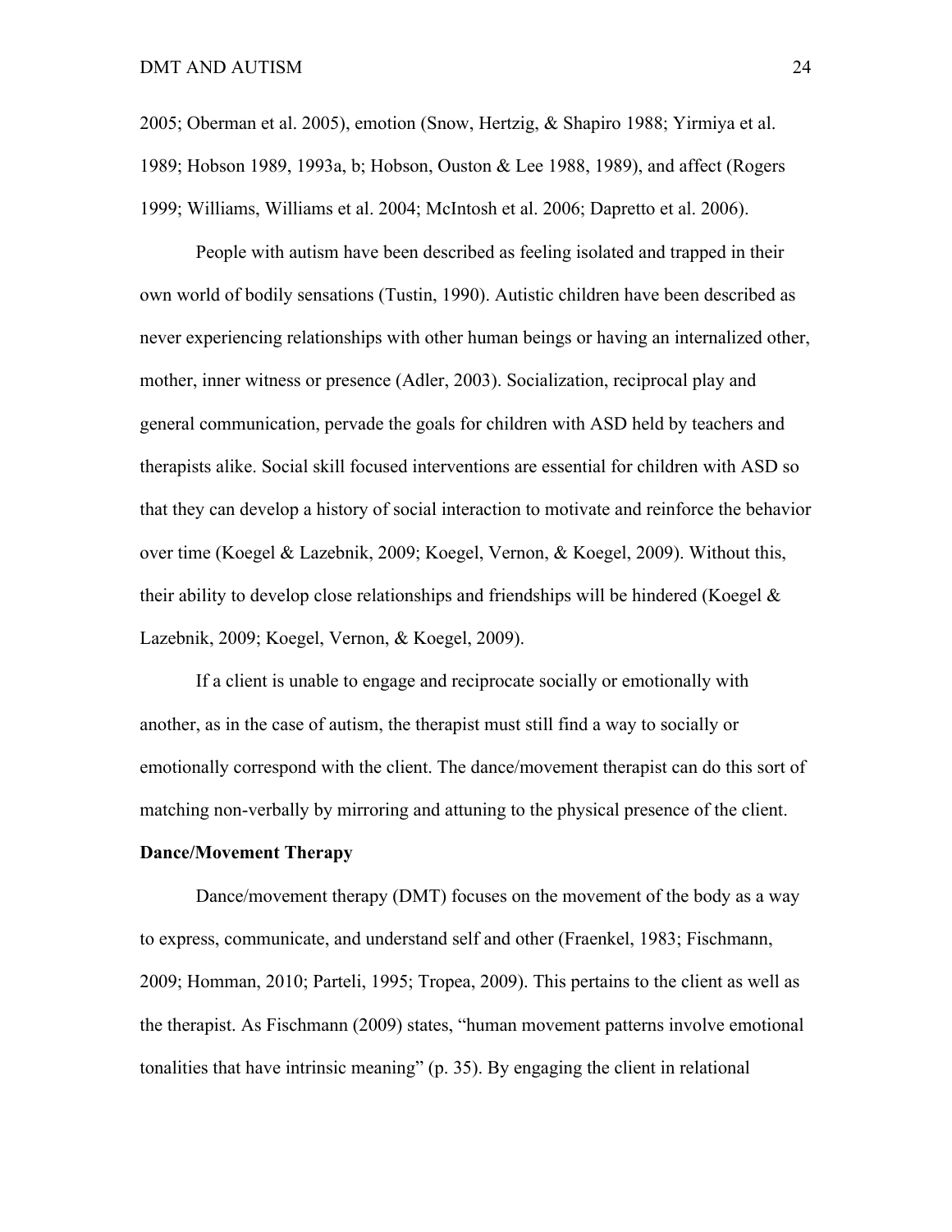2005; Oberman et al. 2005), emotion (Snow, Hertzig, & Shapiro 1988; Yirmiya et al. 1989; Hobson 1989, 1993a, b; Hobson, Ouston & Lee 1988, 1989), and affect (Rogers 1999; Williams, Williams et al. 2004; McIntosh et al. 2006; Dapretto et al. 2006).

People with autism have been described as feeling isolated and trapped in their own world of bodily sensations (Tustin, 1990). Autistic children have been described as never experiencing relationships with other human beings or having an internalized other, mother, inner witness or presence (Adler, 2003). Socialization, reciprocal play and general communication, pervade the goals for children with ASD held by teachers and therapists alike. Social skill focused interventions are essential for children with ASD so that they can develop a history of social interaction to motivate and reinforce the behavior over time (Koegel & Lazebnik, 2009; Koegel, Vernon, & Koegel, 2009). Without this, their ability to develop close relationships and friendships will be hindered (Koegel & Lazebnik, 2009; Koegel, Vernon, & Koegel, 2009).

If a client is unable to engage and reciprocate socially or emotionally with another, as in the case of autism, the therapist must still find a way to socially or emotionally correspond with the client. The dance/movement therapist can do this sort of matching non-verbally by mirroring and attuning to the physical presence of the client.

**Dance/Movement Therapy**

Dance/movement therapy (DMT) focuses on the movement of the body as a way to express, communicate, and understand self and other (Fraenkel, 1983; Fischmann, 2009; Homman, 2010; Parteli, 1995; Tropea, 2009). This pertains to the client as well as the therapist. As Fischmann (2009) states, "human movement patterns involve emotional tonalities that have intrinsic meaning" (p. 35). By engaging the client in relational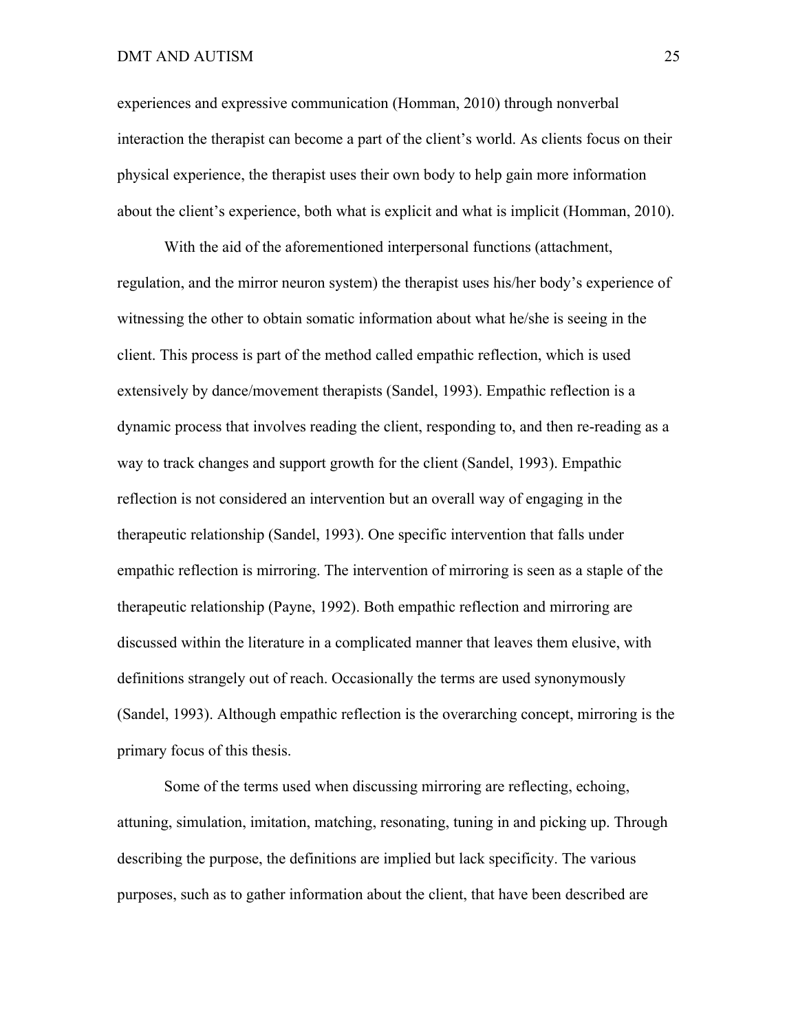experiences and expressive communication (Homman, 2010) through nonverbal interaction the therapist can become a part of the client's world. As clients focus on their physical experience, the therapist uses their own body to help gain more information about the client's experience, both what is explicit and what is implicit (Homman, 2010).

With the aid of the aforementioned interpersonal functions (attachment, regulation, and the mirror neuron system) the therapist uses his/her body's experience of witnessing the other to obtain somatic information about what he/she is seeing in the client. This process is part of the method called empathic reflection, which is used extensively by dance/movement therapists (Sandel, 1993). Empathic reflection is a dynamic process that involves reading the client, responding to, and then re-reading as a way to track changes and support growth for the client (Sandel, 1993). Empathic reflection is not considered an intervention but an overall way of engaging in the therapeutic relationship (Sandel, 1993). One specific intervention that falls under empathic reflection is mirroring. The intervention of mirroring is seen as a staple of the therapeutic relationship (Payne, 1992). Both empathic reflection and mirroring are discussed within the literature in a complicated manner that leaves them elusive, with definitions strangely out of reach. Occasionally the terms are used synonymously (Sandel, 1993). Although empathic reflection is the overarching concept, mirroring is the primary focus of this thesis.

Some of the terms used when discussing mirroring are reflecting, echoing, attuning, simulation, imitation, matching, resonating, tuning in and picking up. Through describing the purpose, the definitions are implied but lack specificity. The various purposes, such as to gather information about the client, that have been described are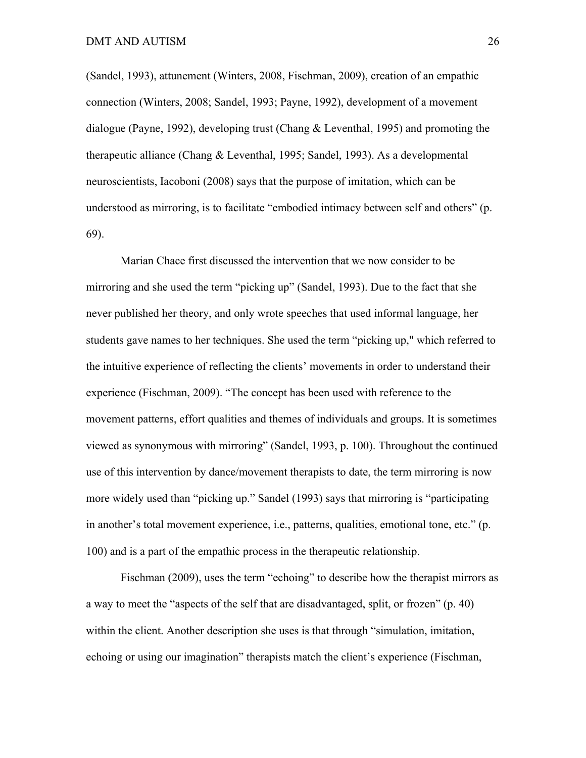(Sandel, 1993), attunement (Winters, 2008, Fischman, 2009), creation of an empathic connection (Winters, 2008; Sandel, 1993; Payne, 1992), development of a movement dialogue (Payne, 1992), developing trust (Chang & Leventhal, 1995) and promoting the therapeutic alliance (Chang & Leventhal, 1995; Sandel, 1993). As a developmental neuroscientists, Iacoboni (2008) says that the purpose of imitation, which can be understood as mirroring, is to facilitate "embodied intimacy between self and others" (p. 69).

Marian Chace first discussed the intervention that we now consider to be mirroring and she used the term "picking up" (Sandel, 1993). Due to the fact that she never published her theory, and only wrote speeches that used informal language, her students gave names to her techniques. She used the term "picking up," which referred to the intuitive experience of reflecting the clients' movements in order to understand their experience (Fischman, 2009). "The concept has been used with reference to the movement patterns, effort qualities and themes of individuals and groups. It is sometimes viewed as synonymous with mirroring" (Sandel, 1993, p. 100). Throughout the continued use of this intervention by dance/movement therapists to date, the term mirroring is now more widely used than "picking up." Sandel (1993) says that mirroring is "participating in another's total movement experience, i.e., patterns, qualities, emotional tone, etc." (p. 100) and is a part of the empathic process in the therapeutic relationship.

Fischman (2009), uses the term "echoing" to describe how the therapist mirrors as a way to meet the "aspects of the self that are disadvantaged, split, or frozen" (p. 40) within the client. Another description she uses is that through "simulation, imitation, echoing or using our imagination" therapists match the client's experience (Fischman,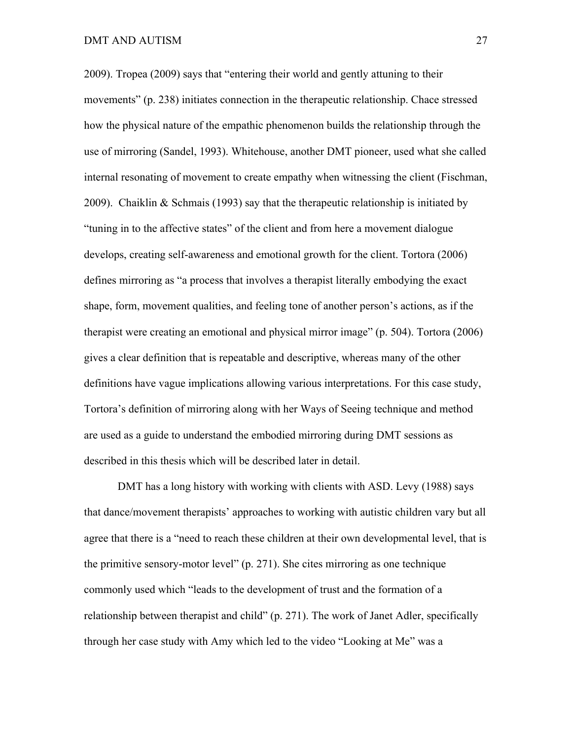2009). Tropea (2009) says that "entering their world and gently attuning to their movements" (p. 238) initiates connection in the therapeutic relationship. Chace stressed how the physical nature of the empathic phenomenon builds the relationship through the use of mirroring (Sandel, 1993). Whitehouse, another DMT pioneer, used what she called internal resonating of movement to create empathy when witnessing the client (Fischman, 2009). Chaiklin & Schmais (1993) say that the therapeutic relationship is initiated by "tuning in to the affective states" of the client and from here a movement dialogue develops, creating self-awareness and emotional growth for the client. Tortora (2006) defines mirroring as "a process that involves a therapist literally embodying the exact shape, form, movement qualities, and feeling tone of another person's actions, as if the therapist were creating an emotional and physical mirror image" (p. 504). Tortora (2006) gives a clear definition that is repeatable and descriptive, whereas many of the other definitions have vague implications allowing various interpretations. For this case study, Tortora's definition of mirroring along with her Ways of Seeing technique and method are used as a guide to understand the embodied mirroring during DMT sessions as described in this thesis which will be described later in detail.

DMT has a long history with working with clients with ASD. Levy (1988) says that dance/movement therapists' approaches to working with autistic children vary but all agree that there is a "need to reach these children at their own developmental level, that is the primitive sensory-motor level" (p. 271). She cites mirroring as one technique commonly used which "leads to the development of trust and the formation of a relationship between therapist and child" (p. 271). The work of Janet Adler, specifically through her case study with Amy which led to the video "Looking at Me" was a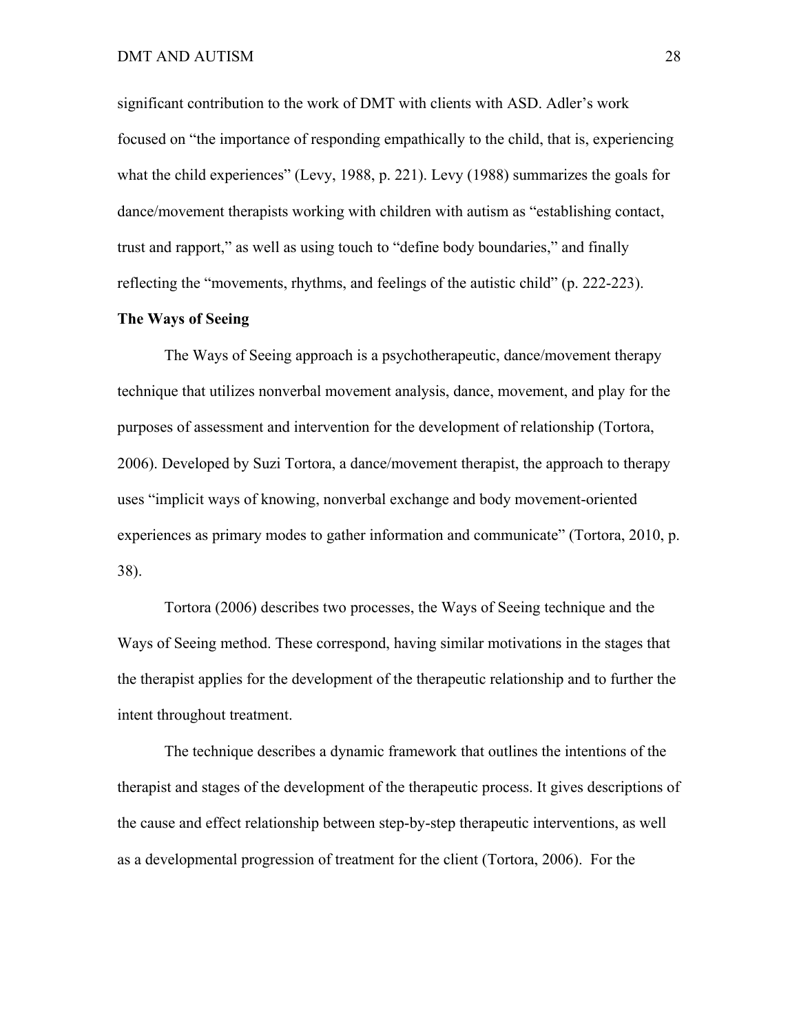significant contribution to the work of DMT with clients with ASD. Adler's work focused on "the importance of responding empathically to the child, that is, experiencing what the child experiences" (Levy, 1988, p. 221). Levy (1988) summarizes the goals for dance/movement therapists working with children with autism as "establishing contact, trust and rapport," as well as using touch to "define body boundaries," and finally reflecting the "movements, rhythms, and feelings of the autistic child" (p. 222-223).

**The Ways of Seeing**

The Ways of Seeing approach is a psychotherapeutic, dance/movement therapy technique that utilizes nonverbal movement analysis, dance, movement, and play for the purposes of assessment and intervention for the development of relationship (Tortora, 2006). Developed by Suzi Tortora, a dance/movement therapist, the approach to therapy uses "implicit ways of knowing, nonverbal exchange and body movement-oriented experiences as primary modes to gather information and communicate" (Tortora, 2010, p. 38).

Tortora (2006) describes two processes, the Ways of Seeing technique and the Ways of Seeing method. These correspond, having similar motivations in the stages that the therapist applies for the development of the therapeutic relationship and to further the intent throughout treatment.

The technique describes a dynamic framework that outlines the intentions of the therapist and stages of the development of the therapeutic process. It gives descriptions of the cause and effect relationship between step-by-step therapeutic interventions, as well as a developmental progression of treatment for the client (Tortora, 2006). For the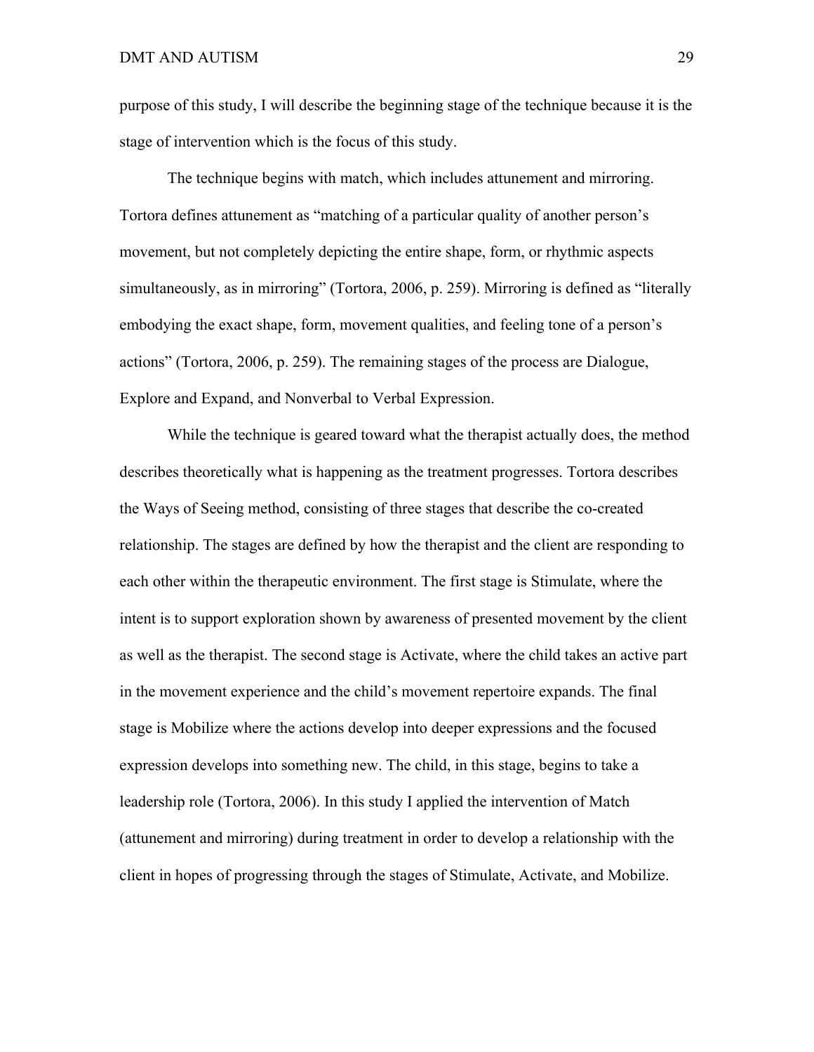purpose of this study, I will describe the beginning stage of the technique because it is the stage of intervention which is the focus of this study.

The technique begins with match, which includes attunement and mirroring. Tortora defines attunement as "matching of a particular quality of another person's movement, but not completely depicting the entire shape, form, or rhythmic aspects simultaneously, as in mirroring" (Tortora, 2006, p. 259). Mirroring is defined as "literally embodying the exact shape, form, movement qualities, and feeling tone of a person's actions" (Tortora, 2006, p. 259). The remaining stages of the process are Dialogue, Explore and Expand, and Nonverbal to Verbal Expression.

While the technique is geared toward what the therapist actually does, the method describes theoretically what is happening as the treatment progresses. Tortora describes the Ways of Seeing method, consisting of three stages that describe the co-created relationship. The stages are defined by how the therapist and the client are responding to each other within the therapeutic environment. The first stage is Stimulate, where the intent is to support exploration shown by awareness of presented movement by the client as well as the therapist. The second stage is Activate, where the child takes an active part in the movement experience and the child's movement repertoire expands. The final stage is Mobilize where the actions develop into deeper expressions and the focused expression develops into something new. The child, in this stage, begins to take a leadership role (Tortora, 2006). In this study I applied the intervention of Match (attunement and mirroring) during treatment in order to develop a relationship with the client in hopes of progressing through the stages of Stimulate, Activate, and Mobilize.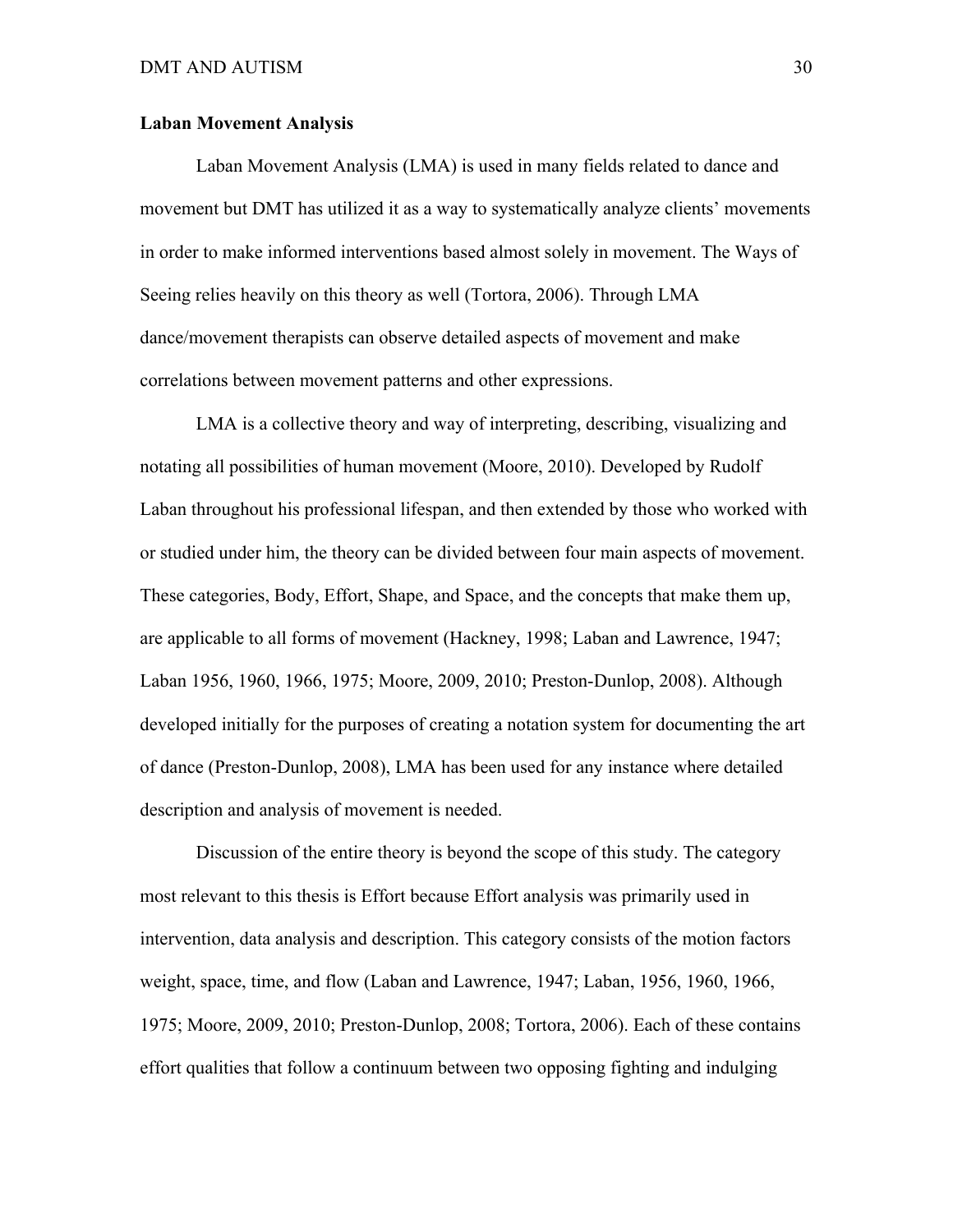**Laban Movement Analysis**

Laban Movement Analysis (LMA) is used in many fields related to dance and movement but DMT has utilized it as a way to systematically analyze clients' movements in order to make informed interventions based almost solely in movement. The Ways of Seeing relies heavily on this theory as well (Tortora, 2006). Through LMA dance/movement therapists can observe detailed aspects of movement and make correlations between movement patterns and other expressions.

LMA is a collective theory and way of interpreting, describing, visualizing and notating all possibilities of human movement (Moore, 2010). Developed by Rudolf Laban throughout his professional lifespan, and then extended by those who worked with or studied under him, the theory can be divided between four main aspects of movement. These categories, Body, Effort, Shape, and Space, and the concepts that make them up, are applicable to all forms of movement (Hackney, 1998; Laban and Lawrence, 1947; Laban 1956, 1960, 1966, 1975; Moore, 2009, 2010; Preston-Dunlop, 2008). Although developed initially for the purposes of creating a notation system for documenting the art of dance (Preston-Dunlop, 2008), LMA has been used for any instance where detailed description and analysis of movement is needed.

Discussion of the entire theory is beyond the scope of this study. The category most relevant to this thesis is Effort because Effort analysis was primarily used in intervention, data analysis and description. This category consists of the motion factors weight, space, time, and flow (Laban and Lawrence, 1947; Laban, 1956, 1960, 1966, 1975; Moore, 2009, 2010; Preston-Dunlop, 2008; Tortora, 2006). Each of these contains effort qualities that follow a continuum between two opposing fighting and indulging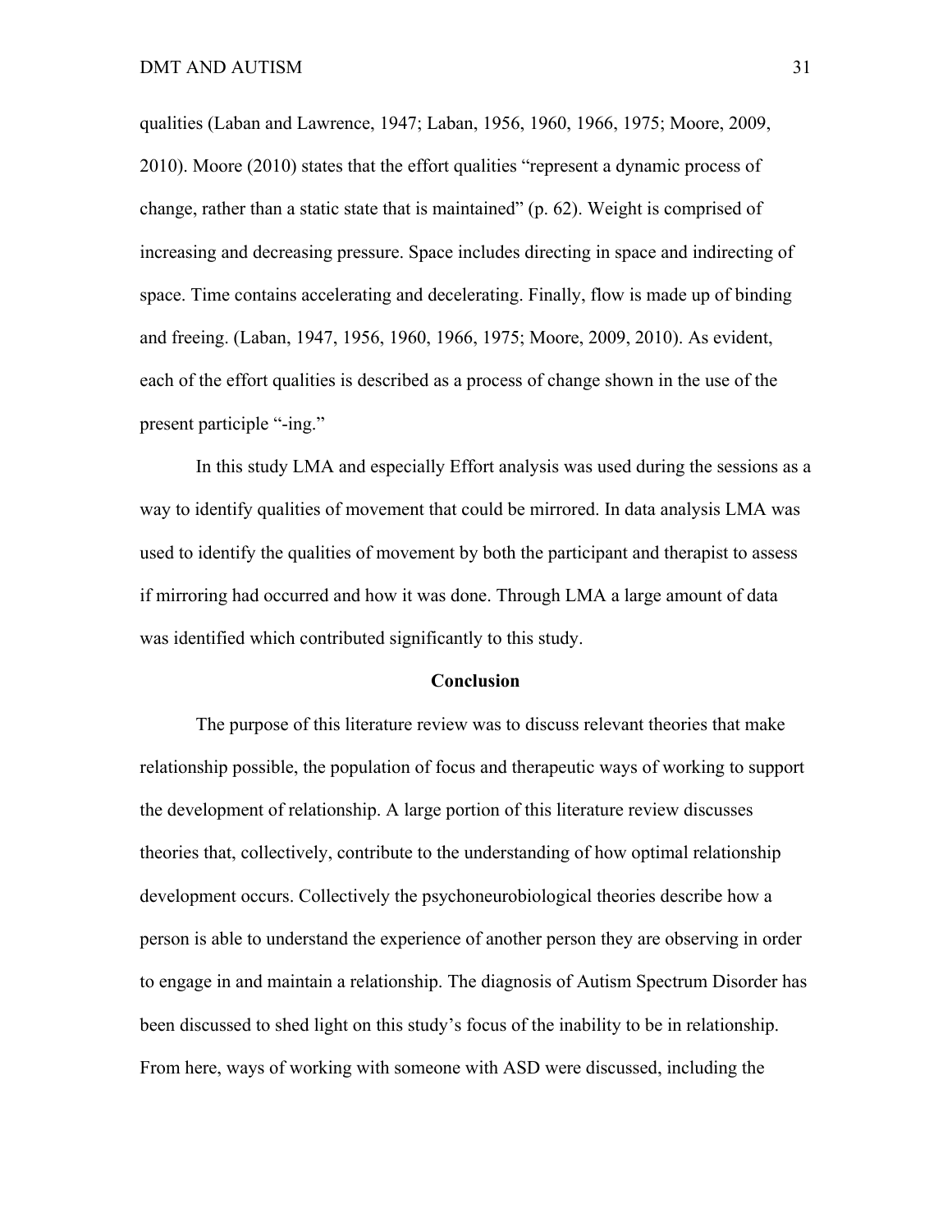qualities (Laban and Lawrence, 1947; Laban, 1956, 1960, 1966, 1975; Moore, 2009, 2010). Moore (2010) states that the effort qualities "represent a dynamic process of change, rather than a static state that is maintained" (p. 62). Weight is comprised of increasing and decreasing pressure. Space includes directing in space and indirecting of space. Time contains accelerating and decelerating. Finally, flow is made up of binding and freeing. (Laban, 1947, 1956, 1960, 1966, 1975; Moore, 2009, 2010). As evident, each of the effort qualities is described as a process of change shown in the use of the present participle "-ing."

In this study LMA and especially Effort analysis was used during the sessions as a way to identify qualities of movement that could be mirrored. In data analysis LMA was used to identify the qualities of movement by both the participant and therapist to assess if mirroring had occurred and how it was done. Through LMA a large amount of data was identified which contributed significantly to this study.

## Conclusion

The purpose of this literature review was to discuss relevant theories that make relationship possible, the population of focus and therapeutic ways of working to support the development of relationship. A large portion of this literature review discusses theories that, collectively, contribute to the understanding of how optimal relationship development occurs. Collectively the psychoneurobiological theories describe how a person is able to understand the experience of another person they are observing in order to engage in and maintain a relationship. The diagnosis of Autism Spectrum Disorder has been discussed to shed light on this study's focus of the inability to be in relationship. From here, ways of working with someone with ASD were discussed, including the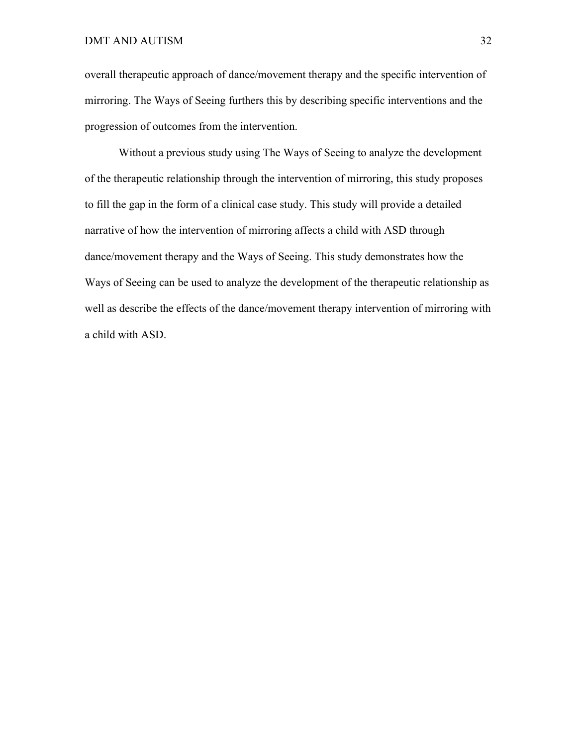overall therapeutic approach of dance/movement therapy and the specific intervention of mirroring. The Ways of Seeing furthers this by describing specific interventions and the progression of outcomes from the intervention.

Without a previous study using The Ways of Seeing to analyze the development of the therapeutic relationship through the intervention of mirroring, this study proposes to fill the gap in the form of a clinical case study. This study will provide a detailed narrative of how the intervention of mirroring affects a child with ASD through dance/movement therapy and the Ways of Seeing. This study demonstrates how the Ways of Seeing can be used to analyze the development of the therapeutic relationship as well as describe the effects of the dance/movement therapy intervention of mirroring with a child with ASD.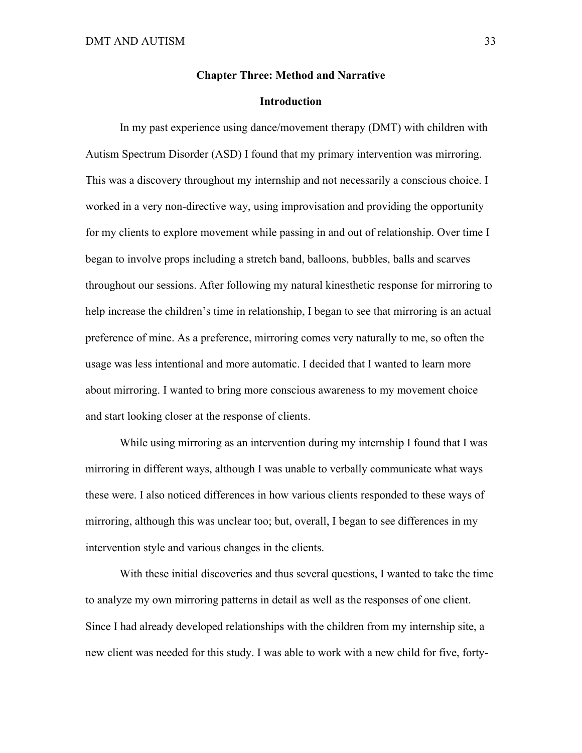## Chapter Three: Method and Narrative

### Introduction

In my past experience using dance/movement therapy (DMT) with children with Autism Spectrum Disorder (ASD) I found that my primary intervention was mirroring. This was a discovery throughout my internship and not necessarily a conscious choice. I worked in a very non-directive way, using improvisation and providing the opportunity for my clients to explore movement while passing in and out of relationship. Over time I began to involve props including a stretch band, balloons, bubbles, balls and scarves throughout our sessions. After following my natural kinesthetic response for mirroring to help increase the children's time in relationship, I began to see that mirroring is an actual preference of mine. As a preference, mirroring comes very naturally to me, so often the usage was less intentional and more automatic. I decided that I wanted to learn more about mirroring. I wanted to bring more conscious awareness to my movement choice and start looking closer at the response of clients.

While using mirroring as an intervention during my internship I found that I was mirroring in different ways, although I was unable to verbally communicate what ways these were. I also noticed differences in how various clients responded to these ways of mirroring, although this was unclear too; but, overall, I began to see differences in my intervention style and various changes in the clients.

With these initial discoveries and thus several questions, I wanted to take the time to analyze my own mirroring patterns in detail as well as the responses of one client. Since I had already developed relationships with the children from my internship site, a new client was needed for this study. I was able to work with a new child for five, forty-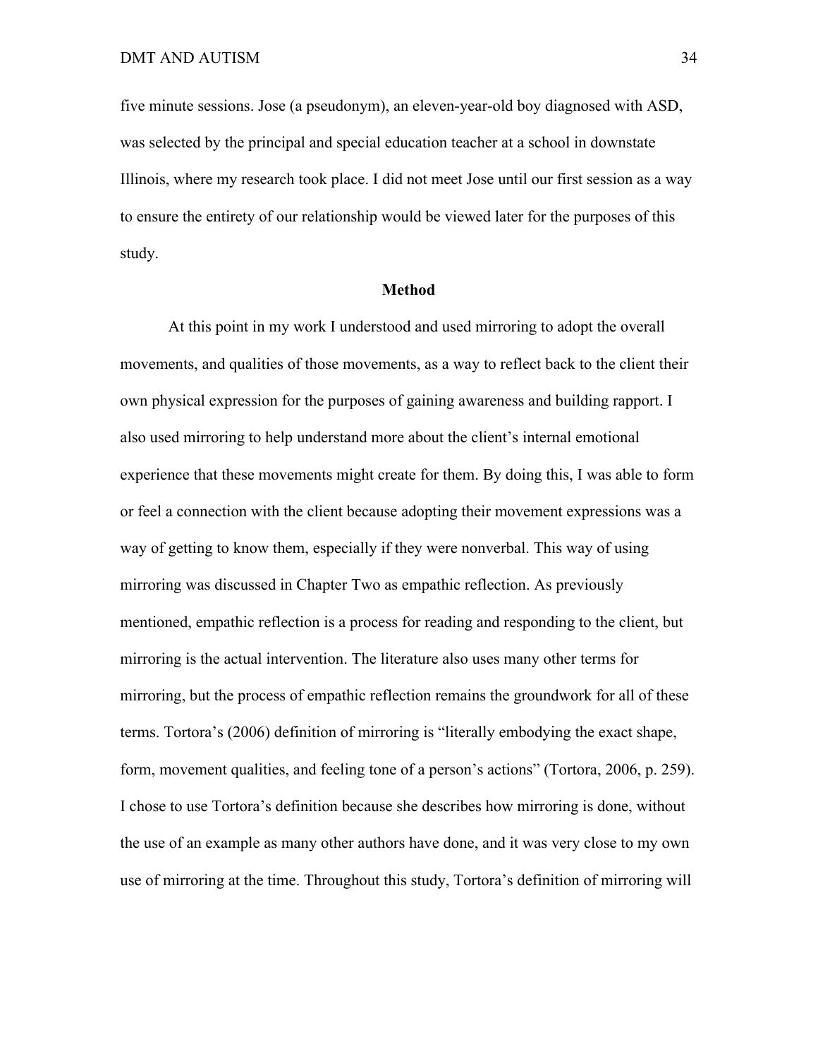five minute sessions. Jose (a pseudonym), an eleven-year-old boy diagnosed with ASD, was selected by the principal and special education teacher at a school in downstate Illinois, where my research took place. I did not meet Jose until our first session as a way to ensure the entirety of our relationship would be viewed later for the purposes of this study.

## Method

At this point in my work I understood and used mirroring to adopt the overall movements, and qualities of those movements, as a way to reflect back to the client their own physical expression for the purposes of gaining awareness and building rapport. I also used mirroring to help understand more about the client's internal emotional experience that these movements might create for them. By doing this, I was able to form or feel a connection with the client because adopting their movement expressions was a way of getting to know them, especially if they were nonverbal. This way of using mirroring was discussed in Chapter Two as empathic reflection. As previously mentioned, empathic reflection is a process for reading and responding to the client, but mirroring is the actual intervention. The literature also uses many other terms for mirroring, but the process of empathic reflection remains the groundwork for all of these terms. Tortora's (2006) definition of mirroring is "literally embodying the exact shape, form, movement qualities, and feeling tone of a person's actions" (Tortora, 2006, p. 259). I chose to use Tortora's definition because she describes how mirroring is done, without the use of an example as many other authors have done, and it was very close to my own use of mirroring at the time. Throughout this study, Tortora's definition of mirroring will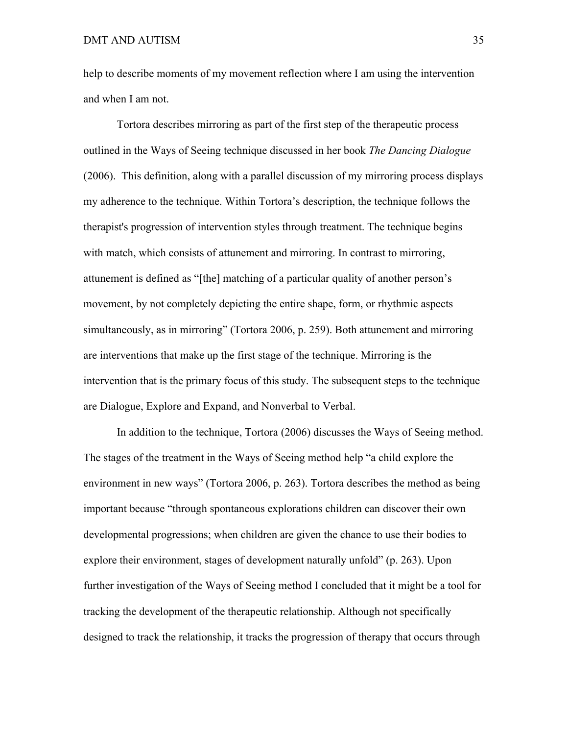help to describe moments of my movement reflection where I am using the intervention and when I am not.

Tortora describes mirroring as part of the first step of the therapeutic process outlined in the Ways of Seeing technique discussed in her book *The Dancing Dialogue* (2006). This definition, along with a parallel discussion of my mirroring process displays my adherence to the technique. Within Tortora's description, the technique follows the therapist's progression of intervention styles through treatment. The technique begins with match, which consists of attunement and mirroring. In contrast to mirroring, attunement is defined as "[the] matching of a particular quality of another person's movement, by not completely depicting the entire shape, form, or rhythmic aspects simultaneously, as in mirroring" (Tortora 2006, p. 259). Both attunement and mirroring are interventions that make up the first stage of the technique. Mirroring is the intervention that is the primary focus of this study. The subsequent steps to the technique are Dialogue, Explore and Expand, and Nonverbal to Verbal.

In addition to the technique, Tortora (2006) discusses the Ways of Seeing method. The stages of the treatment in the Ways of Seeing method help "a child explore the environment in new ways" (Tortora 2006, p. 263). Tortora describes the method as being important because "through spontaneous explorations children can discover their own developmental progressions; when children are given the chance to use their bodies to explore their environment, stages of development naturally unfold" (p. 263). Upon further investigation of the Ways of Seeing method I concluded that it might be a tool for tracking the development of the therapeutic relationship. Although not specifically designed to track the relationship, it tracks the progression of therapy that occurs through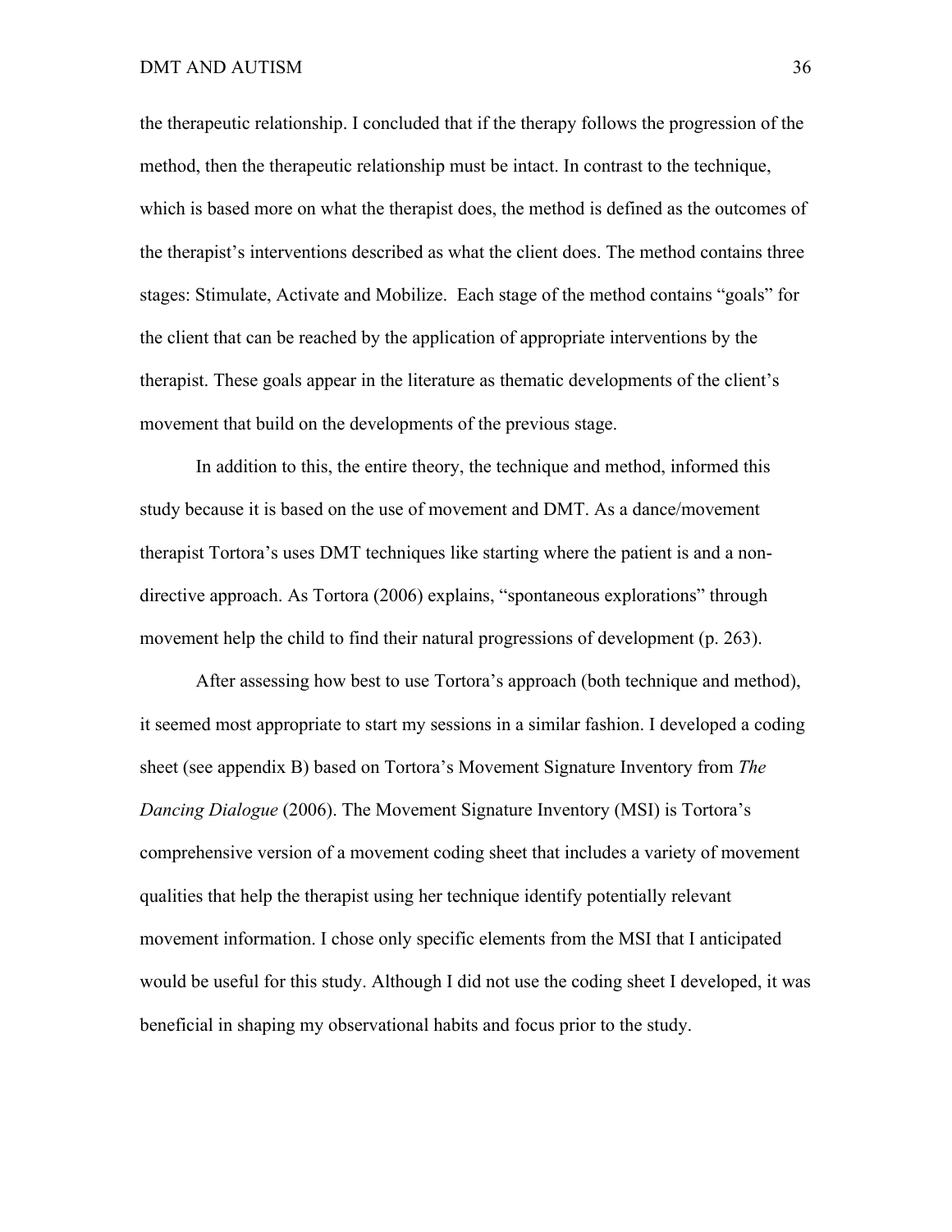the therapeutic relationship. I concluded that if the therapy follows the progression of the method, then the therapeutic relationship must be intact. In contrast to the technique, which is based more on what the therapist does, the method is defined as the outcomes of the therapist's interventions described as what the client does. The method contains three stages: Stimulate, Activate and Mobilize. Each stage of the method contains "goals" for the client that can be reached by the application of appropriate interventions by the therapist. These goals appear in the literature as thematic developments of the client's movement that build on the developments of the previous stage.

In addition to this, the entire theory, the technique and method, informed this study because it is based on the use of movement and DMT. As a dance/movement therapist Tortora's uses DMT techniques like starting where the patient is and a non-directive approach. As Tortora (2006) explains, "spontaneous explorations" through movement help the child to find their natural progressions of development (p. 263).

After assessing how best to use Tortora's approach (both technique and method), it seemed most appropriate to start my sessions in a similar fashion. I developed a coding sheet (see appendix B) based on Tortora's Movement Signature Inventory from *The Dancing Dialogue* (2006). The Movement Signature Inventory (MSI) is Tortora's comprehensive version of a movement coding sheet that includes a variety of movement qualities that help the therapist using her technique identify potentially relevant movement information. I chose only specific elements from the MSI that I anticipated would be useful for this study. Although I did not use the coding sheet I developed, it was beneficial in shaping my observational habits and focus prior to the study.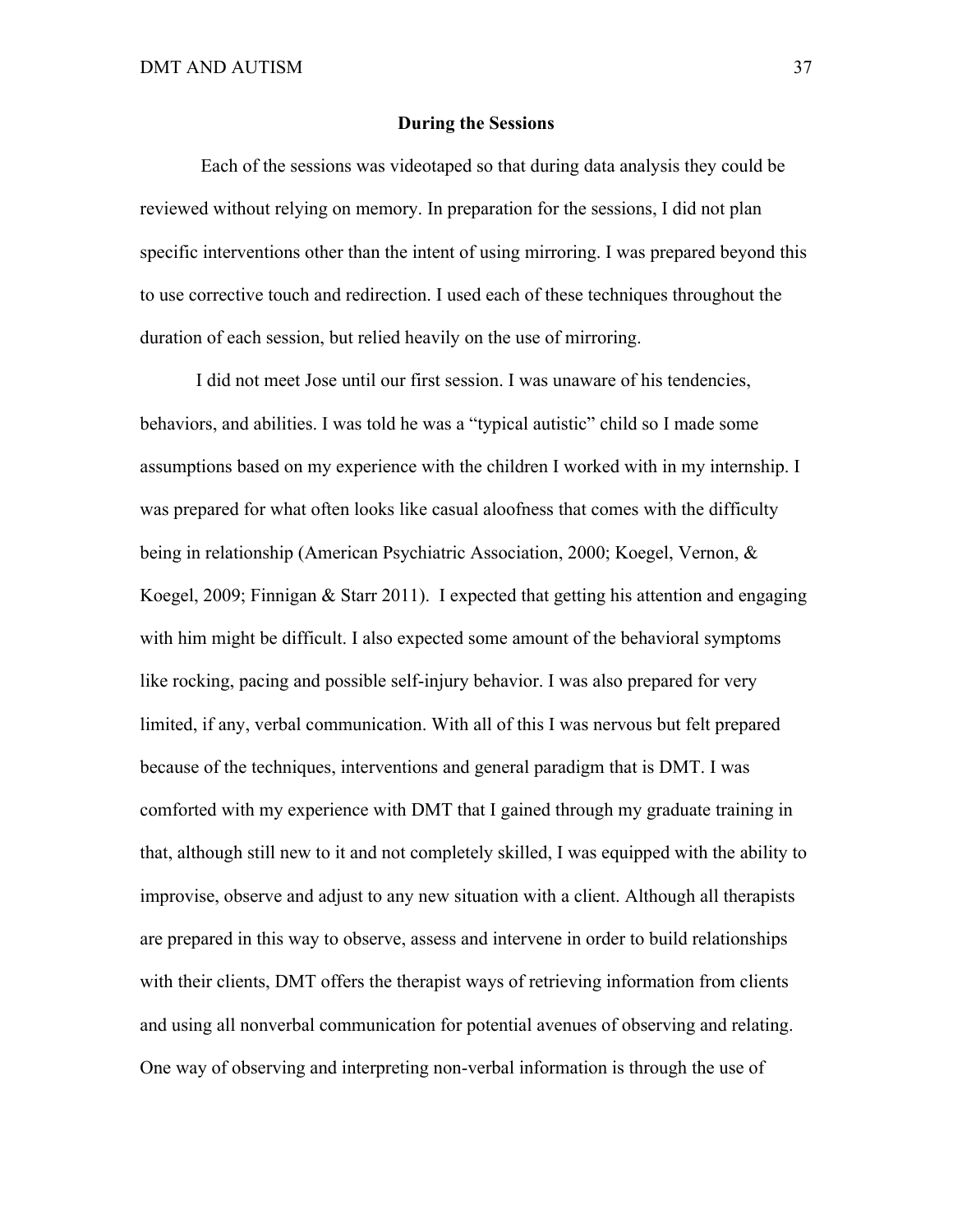## During the Sessions

Each of the sessions was videotaped so that during data analysis they could be reviewed without relying on memory. In preparation for the sessions, I did not plan specific interventions other than the intent of using mirroring. I was prepared beyond this to use corrective touch and redirection. I used each of these techniques throughout the duration of each session, but relied heavily on the use of mirroring.

I did not meet Jose until our first session. I was unaware of his tendencies, behaviors, and abilities. I was told he was a "typical autistic" child so I made some assumptions based on my experience with the children I worked with in my internship. I was prepared for what often looks like casual aloofness that comes with the difficulty being in relationship (American Psychiatric Association, 2000; Koegel, Vernon, & Koegel, 2009; Finnigan & Starr 2011). I expected that getting his attention and engaging with him might be difficult. I also expected some amount of the behavioral symptoms like rocking, pacing and possible self-injury behavior. I was also prepared for very limited, if any, verbal communication. With all of this I was nervous but felt prepared because of the techniques, interventions and general paradigm that is DMT. I was comforted with my experience with DMT that I gained through my graduate training in that, although still new to it and not completely skilled, I was equipped with the ability to improvise, observe and adjust to any new situation with a client. Although all therapists are prepared in this way to observe, assess and intervene in order to build relationships with their clients, DMT offers the therapist ways of retrieving information from clients and using all nonverbal communication for potential avenues of observing and relating. One way of observing and interpreting non-verbal information is through the use of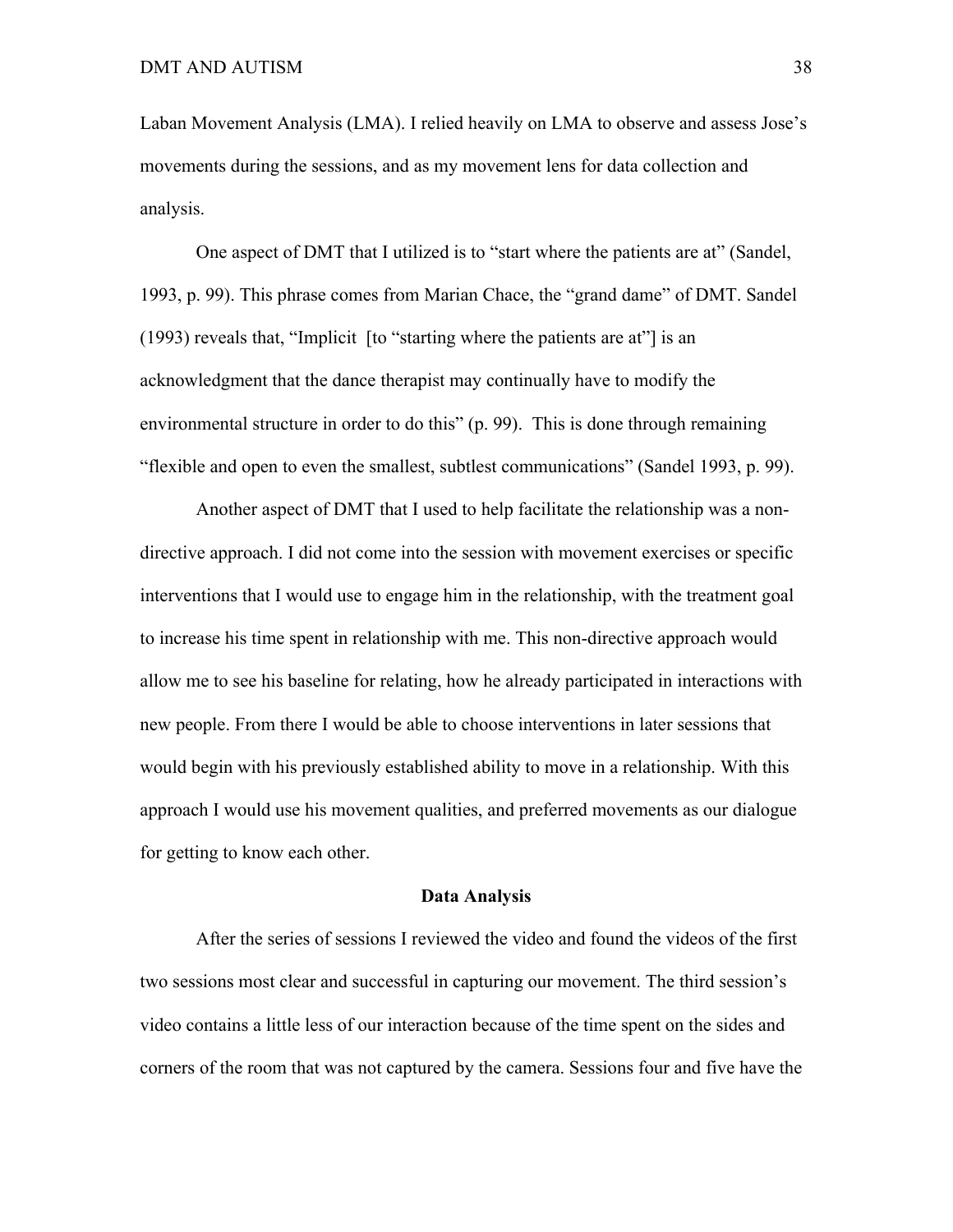Laban Movement Analysis (LMA). I relied heavily on LMA to observe and assess Jose's movements during the sessions, and as my movement lens for data collection and analysis.

One aspect of DMT that I utilized is to "start where the patients are at" (Sandel, 1993, p. 99). This phrase comes from Marian Chace, the "grand dame" of DMT. Sandel (1993) reveals that, "Implicit [to "starting where the patients are at"] is an acknowledgment that the dance therapist may continually have to modify the environmental structure in order to do this" (p. 99). This is done through remaining "flexible and open to even the smallest, subtlest communications" (Sandel 1993, p. 99).

Another aspect of DMT that I used to help facilitate the relationship was a non-directive approach. I did not come into the session with movement exercises or specific interventions that I would use to engage him in the relationship, with the treatment goal to increase his time spent in relationship with me. This non-directive approach would allow me to see his baseline for relating, how he already participated in interactions with new people. From there I would be able to choose interventions in later sessions that would begin with his previously established ability to move in a relationship. With this approach I would use his movement qualities, and preferred movements as our dialogue for getting to know each other.

## Data Analysis

After the series of sessions I reviewed the video and found the videos of the first two sessions most clear and successful in capturing our movement. The third session's video contains a little less of our interaction because of the time spent on the sides and corners of the room that was not captured by the camera. Sessions four and five have the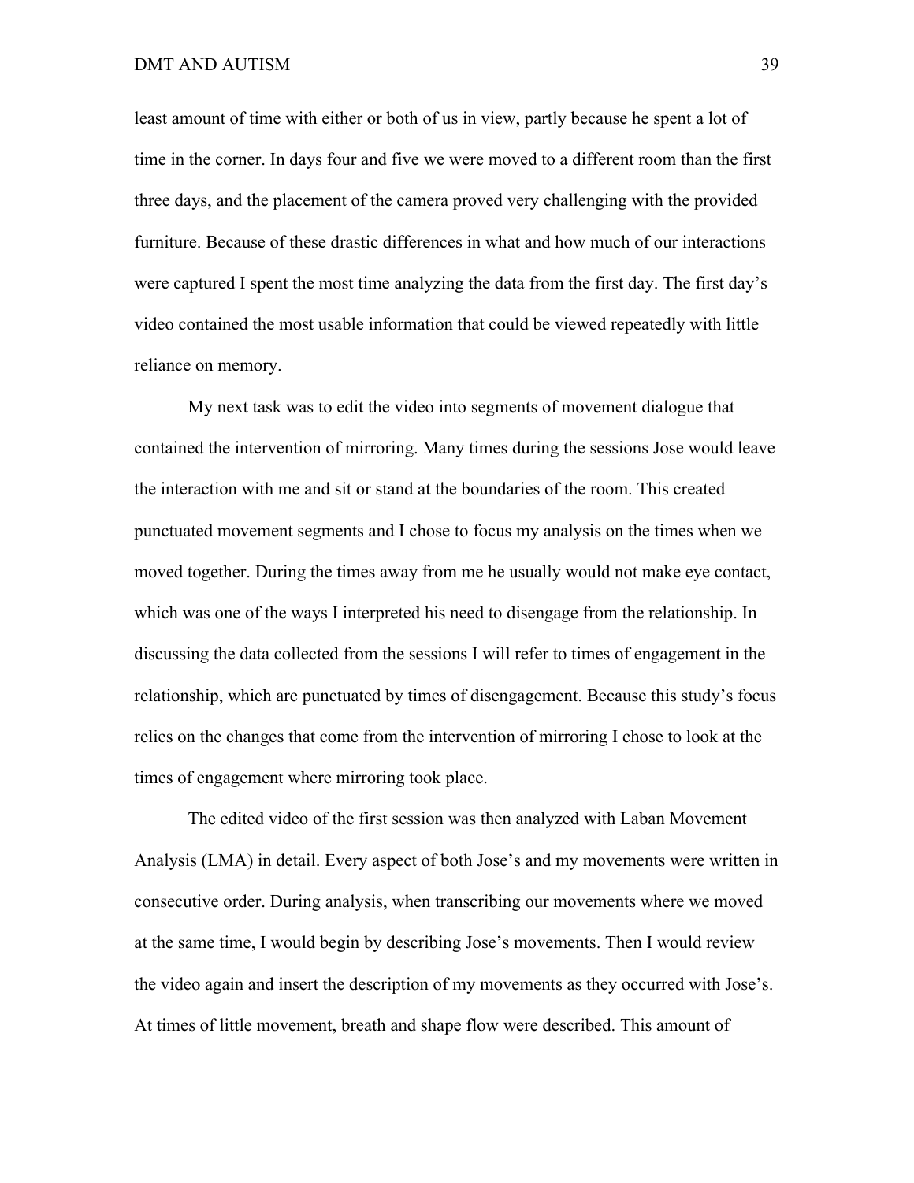least amount of time with either or both of us in view, partly because he spent a lot of time in the corner. In days four and five we were moved to a different room than the first three days, and the placement of the camera proved very challenging with the provided furniture. Because of these drastic differences in what and how much of our interactions were captured I spent the most time analyzing the data from the first day. The first day's video contained the most usable information that could be viewed repeatedly with little reliance on memory.

My next task was to edit the video into segments of movement dialogue that contained the intervention of mirroring. Many times during the sessions Jose would leave the interaction with me and sit or stand at the boundaries of the room. This created punctuated movement segments and I chose to focus my analysis on the times when we moved together. During the times away from me he usually would not make eye contact, which was one of the ways I interpreted his need to disengage from the relationship. In discussing the data collected from the sessions I will refer to times of engagement in the relationship, which are punctuated by times of disengagement. Because this study's focus relies on the changes that come from the intervention of mirroring I chose to look at the times of engagement where mirroring took place.

The edited video of the first session was then analyzed with Laban Movement Analysis (LMA) in detail. Every aspect of both Jose's and my movements were written in consecutive order. During analysis, when transcribing our movements where we moved at the same time, I would begin by describing Jose's movements. Then I would review the video again and insert the description of my movements as they occurred with Jose's. At times of little movement, breath and shape flow were described. This amount of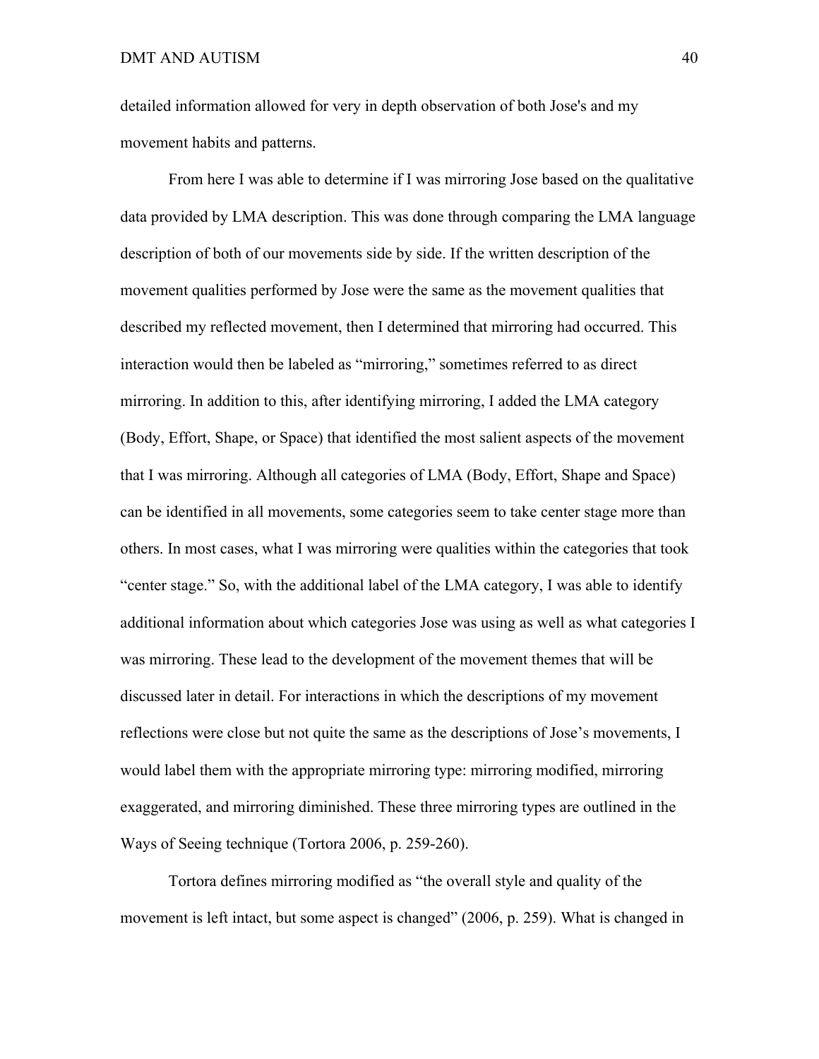detailed information allowed for very in depth observation of both Jose's and my movement habits and patterns.

From here I was able to determine if I was mirroring Jose based on the qualitative data provided by LMA description. This was done through comparing the LMA language description of both of our movements side by side. If the written description of the movement qualities performed by Jose were the same as the movement qualities that described my reflected movement, then I determined that mirroring had occurred. This interaction would then be labeled as "mirroring," sometimes referred to as direct mirroring. In addition to this, after identifying mirroring, I added the LMA category (Body, Effort, Shape, or Space) that identified the most salient aspects of the movement that I was mirroring. Although all categories of LMA (Body, Effort, Shape and Space) can be identified in all movements, some categories seem to take center stage more than others. In most cases, what I was mirroring were qualities within the categories that took "center stage." So, with the additional label of the LMA category, I was able to identify additional information about which categories Jose was using as well as what categories I was mirroring. These lead to the development of the movement themes that will be discussed later in detail. For interactions in which the descriptions of my movement reflections were close but not quite the same as the descriptions of Jose's movements, I would label them with the appropriate mirroring type: mirroring modified, mirroring exaggerated, and mirroring diminished. These three mirroring types are outlined in the Ways of Seeing technique (Tortora 2006, p. 259-260).

Tortora defines mirroring modified as "the overall style and quality of the movement is left intact, but some aspect is changed" (2006, p. 259). What is changed in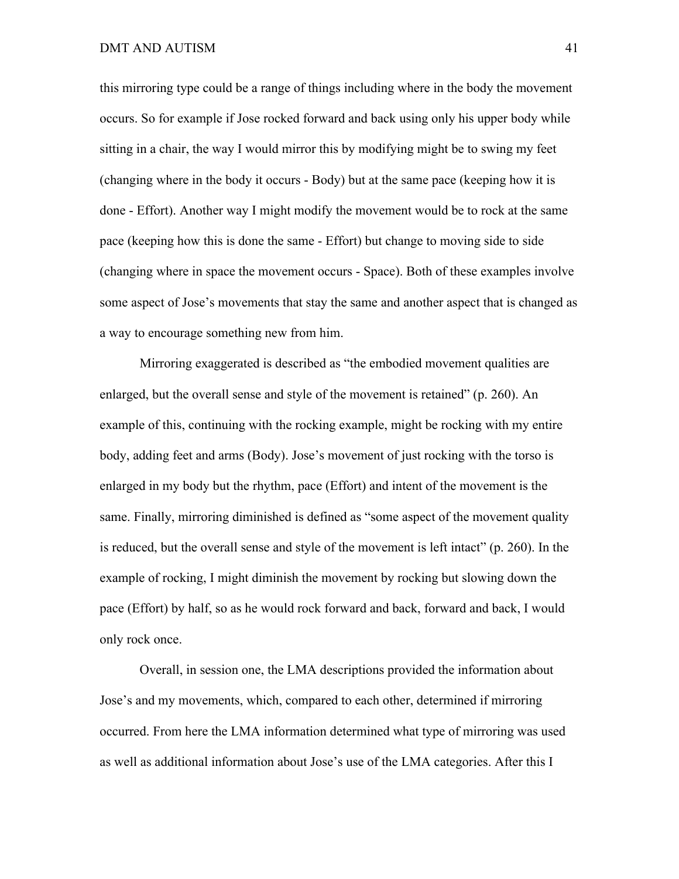this mirroring type could be a range of things including where in the body the movement occurs. So for example if Jose rocked forward and back using only his upper body while sitting in a chair, the way I would mirror this by modifying might be to swing my feet (changing where in the body it occurs - Body) but at the same pace (keeping how it is done - Effort). Another way I might modify the movement would be to rock at the same pace (keeping how this is done the same - Effort) but change to moving side to side (changing where in space the movement occurs - Space). Both of these examples involve some aspect of Jose's movements that stay the same and another aspect that is changed as a way to encourage something new from him.

Mirroring exaggerated is described as "the embodied movement qualities are enlarged, but the overall sense and style of the movement is retained" (p. 260). An example of this, continuing with the rocking example, might be rocking with my entire body, adding feet and arms (Body). Jose's movement of just rocking with the torso is enlarged in my body but the rhythm, pace (Effort) and intent of the movement is the same. Finally, mirroring diminished is defined as "some aspect of the movement quality is reduced, but the overall sense and style of the movement is left intact" (p. 260). In the example of rocking, I might diminish the movement by rocking but slowing down the pace (Effort) by half, so as he would rock forward and back, forward and back, I would only rock once.

Overall, in session one, the LMA descriptions provided the information about Jose's and my movements, which, compared to each other, determined if mirroring occurred. From here the LMA information determined what type of mirroring was used as well as additional information about Jose's use of the LMA categories. After this I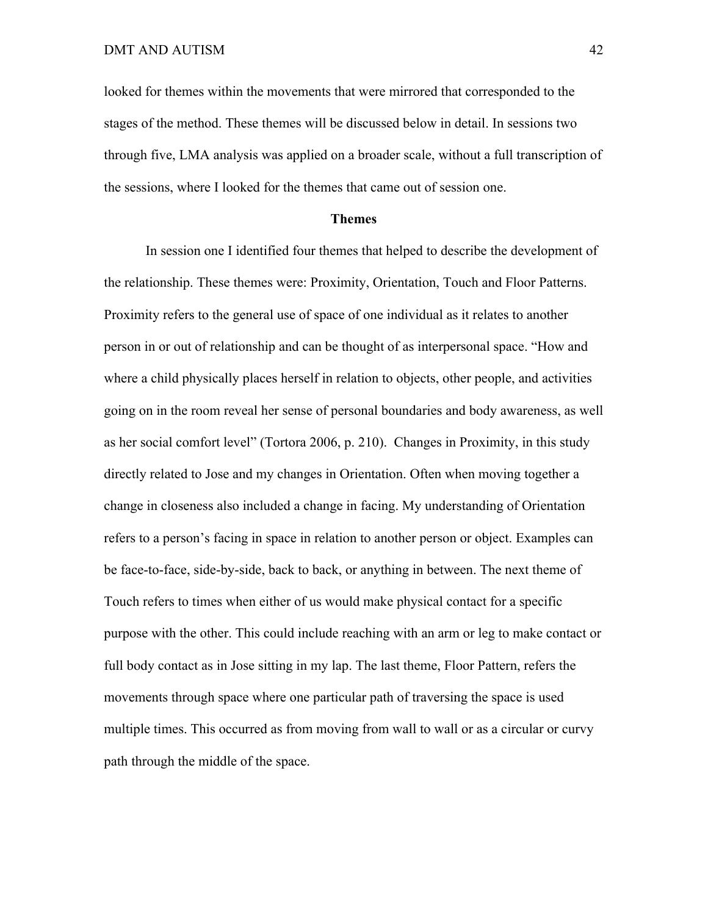looked for themes within the movements that were mirrored that corresponded to the stages of the method. These themes will be discussed below in detail. In sessions two through five, LMA analysis was applied on a broader scale, without a full transcription of the sessions, where I looked for the themes that came out of session one.

## Themes

In session one I identified four themes that helped to describe the development of the relationship. These themes were: Proximity, Orientation, Touch and Floor Patterns. Proximity refers to the general use of space of one individual as it relates to another person in or out of relationship and can be thought of as interpersonal space. "How and where a child physically places herself in relation to objects, other people, and activities going on in the room reveal her sense of personal boundaries and body awareness, as well as her social comfort level" (Tortora 2006, p. 210). Changes in Proximity, in this study directly related to Jose and my changes in Orientation. Often when moving together a change in closeness also included a change in facing. My understanding of Orientation refers to a person's facing in space in relation to another person or object. Examples can be face-to-face, side-by-side, back to back, or anything in between. The next theme of Touch refers to times when either of us would make physical contact for a specific purpose with the other. This could include reaching with an arm or leg to make contact or full body contact as in Jose sitting in my lap. The last theme, Floor Pattern, refers the movements through space where one particular path of traversing the space is used multiple times. This occurred as from moving from wall to wall or as a circular or curvy path through the middle of the space.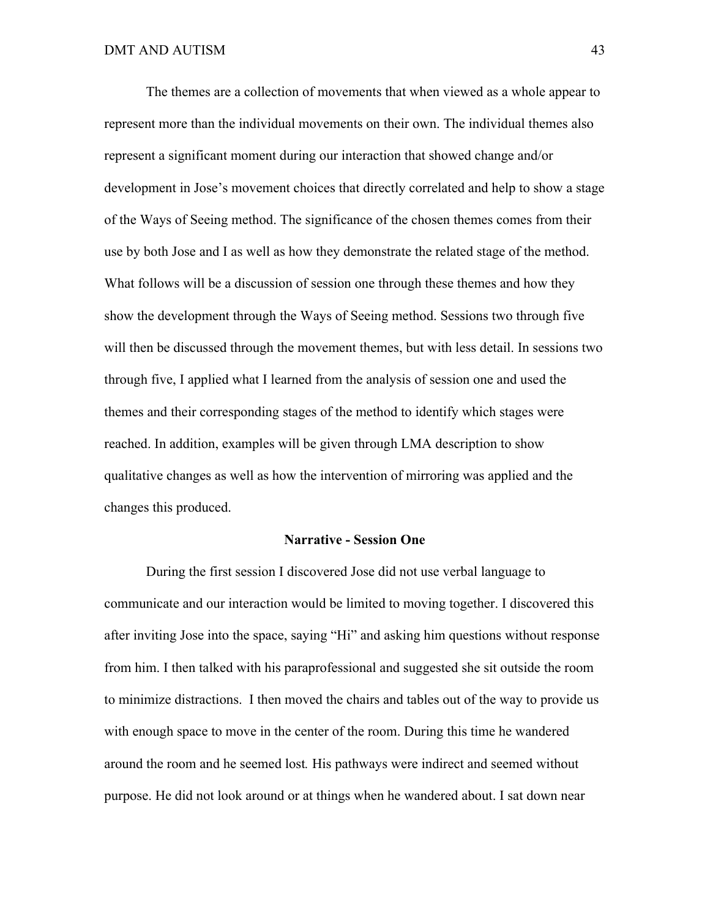The themes are a collection of movements that when viewed as a whole appear to represent more than the individual movements on their own. The individual themes also represent a significant moment during our interaction that showed change and/or development in Jose's movement choices that directly correlated and help to show a stage of the Ways of Seeing method. The significance of the chosen themes comes from their use by both Jose and I as well as how they demonstrate the related stage of the method. What follows will be a discussion of session one through these themes and how they show the development through the Ways of Seeing method. Sessions two through five will then be discussed through the movement themes, but with less detail. In sessions two through five, I applied what I learned from the analysis of session one and used the themes and their corresponding stages of the method to identify which stages were reached. In addition, examples will be given through LMA description to show qualitative changes as well as how the intervention of mirroring was applied and the changes this produced.

## Narrative - Session One

During the first session I discovered Jose did not use verbal language to communicate and our interaction would be limited to moving together. I discovered this after inviting Jose into the space, saying "Hi" and asking him questions without response from him. I then talked with his paraprofessional and suggested she sit outside the room to minimize distractions. I then moved the chairs and tables out of the way to provide us with enough space to move in the center of the room. During this time he wandered around the room and he seemed lost. His pathways were indirect and seemed without purpose. He did not look around or at things when he wandered about. I sat down near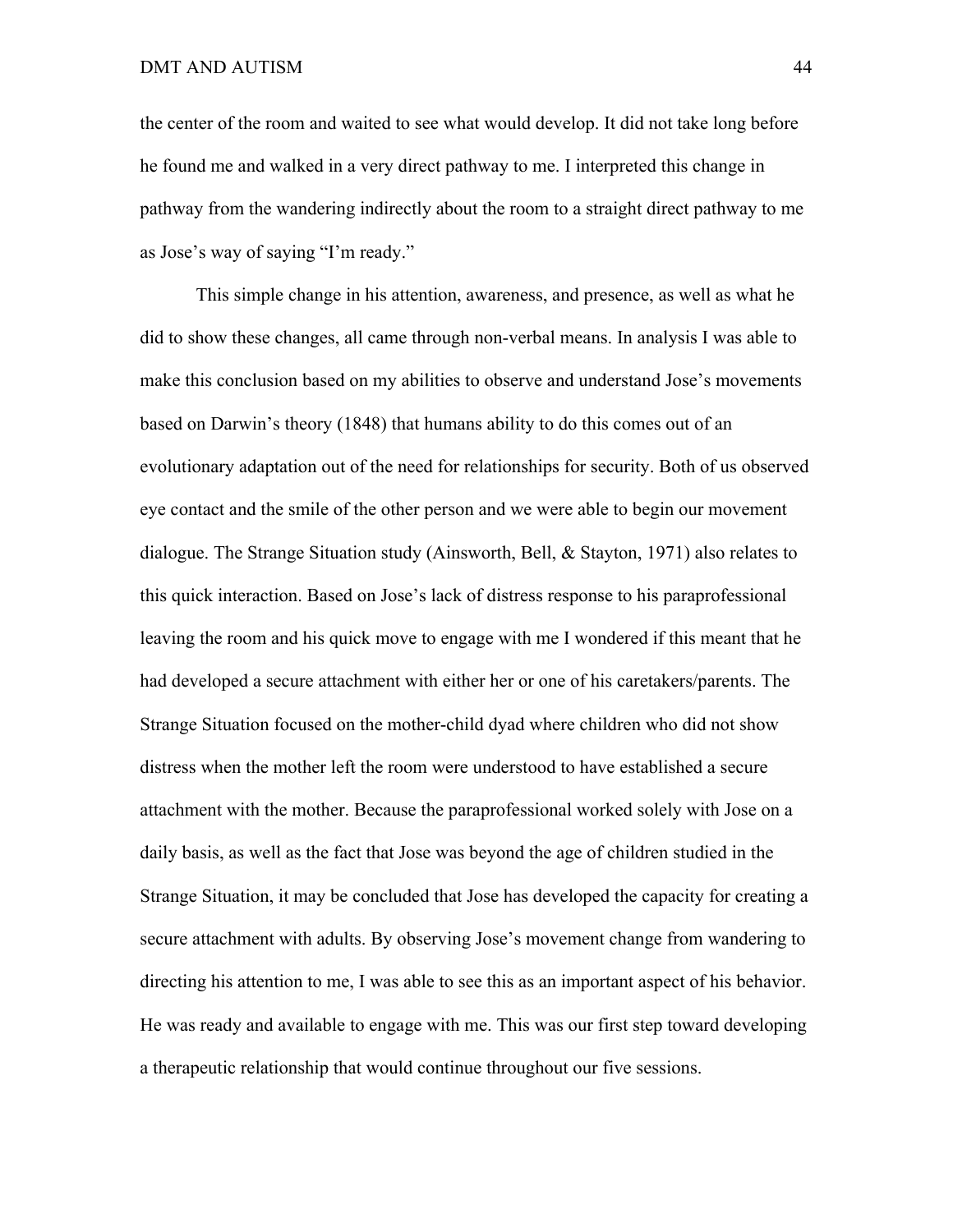the center of the room and waited to see what would develop. It did not take long before he found me and walked in a very direct pathway to me. I interpreted this change in pathway from the wandering indirectly about the room to a straight direct pathway to me as Jose's way of saying "I'm ready."

This simple change in his attention, awareness, and presence, as well as what he did to show these changes, all came through non-verbal means. In analysis I was able to make this conclusion based on my abilities to observe and understand Jose's movements based on Darwin's theory (1848) that humans ability to do this comes out of an evolutionary adaptation out of the need for relationships for security. Both of us observed eye contact and the smile of the other person and we were able to begin our movement dialogue. The Strange Situation study (Ainsworth, Bell, & Stayton, 1971) also relates to this quick interaction. Based on Jose's lack of distress response to his paraprofessional leaving the room and his quick move to engage with me I wondered if this meant that he had developed a secure attachment with either her or one of his caretakers/parents. The Strange Situation focused on the mother-child dyad where children who did not show distress when the mother left the room were understood to have established a secure attachment with the mother. Because the paraprofessional worked solely with Jose on a daily basis, as well as the fact that Jose was beyond the age of children studied in the Strange Situation, it may be concluded that Jose has developed the capacity for creating a secure attachment with adults. By observing Jose's movement change from wandering to directing his attention to me, I was able to see this as an important aspect of his behavior. He was ready and available to engage with me. This was our first step toward developing a therapeutic relationship that would continue throughout our five sessions.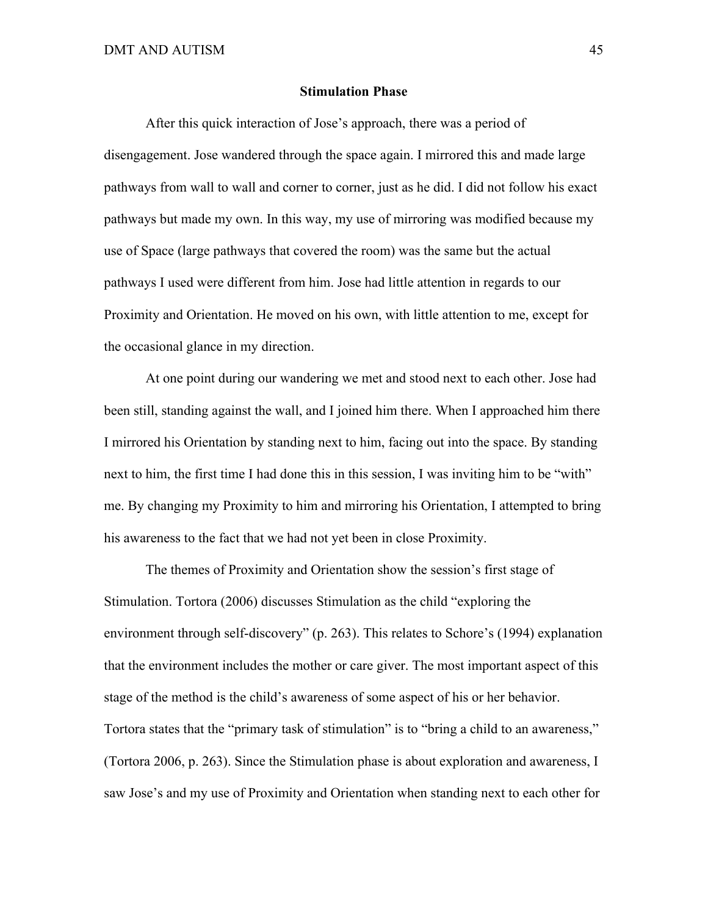**Stimulation Phase**

After this quick interaction of Jose's approach, there was a period of disengagement. Jose wandered through the space again. I mirrored this and made large pathways from wall to wall and corner to corner, just as he did. I did not follow his exact pathways but made my own. In this way, my use of mirroring was modified because my use of Space (large pathways that covered the room) was the same but the actual pathways I used were different from him. Jose had little attention in regards to our Proximity and Orientation. He moved on his own, with little attention to me, except for the occasional glance in my direction.

At one point during our wandering we met and stood next to each other. Jose had been still, standing against the wall, and I joined him there. When I approached him there I mirrored his Orientation by standing next to him, facing out into the space. By standing next to him, the first time I had done this in this session, I was inviting him to be "with" me. By changing my Proximity to him and mirroring his Orientation, I attempted to bring his awareness to the fact that we had not yet been in close Proximity.

The themes of Proximity and Orientation show the session's first stage of Stimulation. Tortora (2006) discusses Stimulation as the child "exploring the environment through self-discovery" (p. 263). This relates to Schore's (1994) explanation that the environment includes the mother or care giver. The most important aspect of this stage of the method is the child's awareness of some aspect of his or her behavior. Tortora states that the "primary task of stimulation" is to "bring a child to an awareness," (Tortora 2006, p. 263). Since the Stimulation phase is about exploration and awareness, I saw Jose's and my use of Proximity and Orientation when standing next to each other for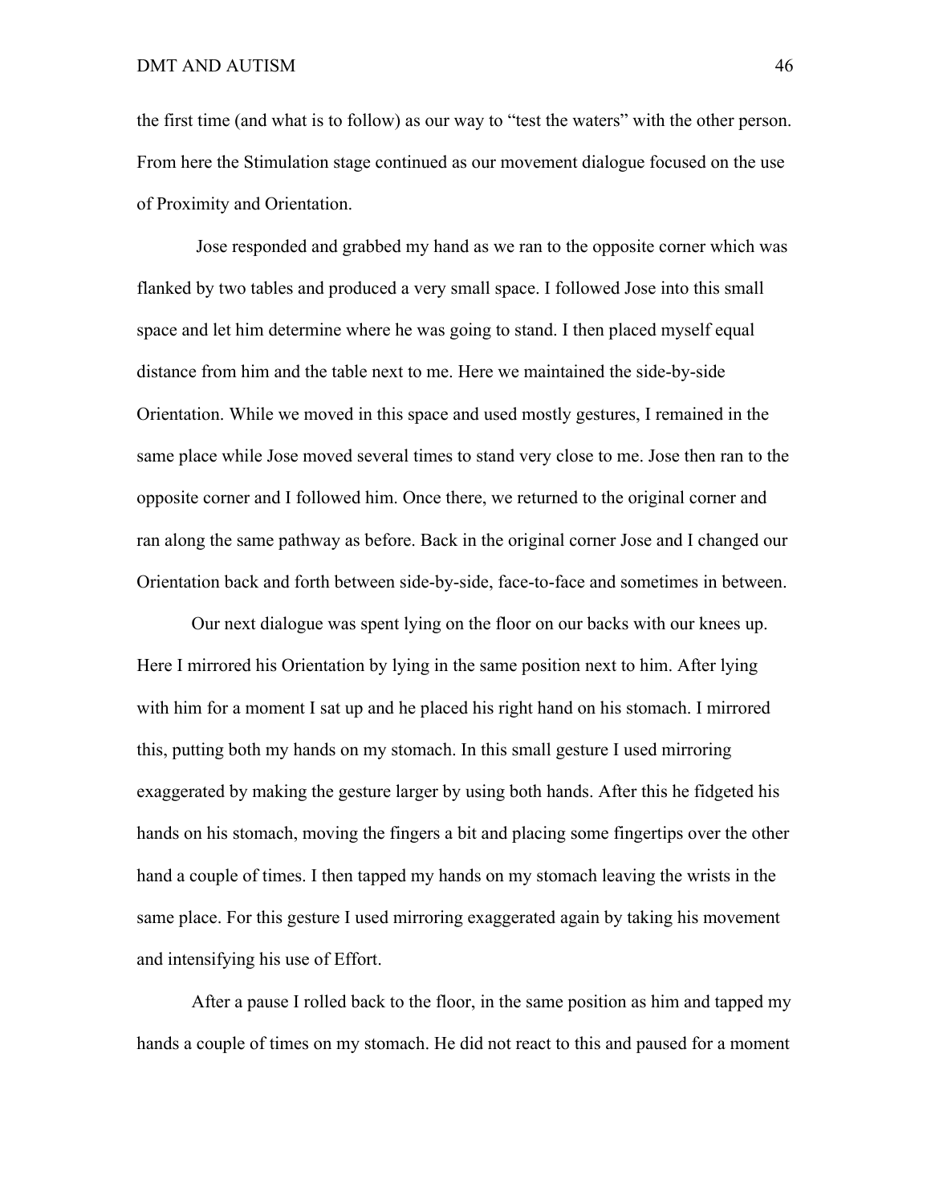the first time (and what is to follow) as our way to "test the waters" with the other person. From here the Stimulation stage continued as our movement dialogue focused on the use of Proximity and Orientation.

Jose responded and grabbed my hand as we ran to the opposite corner which was flanked by two tables and produced a very small space. I followed Jose into this small space and let him determine where he was going to stand. I then placed myself equal distance from him and the table next to me. Here we maintained the side-by-side Orientation. While we moved in this space and used mostly gestures, I remained in the same place while Jose moved several times to stand very close to me. Jose then ran to the opposite corner and I followed him. Once there, we returned to the original corner and ran along the same pathway as before. Back in the original corner Jose and I changed our Orientation back and forth between side-by-side, face-to-face and sometimes in between.

Our next dialogue was spent lying on the floor on our backs with our knees up. Here I mirrored his Orientation by lying in the same position next to him. After lying with him for a moment I sat up and he placed his right hand on his stomach. I mirrored this, putting both my hands on my stomach. In this small gesture I used mirroring exaggerated by making the gesture larger by using both hands. After this he fidgeted his hands on his stomach, moving the fingers a bit and placing some fingertips over the other hand a couple of times. I then tapped my hands on my stomach leaving the wrists in the same place. For this gesture I used mirroring exaggerated again by taking his movement and intensifying his use of Effort.

After a pause I rolled back to the floor, in the same position as him and tapped my hands a couple of times on my stomach. He did not react to this and paused for a moment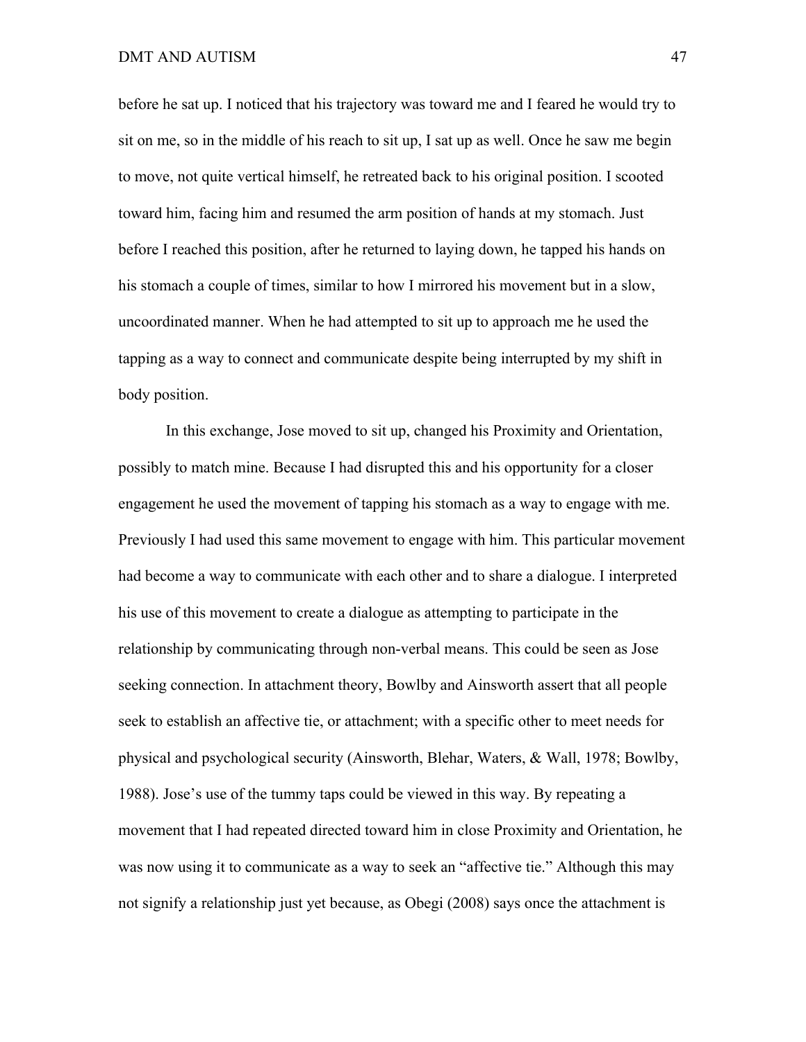before he sat up. I noticed that his trajectory was toward me and I feared he would try to sit on me, so in the middle of his reach to sit up, I sat up as well. Once he saw me begin to move, not quite vertical himself, he retreated back to his original position. I scooted toward him, facing him and resumed the arm position of hands at my stomach. Just before I reached this position, after he returned to laying down, he tapped his hands on his stomach a couple of times, similar to how I mirrored his movement but in a slow, uncoordinated manner. When he had attempted to sit up to approach me he used the tapping as a way to connect and communicate despite being interrupted by my shift in body position.

In this exchange, Jose moved to sit up, changed his Proximity and Orientation, possibly to match mine. Because I had disrupted this and his opportunity for a closer engagement he used the movement of tapping his stomach as a way to engage with me. Previously I had used this same movement to engage with him. This particular movement had become a way to communicate with each other and to share a dialogue. I interpreted his use of this movement to create a dialogue as attempting to participate in the relationship by communicating through non-verbal means. This could be seen as Jose seeking connection. In attachment theory, Bowlby and Ainsworth assert that all people seek to establish an affective tie, or attachment; with a specific other to meet needs for physical and psychological security (Ainsworth, Blehar, Waters, & Wall, 1978; Bowlby, 1988). Jose's use of the tummy taps could be viewed in this way. By repeating a movement that I had repeated directed toward him in close Proximity and Orientation, he was now using it to communicate as a way to seek an "affective tie." Although this may not signify a relationship just yet because, as Obegi (2008) says once the attachment is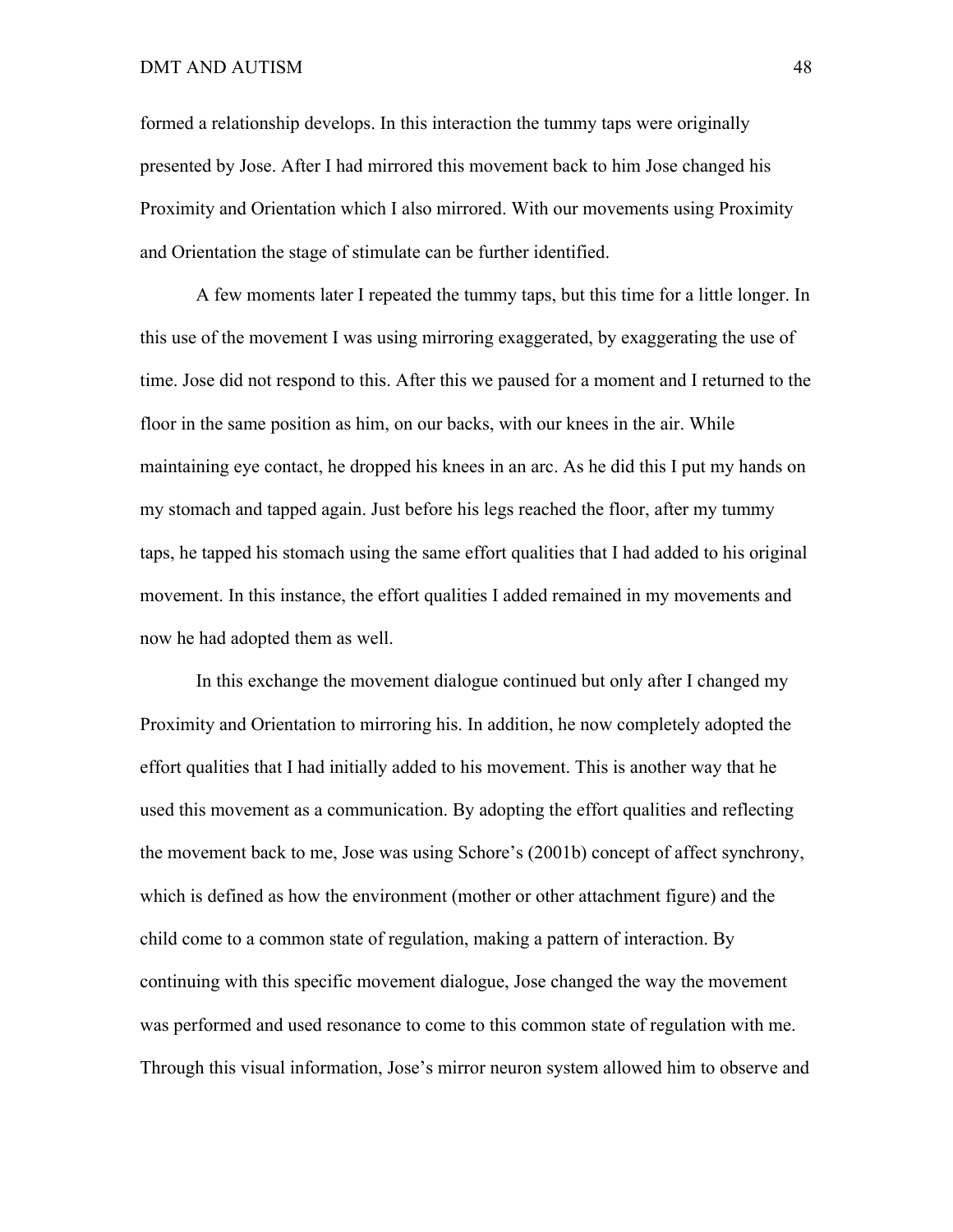formed a relationship develops. In this interaction the tummy taps were originally presented by Jose. After I had mirrored this movement back to him Jose changed his Proximity and Orientation which I also mirrored. With our movements using Proximity and Orientation the stage of stimulate can be further identified.

A few moments later I repeated the tummy taps, but this time for a little longer. In this use of the movement I was using mirroring exaggerated, by exaggerating the use of time. Jose did not respond to this. After this we paused for a moment and I returned to the floor in the same position as him, on our backs, with our knees in the air. While maintaining eye contact, he dropped his knees in an arc. As he did this I put my hands on my stomach and tapped again. Just before his legs reached the floor, after my tummy taps, he tapped his stomach using the same effort qualities that I had added to his original movement. In this instance, the effort qualities I added remained in my movements and now he had adopted them as well.

In this exchange the movement dialogue continued but only after I changed my Proximity and Orientation to mirroring his. In addition, he now completely adopted the effort qualities that I had initially added to his movement. This is another way that he used this movement as a communication. By adopting the effort qualities and reflecting the movement back to me, Jose was using Schore's (2001b) concept of affect synchrony, which is defined as how the environment (mother or other attachment figure) and the child come to a common state of regulation, making a pattern of interaction. By continuing with this specific movement dialogue, Jose changed the way the movement was performed and used resonance to come to this common state of regulation with me. Through this visual information, Jose's mirror neuron system allowed him to observe and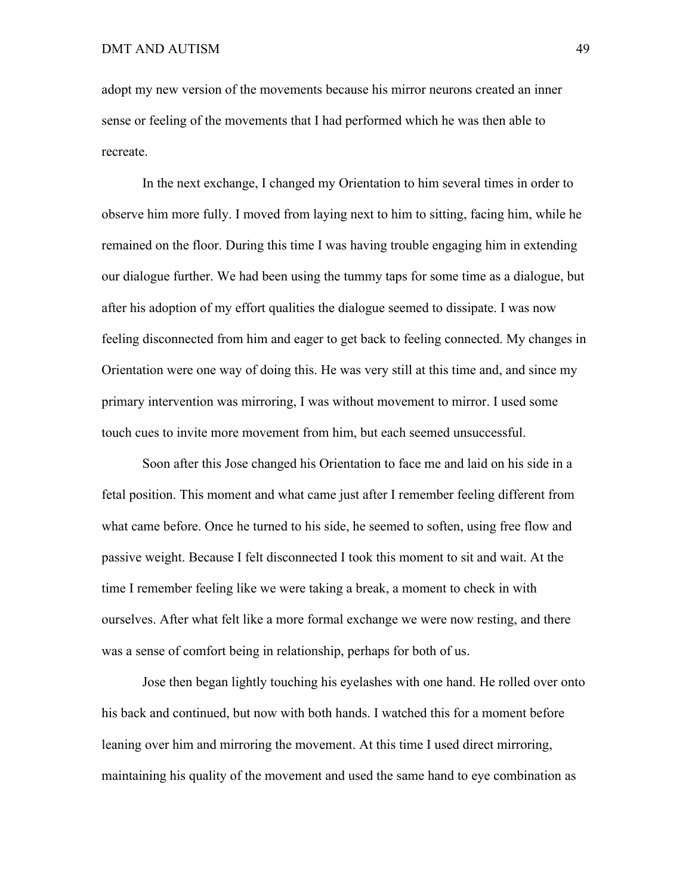adopt my new version of the movements because his mirror neurons created an inner sense or feeling of the movements that I had performed which he was then able to recreate.

In the next exchange, I changed my Orientation to him several times in order to observe him more fully. I moved from laying next to him to sitting, facing him, while he remained on the floor. During this time I was having trouble engaging him in extending our dialogue further. We had been using the tummy taps for some time as a dialogue, but after his adoption of my effort qualities the dialogue seemed to dissipate. I was now feeling disconnected from him and eager to get back to feeling connected. My changes in Orientation were one way of doing this. He was very still at this time and, and since my primary intervention was mirroring, I was without movement to mirror. I used some touch cues to invite more movement from him, but each seemed unsuccessful.

Soon after this Jose changed his Orientation to face me and laid on his side in a fetal position. This moment and what came just after I remember feeling different from what came before. Once he turned to his side, he seemed to soften, using free flow and passive weight. Because I felt disconnected I took this moment to sit and wait. At the time I remember feeling like we were taking a break, a moment to check in with ourselves. After what felt like a more formal exchange we were now resting, and there was a sense of comfort being in relationship, perhaps for both of us.

Jose then began lightly touching his eyelashes with one hand. He rolled over onto his back and continued, but now with both hands. I watched this for a moment before leaning over him and mirroring the movement. At this time I used direct mirroring, maintaining his quality of the movement and used the same hand to eye combination as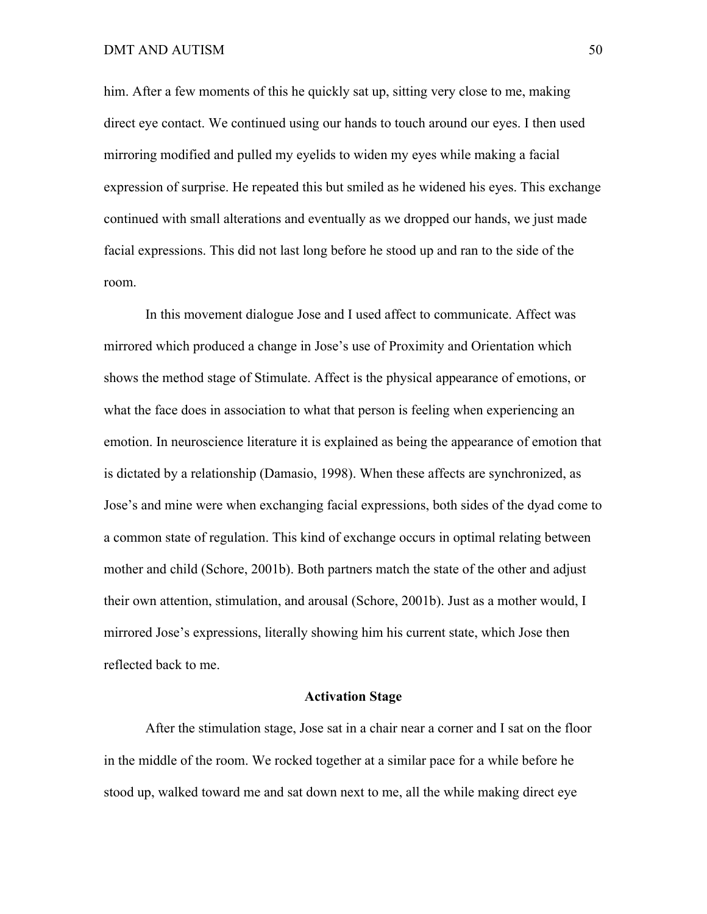him. After a few moments of this he quickly sat up, sitting very close to me, making direct eye contact. We continued using our hands to touch around our eyes. I then used mirroring modified and pulled my eyelids to widen my eyes while making a facial expression of surprise. He repeated this but smiled as he widened his eyes. This exchange continued with small alterations and eventually as we dropped our hands, we just made facial expressions. This did not last long before he stood up and ran to the side of the room.

In this movement dialogue Jose and I used affect to communicate. Affect was mirrored which produced a change in Jose's use of Proximity and Orientation which shows the method stage of Stimulate. Affect is the physical appearance of emotions, or what the face does in association to what that person is feeling when experiencing an emotion. In neuroscience literature it is explained as being the appearance of emotion that is dictated by a relationship (Damasio, 1998). When these affects are synchronized, as Jose's and mine were when exchanging facial expressions, both sides of the dyad come to a common state of regulation. This kind of exchange occurs in optimal relating between mother and child (Schore, 2001b). Both partners match the state of the other and adjust their own attention, stimulation, and arousal (Schore, 2001b). Just as a mother would, I mirrored Jose's expressions, literally showing him his current state, which Jose then reflected back to me.

## Activation Stage

After the stimulation stage, Jose sat in a chair near a corner and I sat on the floor in the middle of the room. We rocked together at a similar pace for a while before he stood up, walked toward me and sat down next to me, all the while making direct eye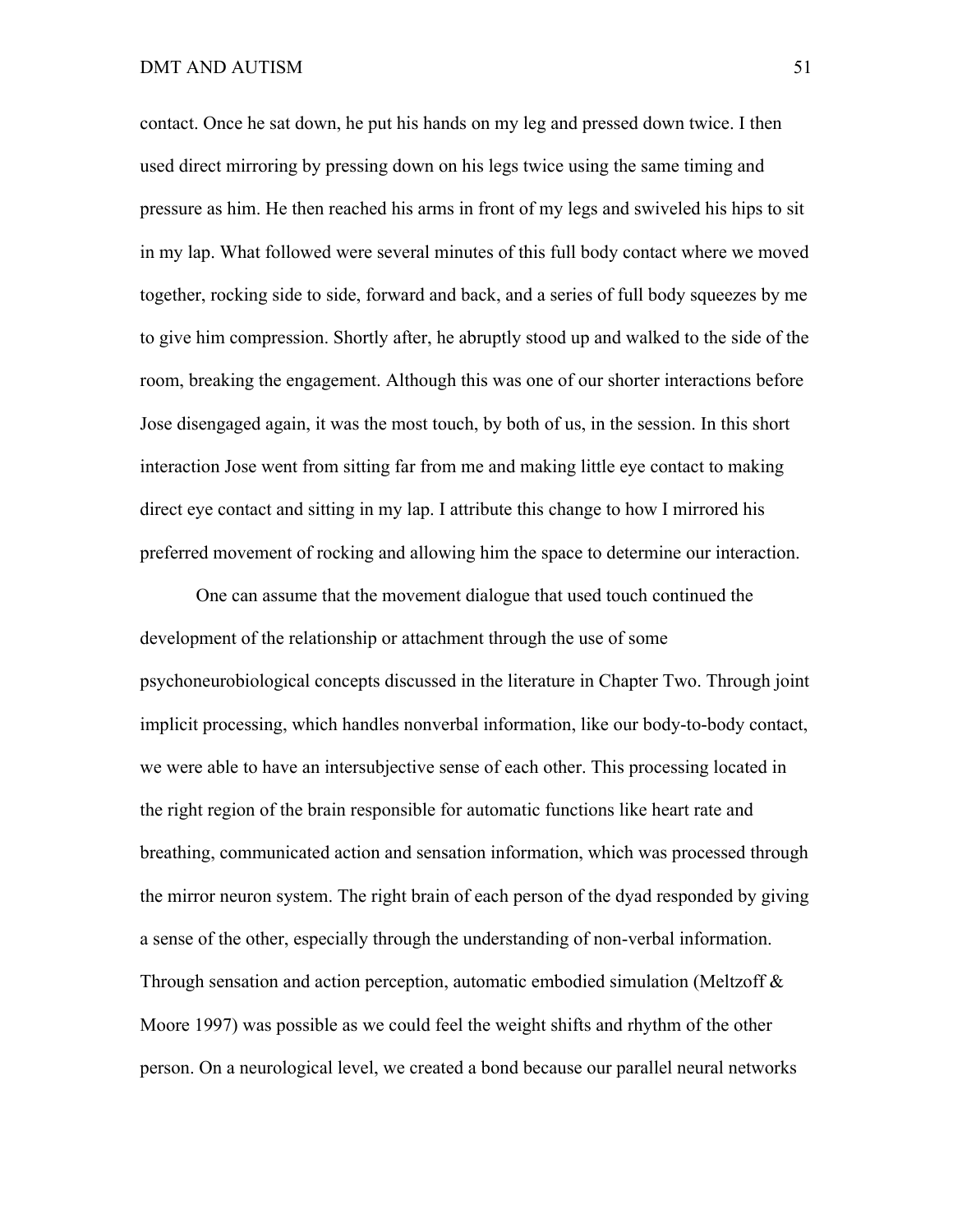contact. Once he sat down, he put his hands on my leg and pressed down twice. I then used direct mirroring by pressing down on his legs twice using the same timing and pressure as him. He then reached his arms in front of my legs and swiveled his hips to sit in my lap. What followed were several minutes of this full body contact where we moved together, rocking side to side, forward and back, and a series of full body squeezes by me to give him compression. Shortly after, he abruptly stood up and walked to the side of the room, breaking the engagement. Although this was one of our shorter interactions before Jose disengaged again, it was the most touch, by both of us, in the session. In this short interaction Jose went from sitting far from me and making little eye contact to making direct eye contact and sitting in my lap. I attribute this change to how I mirrored his preferred movement of rocking and allowing him the space to determine our interaction.

One can assume that the movement dialogue that used touch continued the development of the relationship or attachment through the use of some psychoneurobiological concepts discussed in the literature in Chapter Two. Through joint implicit processing, which handles nonverbal information, like our body-to-body contact, we were able to have an intersubjective sense of each other. This processing located in the right region of the brain responsible for automatic functions like heart rate and breathing, communicated action and sensation information, which was processed through the mirror neuron system. The right brain of each person of the dyad responded by giving a sense of the other, especially through the understanding of non-verbal information. Through sensation and action perception, automatic embodied simulation (Meltzoff & Moore 1997) was possible as we could feel the weight shifts and rhythm of the other person. On a neurological level, we created a bond because our parallel neural networks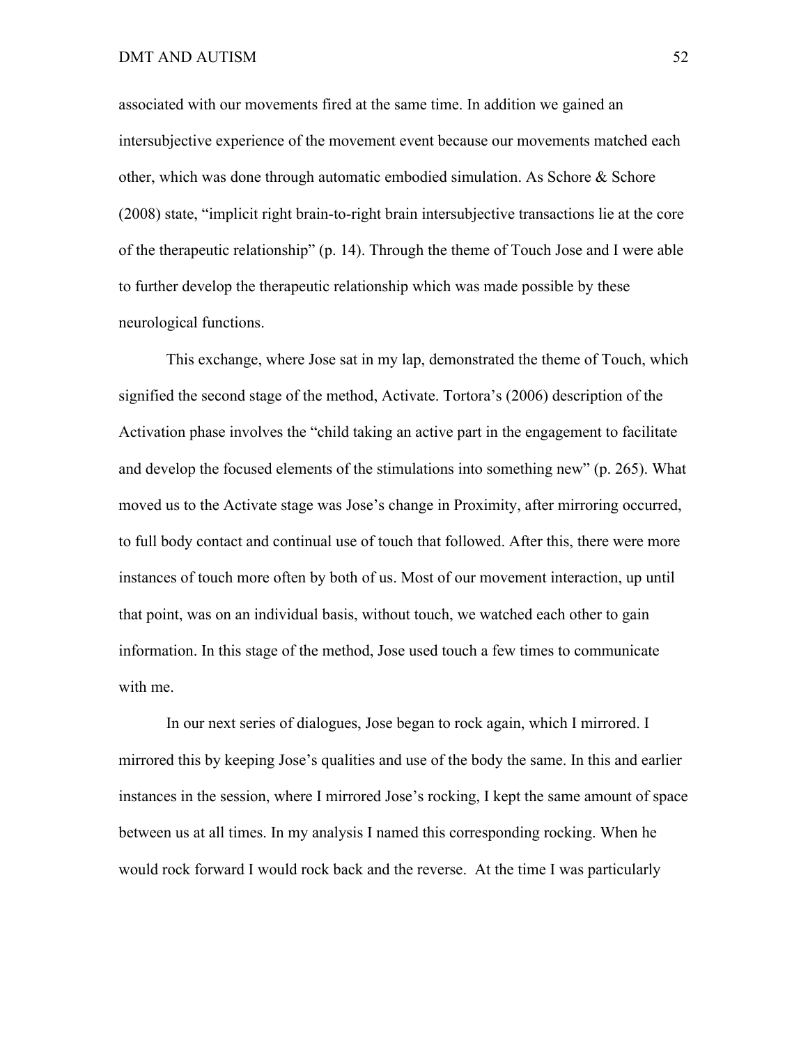associated with our movements fired at the same time. In addition we gained an intersubjective experience of the movement event because our movements matched each other, which was done through automatic embodied simulation. As Schore & Schore (2008) state, "implicit right brain-to-right brain intersubjective transactions lie at the core of the therapeutic relationship" (p. 14). Through the theme of Touch Jose and I were able to further develop the therapeutic relationship which was made possible by these neurological functions.

This exchange, where Jose sat in my lap, demonstrated the theme of Touch, which signified the second stage of the method, Activate. Tortora's (2006) description of the Activation phase involves the "child taking an active part in the engagement to facilitate and develop the focused elements of the stimulations into something new" (p. 265). What moved us to the Activate stage was Jose's change in Proximity, after mirroring occurred, to full body contact and continual use of touch that followed. After this, there were more instances of touch more often by both of us. Most of our movement interaction, up until that point, was on an individual basis, without touch, we watched each other to gain information. In this stage of the method, Jose used touch a few times to communicate with me.

In our next series of dialogues, Jose began to rock again, which I mirrored. I mirrored this by keeping Jose's qualities and use of the body the same. In this and earlier instances in the session, where I mirrored Jose's rocking, I kept the same amount of space between us at all times. In my analysis I named this corresponding rocking. When he would rock forward I would rock back and the reverse. At the time I was particularly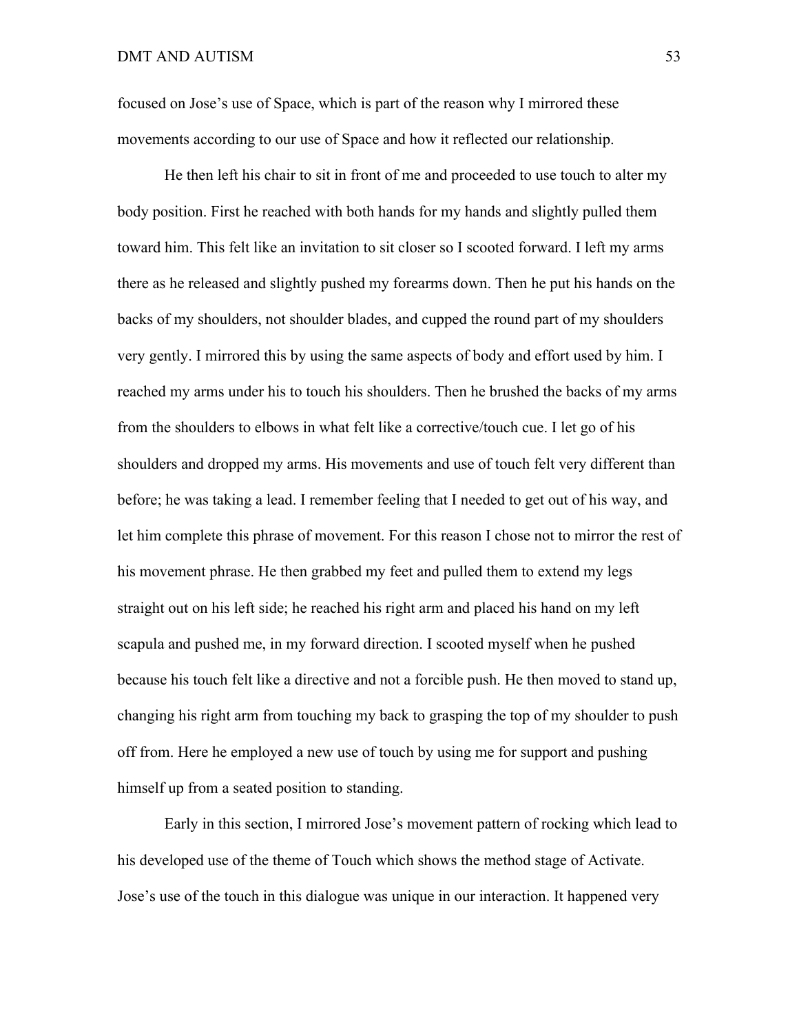focused on Jose's use of Space, which is part of the reason why I mirrored these movements according to our use of Space and how it reflected our relationship.

He then left his chair to sit in front of me and proceeded to use touch to alter my body position. First he reached with both hands for my hands and slightly pulled them toward him. This felt like an invitation to sit closer so I scooted forward. I left my arms there as he released and slightly pushed my forearms down. Then he put his hands on the backs of my shoulders, not shoulder blades, and cupped the round part of my shoulders very gently. I mirrored this by using the same aspects of body and effort used by him. I reached my arms under his to touch his shoulders. Then he brushed the backs of my arms from the shoulders to elbows in what felt like a corrective/touch cue. I let go of his shoulders and dropped my arms. His movements and use of touch felt very different than before; he was taking a lead. I remember feeling that I needed to get out of his way, and let him complete this phrase of movement. For this reason I chose not to mirror the rest of his movement phrase. He then grabbed my feet and pulled them to extend my legs straight out on his left side; he reached his right arm and placed his hand on my left scapula and pushed me, in my forward direction. I scooted myself when he pushed because his touch felt like a directive and not a forcible push. He then moved to stand up, changing his right arm from touching my back to grasping the top of my shoulder to push off from. Here he employed a new use of touch by using me for support and pushing himself up from a seated position to standing.

Early in this section, I mirrored Jose's movement pattern of rocking which lead to his developed use of the theme of Touch which shows the method stage of Activate. Jose's use of the touch in this dialogue was unique in our interaction. It happened very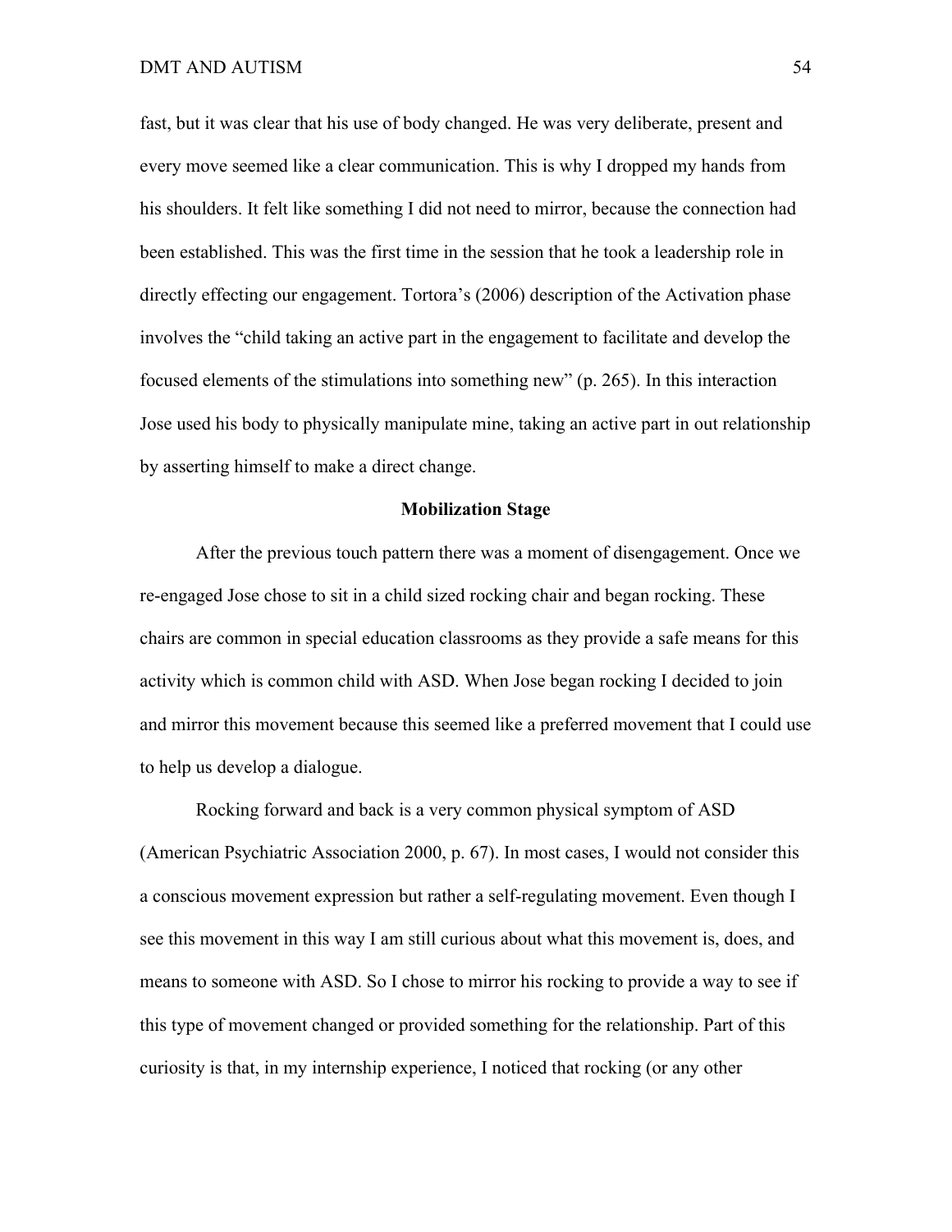fast, but it was clear that his use of body changed. He was very deliberate, present and every move seemed like a clear communication. This is why I dropped my hands from his shoulders. It felt like something I did not need to mirror, because the connection had been established. This was the first time in the session that he took a leadership role in directly effecting our engagement. Tortora's (2006) description of the Activation phase involves the "child taking an active part in the engagement to facilitate and develop the focused elements of the stimulations into something new" (p. 265). In this interaction Jose used his body to physically manipulate mine, taking an active part in out relationship by asserting himself to make a direct change.

**Mobilization Stage**

After the previous touch pattern there was a moment of disengagement. Once we re-engaged Jose chose to sit in a child sized rocking chair and began rocking. These chairs are common in special education classrooms as they provide a safe means for this activity which is common child with ASD. When Jose began rocking I decided to join and mirror this movement because this seemed like a preferred movement that I could use to help us develop a dialogue.

Rocking forward and back is a very common physical symptom of ASD (American Psychiatric Association 2000, p. 67). In most cases, I would not consider this a conscious movement expression but rather a self-regulating movement. Even though I see this movement in this way I am still curious about what this movement is, does, and means to someone with ASD. So I chose to mirror his rocking to provide a way to see if this type of movement changed or provided something for the relationship. Part of this curiosity is that, in my internship experience, I noticed that rocking (or any other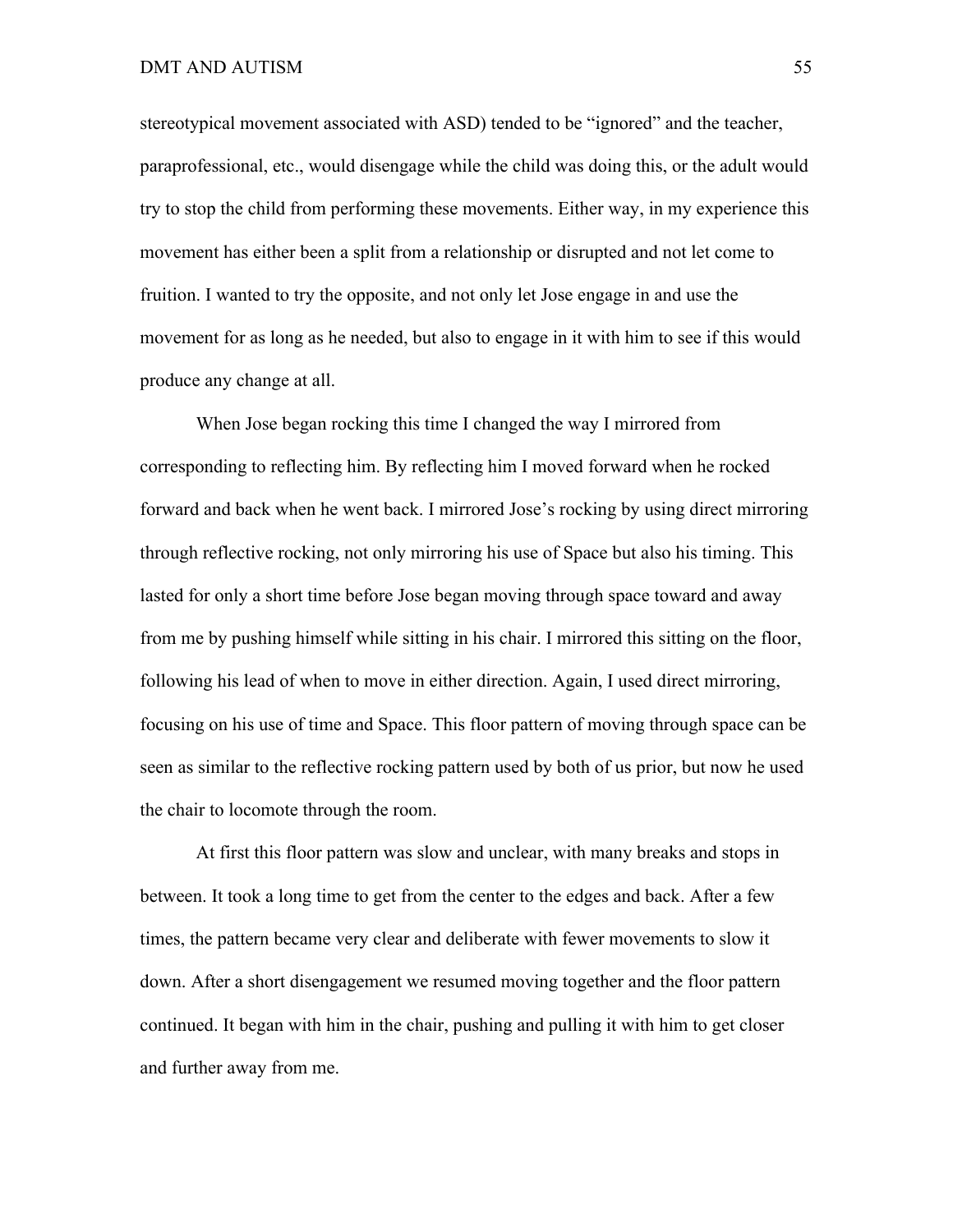stereotypical movement associated with ASD) tended to be "ignored" and the teacher, paraprofessional, etc., would disengage while the child was doing this, or the adult would try to stop the child from performing these movements. Either way, in my experience this movement has either been a split from a relationship or disrupted and not let come to fruition. I wanted to try the opposite, and not only let Jose engage in and use the movement for as long as he needed, but also to engage in it with him to see if this would produce any change at all.

When Jose began rocking this time I changed the way I mirrored from corresponding to reflecting him. By reflecting him I moved forward when he rocked forward and back when he went back. I mirrored Jose's rocking by using direct mirroring through reflective rocking, not only mirroring his use of Space but also his timing. This lasted for only a short time before Jose began moving through space toward and away from me by pushing himself while sitting in his chair. I mirrored this sitting on the floor, following his lead of when to move in either direction. Again, I used direct mirroring, focusing on his use of time and Space. This floor pattern of moving through space can be seen as similar to the reflective rocking pattern used by both of us prior, but now he used the chair to locomote through the room.

At first this floor pattern was slow and unclear, with many breaks and stops in between. It took a long time to get from the center to the edges and back. After a few times, the pattern became very clear and deliberate with fewer movements to slow it down. After a short disengagement we resumed moving together and the floor pattern continued. It began with him in the chair, pushing and pulling it with him to get closer and further away from me.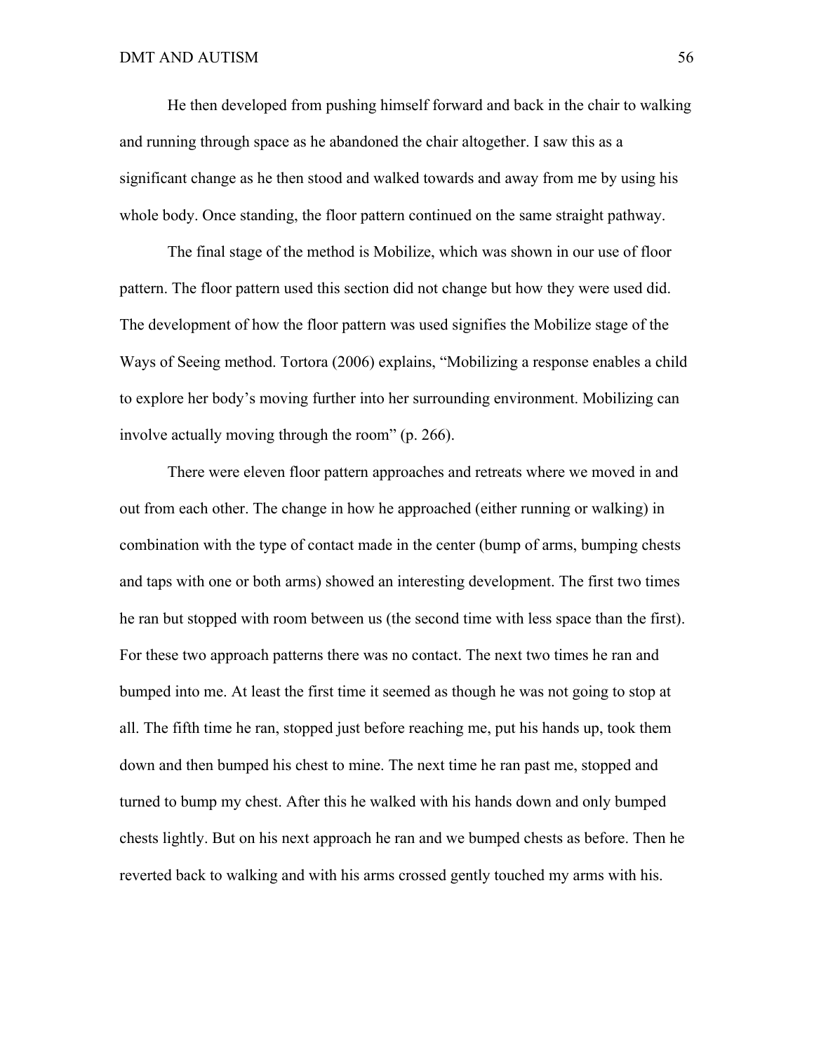He then developed from pushing himself forward and back in the chair to walking and running through space as he abandoned the chair altogether. I saw this as a significant change as he then stood and walked towards and away from me by using his whole body. Once standing, the floor pattern continued on the same straight pathway.

The final stage of the method is Mobilize, which was shown in our use of floor pattern. The floor pattern used this section did not change but how they were used did. The development of how the floor pattern was used signifies the Mobilize stage of the Ways of Seeing method. Tortora (2006) explains, "Mobilizing a response enables a child to explore her body's moving further into her surrounding environment. Mobilizing can involve actually moving through the room" (p. 266).

There were eleven floor pattern approaches and retreats where we moved in and out from each other. The change in how he approached (either running or walking) in combination with the type of contact made in the center (bump of arms, bumping chests and taps with one or both arms) showed an interesting development. The first two times he ran but stopped with room between us (the second time with less space than the first). For these two approach patterns there was no contact. The next two times he ran and bumped into me. At least the first time it seemed as though he was not going to stop at all. The fifth time he ran, stopped just before reaching me, put his hands up, took them down and then bumped his chest to mine. The next time he ran past me, stopped and turned to bump my chest. After this he walked with his hands down and only bumped chests lightly. But on his next approach he ran and we bumped chests as before. Then he reverted back to walking and with his arms crossed gently touched my arms with his.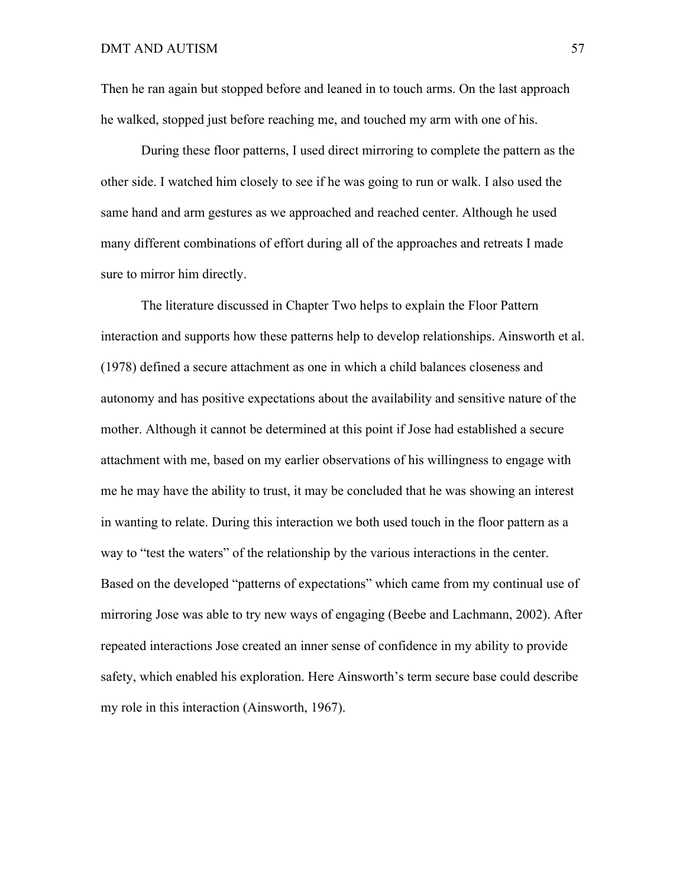Then he ran again but stopped before and leaned in to touch arms. On the last approach he walked, stopped just before reaching me, and touched my arm with one of his.

During these floor patterns, I used direct mirroring to complete the pattern as the other side. I watched him closely to see if he was going to run or walk. I also used the same hand and arm gestures as we approached and reached center. Although he used many different combinations of effort during all of the approaches and retreats I made sure to mirror him directly.

The literature discussed in Chapter Two helps to explain the Floor Pattern interaction and supports how these patterns help to develop relationships. Ainsworth et al. (1978) defined a secure attachment as one in which a child balances closeness and autonomy and has positive expectations about the availability and sensitive nature of the mother. Although it cannot be determined at this point if Jose had established a secure attachment with me, based on my earlier observations of his willingness to engage with me he may have the ability to trust, it may be concluded that he was showing an interest in wanting to relate. During this interaction we both used touch in the floor pattern as a way to "test the waters" of the relationship by the various interactions in the center. Based on the developed "patterns of expectations" which came from my continual use of mirroring Jose was able to try new ways of engaging (Beebe and Lachmann, 2002). After repeated interactions Jose created an inner sense of confidence in my ability to provide safety, which enabled his exploration. Here Ainsworth's term secure base could describe my role in this interaction (Ainsworth, 1967).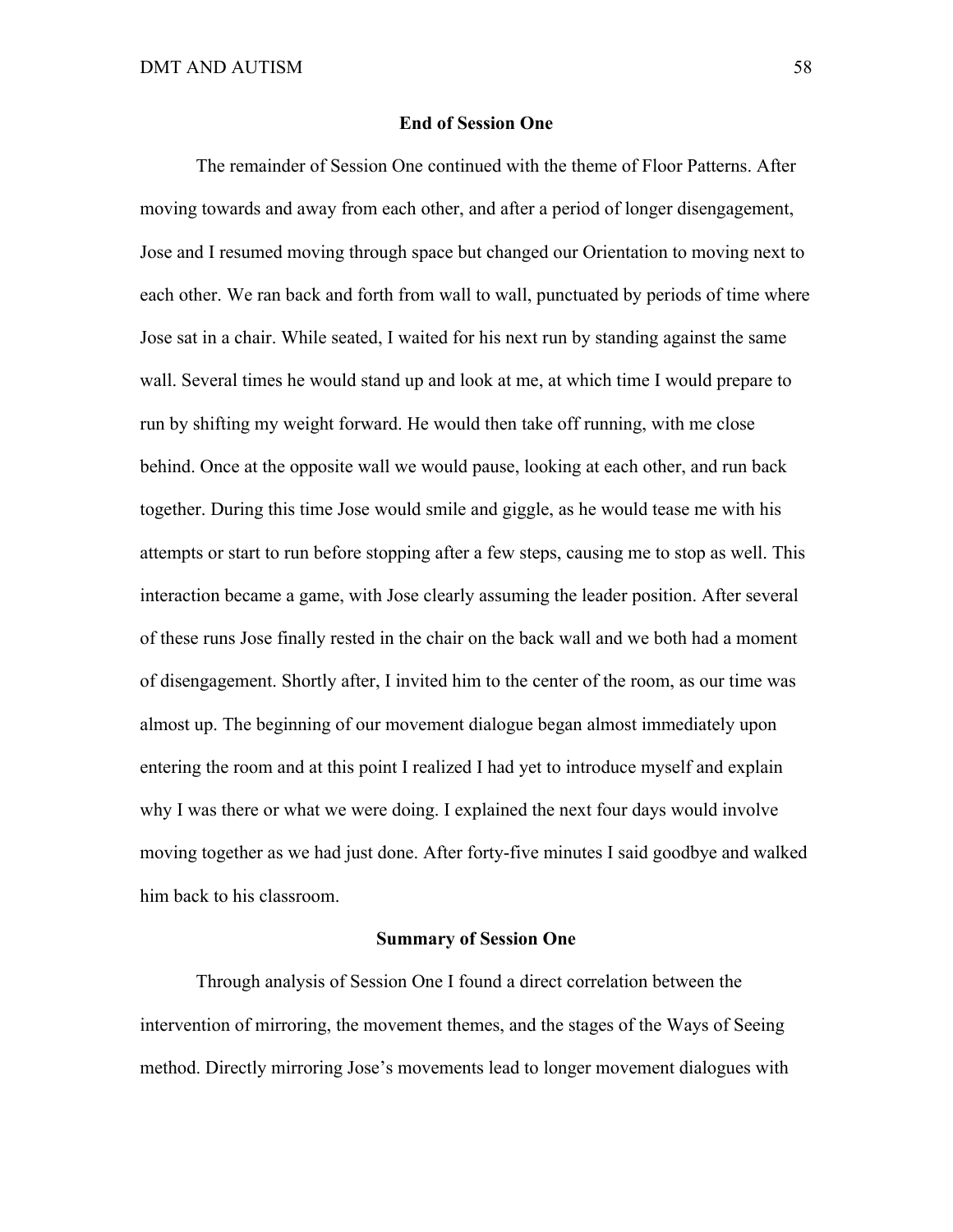### End of Session One

The remainder of Session One continued with the theme of Floor Patterns. After moving towards and away from each other, and after a period of longer disengagement, Jose and I resumed moving through space but changed our Orientation to moving next to each other. We ran back and forth from wall to wall, punctuated by periods of time where Jose sat in a chair. While seated, I waited for his next run by standing against the same wall. Several times he would stand up and look at me, at which time I would prepare to run by shifting my weight forward. He would then take off running, with me close behind. Once at the opposite wall we would pause, looking at each other, and run back together. During this time Jose would smile and giggle, as he would tease me with his attempts or start to run before stopping after a few steps, causing me to stop as well. This interaction became a game, with Jose clearly assuming the leader position. After several of these runs Jose finally rested in the chair on the back wall and we both had a moment of disengagement. Shortly after, I invited him to the center of the room, as our time was almost up. The beginning of our movement dialogue began almost immediately upon entering the room and at this point I realized I had yet to introduce myself and explain why I was there or what we were doing. I explained the next four days would involve moving together as we had just done. After forty-five minutes I said goodbye and walked him back to his classroom.

### Summary of Session One

Through analysis of Session One I found a direct correlation between the intervention of mirroring, the movement themes, and the stages of the Ways of Seeing method. Directly mirroring Jose's movements lead to longer movement dialogues with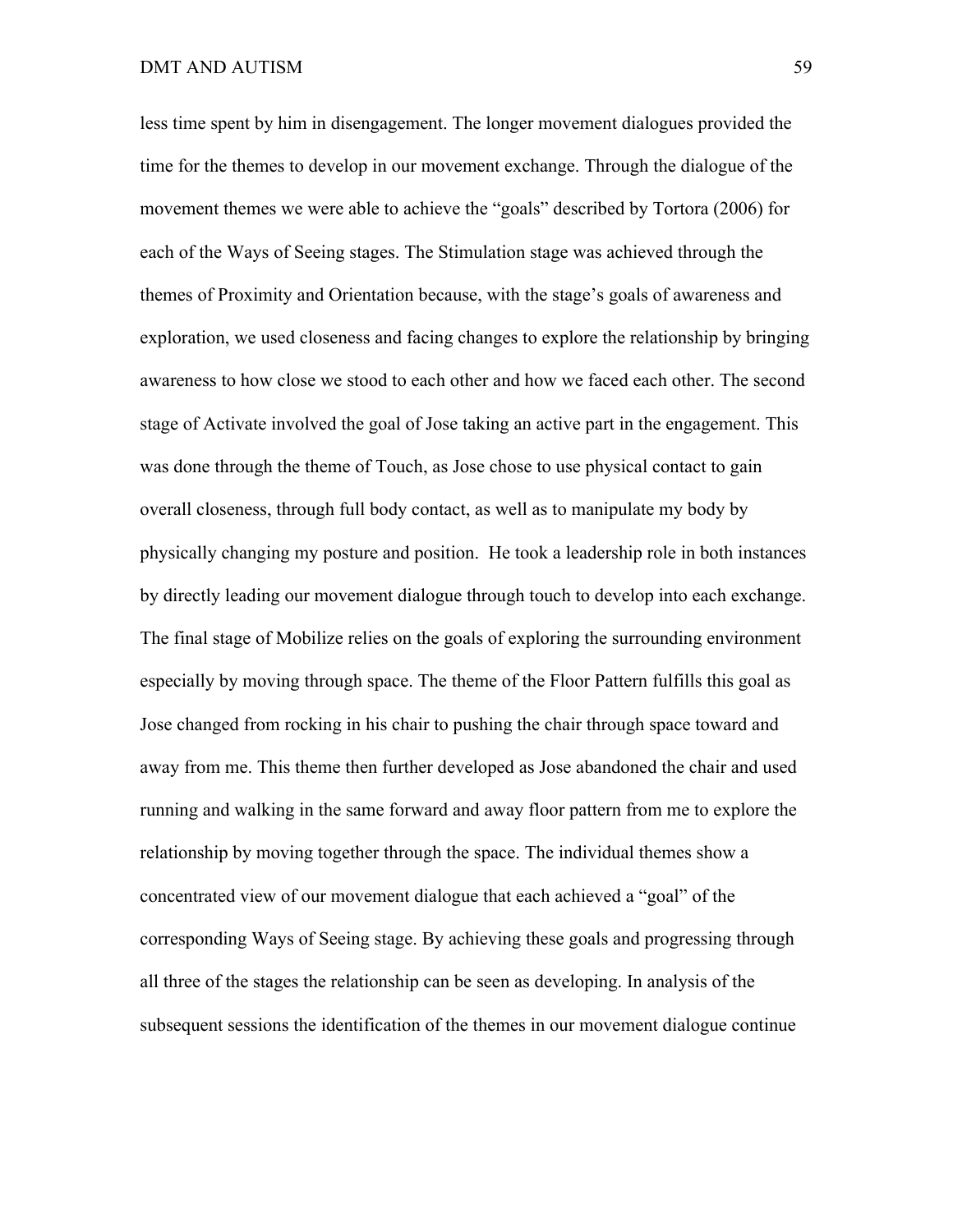less time spent by him in disengagement. The longer movement dialogues provided the time for the themes to develop in our movement exchange. Through the dialogue of the movement themes we were able to achieve the "goals" described by Tortora (2006) for each of the Ways of Seeing stages. The Stimulation stage was achieved through the themes of Proximity and Orientation because, with the stage's goals of awareness and exploration, we used closeness and facing changes to explore the relationship by bringing awareness to how close we stood to each other and how we faced each other. The second stage of Activate involved the goal of Jose taking an active part in the engagement. This was done through the theme of Touch, as Jose chose to use physical contact to gain overall closeness, through full body contact, as well as to manipulate my body by physically changing my posture and position. He took a leadership role in both instances by directly leading our movement dialogue through touch to develop into each exchange. The final stage of Mobilize relies on the goals of exploring the surrounding environment especially by moving through space. The theme of the Floor Pattern fulfills this goal as Jose changed from rocking in his chair to pushing the chair through space toward and away from me. This theme then further developed as Jose abandoned the chair and used running and walking in the same forward and away floor pattern from me to explore the relationship by moving together through the space. The individual themes show a concentrated view of our movement dialogue that each achieved a "goal" of the corresponding Ways of Seeing stage. By achieving these goals and progressing through all three of the stages the relationship can be seen as developing. In analysis of the subsequent sessions the identification of the themes in our movement dialogue continue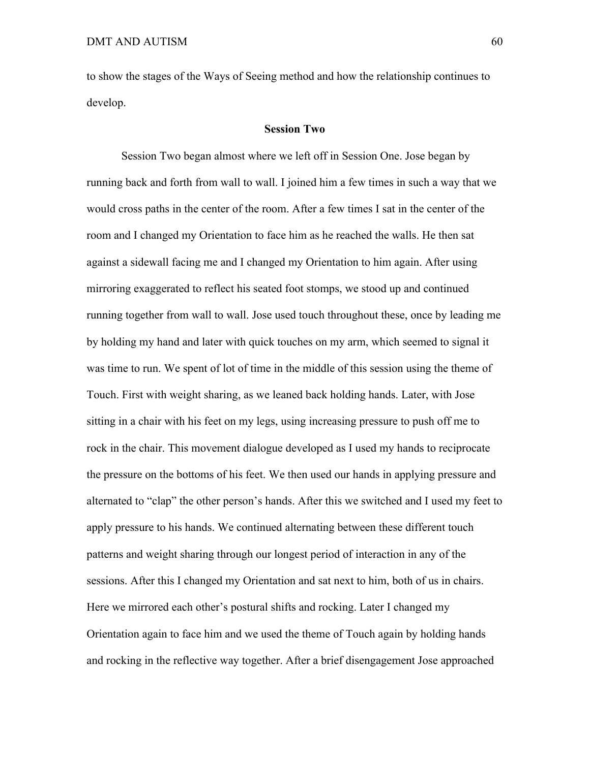to show the stages of the Ways of Seeing method and how the relationship continues to develop.

## Session Two

Session Two began almost where we left off in Session One. Jose began by running back and forth from wall to wall. I joined him a few times in such a way that we would cross paths in the center of the room. After a few times I sat in the center of the room and I changed my Orientation to face him as he reached the walls. He then sat against a sidewall facing me and I changed my Orientation to him again. After using mirroring exaggerated to reflect his seated foot stomps, we stood up and continued running together from wall to wall. Jose used touch throughout these, once by leading me by holding my hand and later with quick touches on my arm, which seemed to signal it was time to run. We spent of lot of time in the middle of this session using the theme of Touch. First with weight sharing, as we leaned back holding hands. Later, with Jose sitting in a chair with his feet on my legs, using increasing pressure to push off me to rock in the chair. This movement dialogue developed as I used my hands to reciprocate the pressure on the bottoms of his feet. We then used our hands in applying pressure and alternated to "clap" the other person's hands. After this we switched and I used my feet to apply pressure to his hands. We continued alternating between these different touch patterns and weight sharing through our longest period of interaction in any of the sessions. After this I changed my Orientation and sat next to him, both of us in chairs. Here we mirrored each other's postural shifts and rocking. Later I changed my Orientation again to face him and we used the theme of Touch again by holding hands and rocking in the reflective way together. After a brief disengagement Jose approached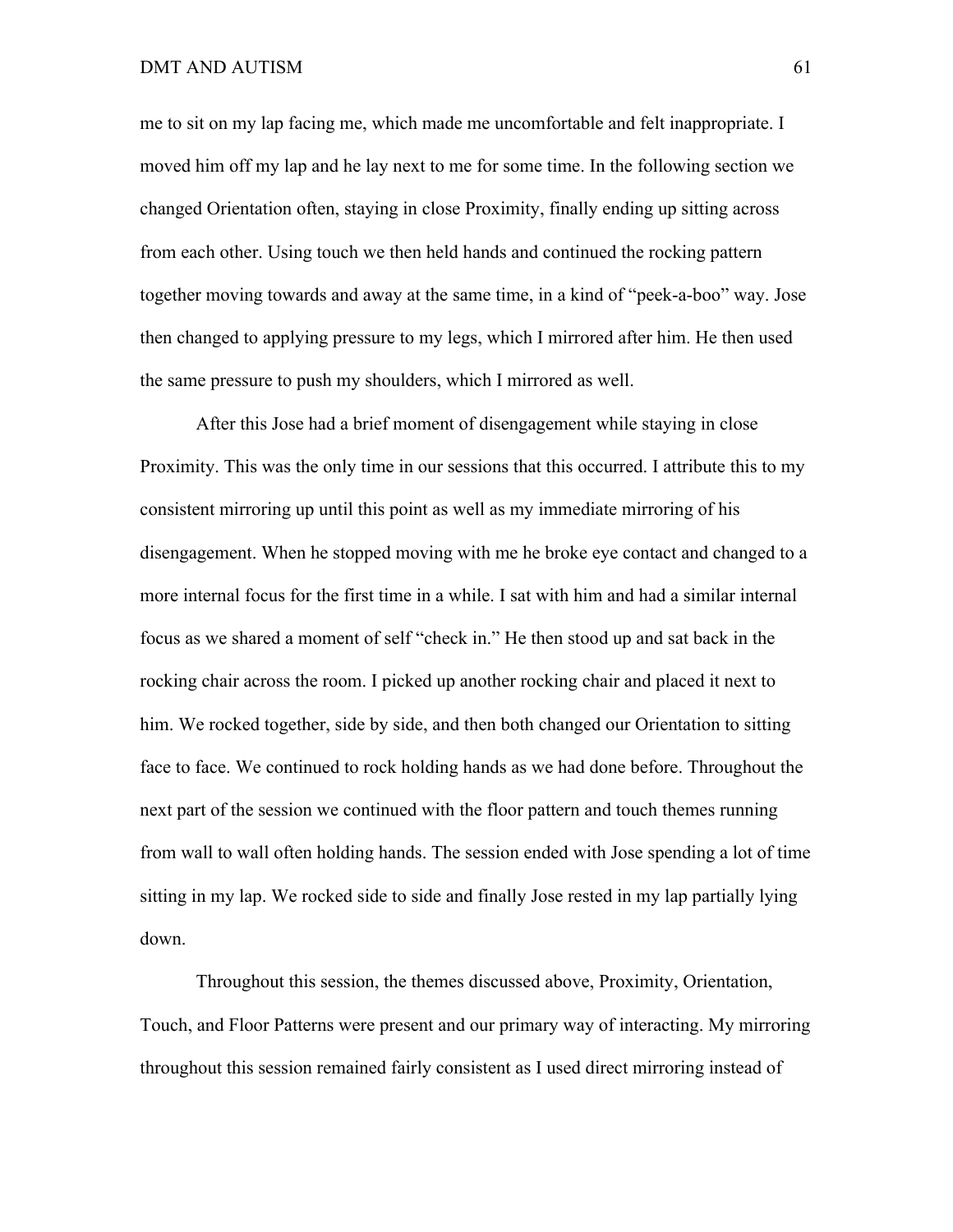me to sit on my lap facing me, which made me uncomfortable and felt inappropriate. I moved him off my lap and he lay next to me for some time. In the following section we changed Orientation often, staying in close Proximity, finally ending up sitting across from each other. Using touch we then held hands and continued the rocking pattern together moving towards and away at the same time, in a kind of "peek-a-boo" way. Jose then changed to applying pressure to my legs, which I mirrored after him. He then used the same pressure to push my shoulders, which I mirrored as well.

After this Jose had a brief moment of disengagement while staying in close Proximity. This was the only time in our sessions that this occurred. I attribute this to my consistent mirroring up until this point as well as my immediate mirroring of his disengagement. When he stopped moving with me he broke eye contact and changed to a more internal focus for the first time in a while. I sat with him and had a similar internal focus as we shared a moment of self "check in." He then stood up and sat back in the rocking chair across the room. I picked up another rocking chair and placed it next to him. We rocked together, side by side, and then both changed our Orientation to sitting face to face. We continued to rock holding hands as we had done before. Throughout the next part of the session we continued with the floor pattern and touch themes running from wall to wall often holding hands. The session ended with Jose spending a lot of time sitting in my lap. We rocked side to side and finally Jose rested in my lap partially lying down.

Throughout this session, the themes discussed above, Proximity, Orientation, Touch, and Floor Patterns were present and our primary way of interacting. My mirroring throughout this session remained fairly consistent as I used direct mirroring instead of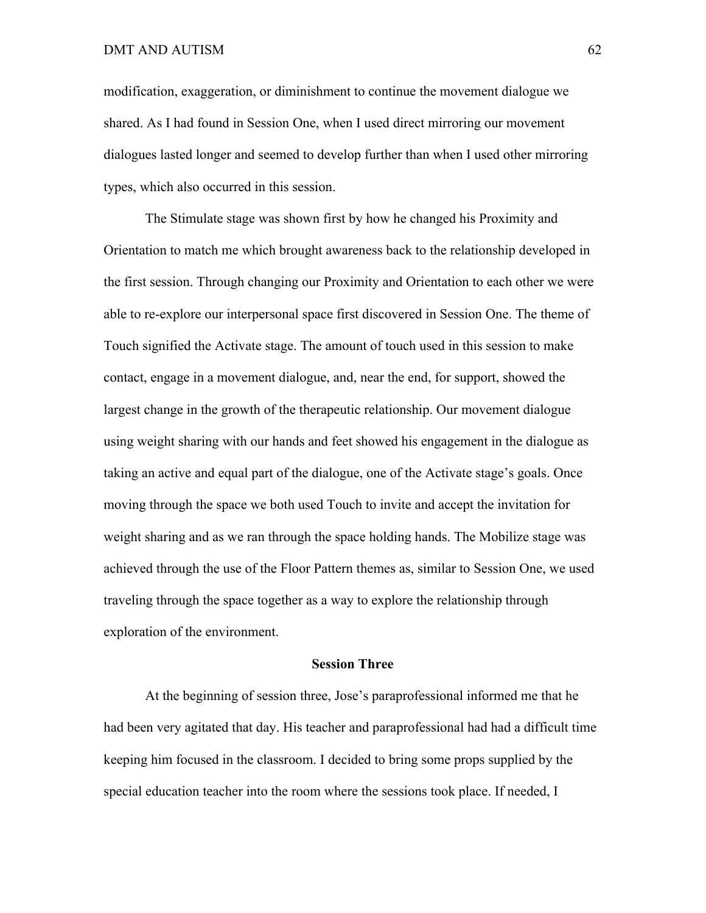modification, exaggeration, or diminishment to continue the movement dialogue we shared. As I had found in Session One, when I used direct mirroring our movement dialogues lasted longer and seemed to develop further than when I used other mirroring types, which also occurred in this session.

The Stimulate stage was shown first by how he changed his Proximity and Orientation to match me which brought awareness back to the relationship developed in the first session. Through changing our Proximity and Orientation to each other we were able to re-explore our interpersonal space first discovered in Session One. The theme of Touch signified the Activate stage. The amount of touch used in this session to make contact, engage in a movement dialogue, and, near the end, for support, showed the largest change in the growth of the therapeutic relationship. Our movement dialogue using weight sharing with our hands and feet showed his engagement in the dialogue as taking an active and equal part of the dialogue, one of the Activate stage's goals. Once moving through the space we both used Touch to invite and accept the invitation for weight sharing and as we ran through the space holding hands. The Mobilize stage was achieved through the use of the Floor Pattern themes as, similar to Session One, we used traveling through the space together as a way to explore the relationship through exploration of the environment.

**Session Three**

At the beginning of session three, Jose's paraprofessional informed me that he had been very agitated that day. His teacher and paraprofessional had had a difficult time keeping him focused in the classroom. I decided to bring some props supplied by the special education teacher into the room where the sessions took place. If needed, I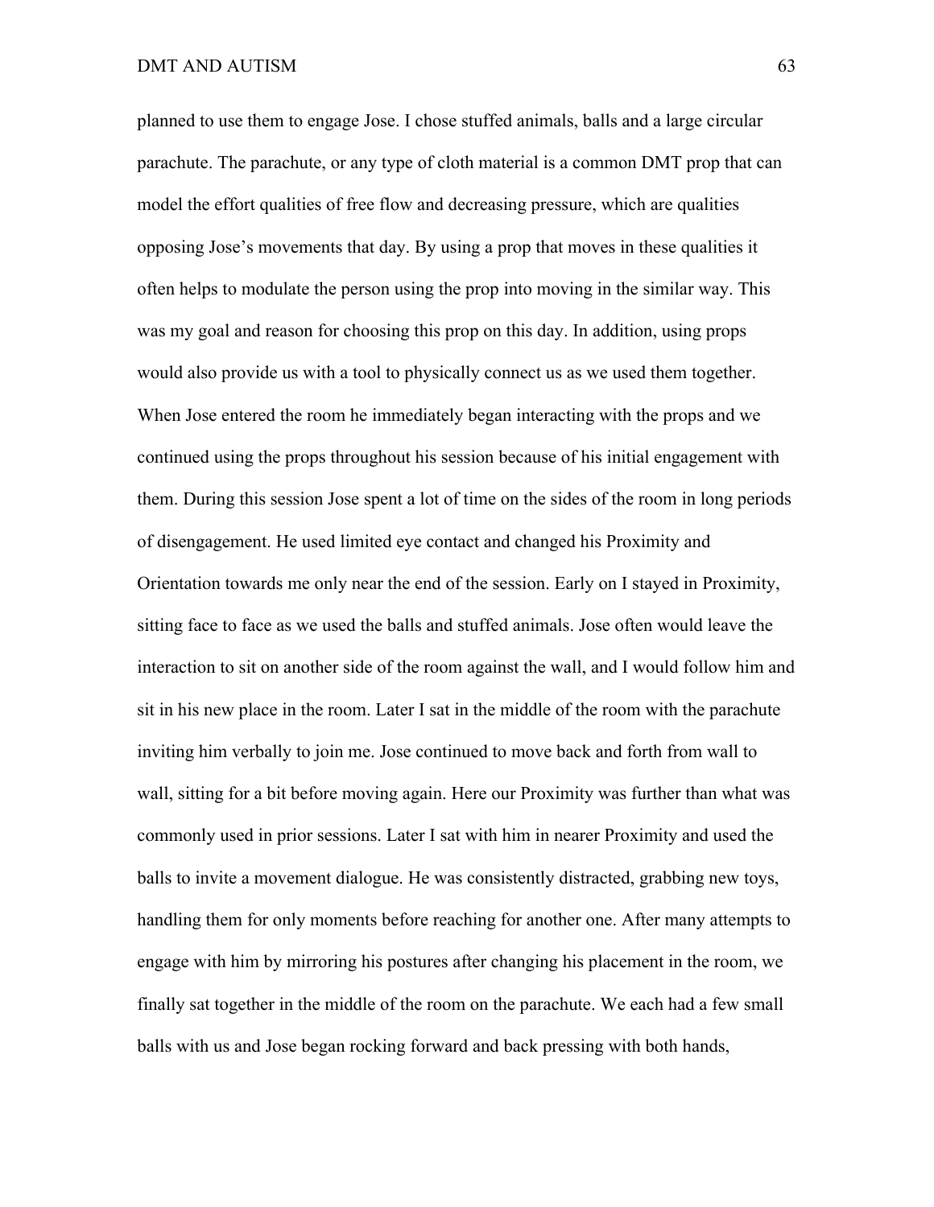planned to use them to engage Jose. I chose stuffed animals, balls and a large circular parachute. The parachute, or any type of cloth material is a common DMT prop that can model the effort qualities of free flow and decreasing pressure, which are qualities opposing Jose's movements that day. By using a prop that moves in these qualities it often helps to modulate the person using the prop into moving in the similar way. This was my goal and reason for choosing this prop on this day. In addition, using props would also provide us with a tool to physically connect us as we used them together. When Jose entered the room he immediately began interacting with the props and we continued using the props throughout his session because of his initial engagement with them. During this session Jose spent a lot of time on the sides of the room in long periods of disengagement. He used limited eye contact and changed his Proximity and Orientation towards me only near the end of the session. Early on I stayed in Proximity, sitting face to face as we used the balls and stuffed animals. Jose often would leave the interaction to sit on another side of the room against the wall, and I would follow him and sit in his new place in the room. Later I sat in the middle of the room with the parachute inviting him verbally to join me. Jose continued to move back and forth from wall to wall, sitting for a bit before moving again. Here our Proximity was further than what was commonly used in prior sessions. Later I sat with him in nearer Proximity and used the balls to invite a movement dialogue. He was consistently distracted, grabbing new toys, handling them for only moments before reaching for another one. After many attempts to engage with him by mirroring his postures after changing his placement in the room, we finally sat together in the middle of the room on the parachute. We each had a few small balls with us and Jose began rocking forward and back pressing with both hands,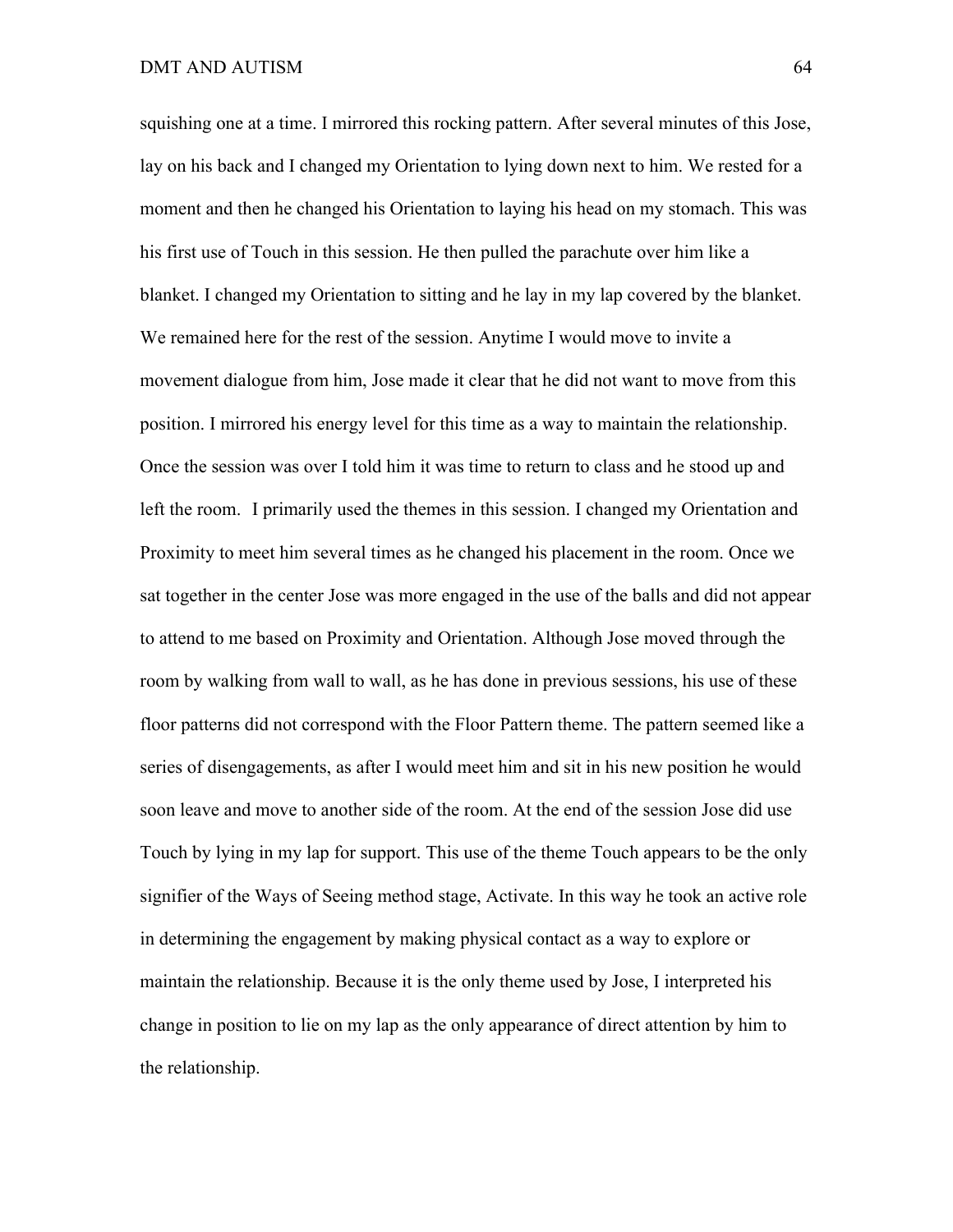squishing one at a time. I mirrored this rocking pattern. After several minutes of this Jose, lay on his back and I changed my Orientation to lying down next to him. We rested for a moment and then he changed his Orientation to laying his head on my stomach. This was his first use of Touch in this session. He then pulled the parachute over him like a blanket. I changed my Orientation to sitting and he lay in my lap covered by the blanket. We remained here for the rest of the session. Anytime I would move to invite a movement dialogue from him, Jose made it clear that he did not want to move from this position. I mirrored his energy level for this time as a way to maintain the relationship. Once the session was over I told him it was time to return to class and he stood up and left the room. I primarily used the themes in this session. I changed my Orientation and Proximity to meet him several times as he changed his placement in the room. Once we sat together in the center Jose was more engaged in the use of the balls and did not appear to attend to me based on Proximity and Orientation. Although Jose moved through the room by walking from wall to wall, as he has done in previous sessions, his use of these floor patterns did not correspond with the Floor Pattern theme. The pattern seemed like a series of disengagements, as after I would meet him and sit in his new position he would soon leave and move to another side of the room. At the end of the session Jose did use Touch by lying in my lap for support. This use of the theme Touch appears to be the only signifier of the Ways of Seeing method stage, Activate. In this way he took an active role in determining the engagement by making physical contact as a way to explore or maintain the relationship. Because it is the only theme used by Jose, I interpreted his change in position to lie on my lap as the only appearance of direct attention by him to the relationship.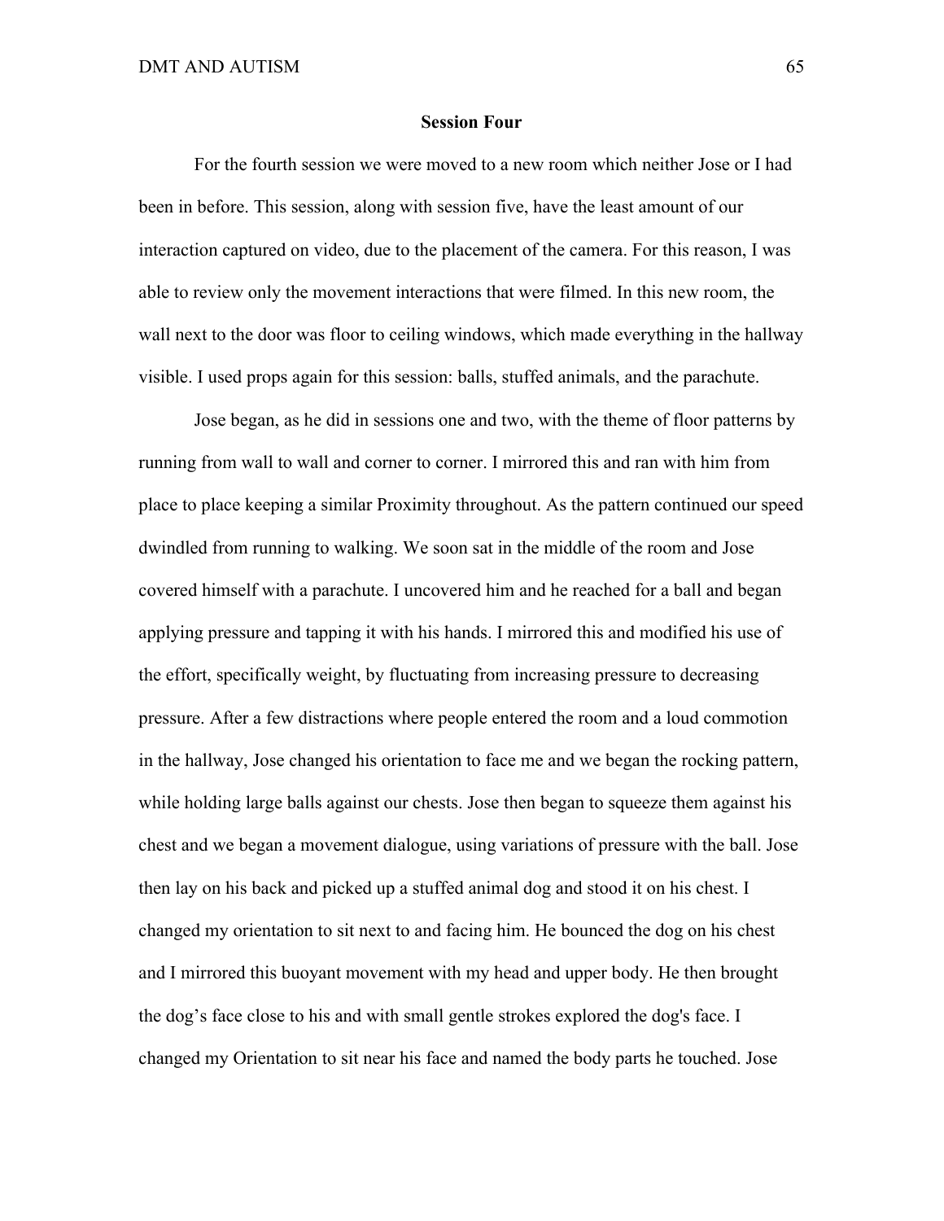**Session Four**

For the fourth session we were moved to a new room which neither Jose or I had been in before. This session, along with session five, have the least amount of our interaction captured on video, due to the placement of the camera. For this reason, I was able to review only the movement interactions that were filmed. In this new room, the wall next to the door was floor to ceiling windows, which made everything in the hallway visible. I used props again for this session: balls, stuffed animals, and the parachute.

Jose began, as he did in sessions one and two, with the theme of floor patterns by running from wall to wall and corner to corner. I mirrored this and ran with him from place to place keeping a similar Proximity throughout. As the pattern continued our speed dwindled from running to walking. We soon sat in the middle of the room and Jose covered himself with a parachute. I uncovered him and he reached for a ball and began applying pressure and tapping it with his hands. I mirrored this and modified his use of the effort, specifically weight, by fluctuating from increasing pressure to decreasing pressure. After a few distractions where people entered the room and a loud commotion in the hallway, Jose changed his orientation to face me and we began the rocking pattern, while holding large balls against our chests. Jose then began to squeeze them against his chest and we began a movement dialogue, using variations of pressure with the ball. Jose then lay on his back and picked up a stuffed animal dog and stood it on his chest. I changed my orientation to sit next to and facing him. He bounced the dog on his chest and I mirrored this buoyant movement with my head and upper body. He then brought the dog's face close to his and with small gentle strokes explored the dog's face. I changed my Orientation to sit near his face and named the body parts he touched. Jose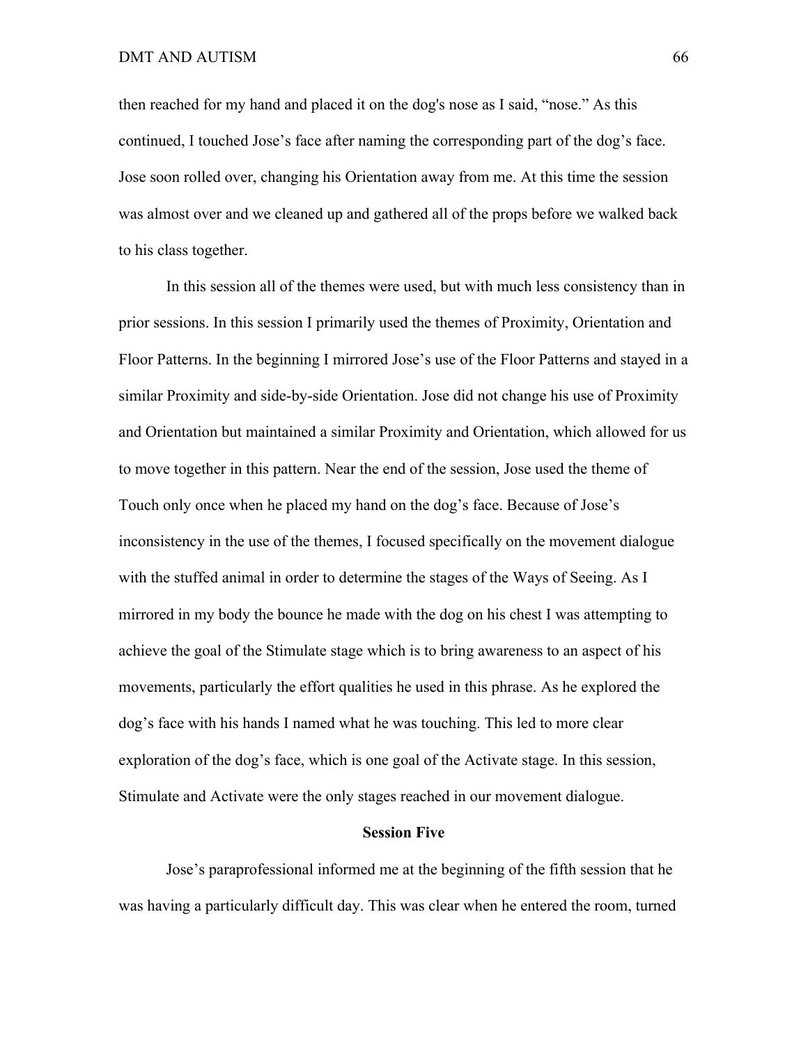then reached for my hand and placed it on the dog's nose as I said, "nose." As this continued, I touched Jose's face after naming the corresponding part of the dog's face. Jose soon rolled over, changing his Orientation away from me. At this time the session was almost over and we cleaned up and gathered all of the props before we walked back to his class together.

In this session all of the themes were used, but with much less consistency than in prior sessions. In this session I primarily used the themes of Proximity, Orientation and Floor Patterns. In the beginning I mirrored Jose's use of the Floor Patterns and stayed in a similar Proximity and side-by-side Orientation. Jose did not change his use of Proximity and Orientation but maintained a similar Proximity and Orientation, which allowed for us to move together in this pattern. Near the end of the session, Jose used the theme of Touch only once when he placed my hand on the dog's face. Because of Jose's inconsistency in the use of the themes, I focused specifically on the movement dialogue with the stuffed animal in order to determine the stages of the Ways of Seeing. As I mirrored in my body the bounce he made with the dog on his chest I was attempting to achieve the goal of the Stimulate stage which is to bring awareness to an aspect of his movements, particularly the effort qualities he used in this phrase. As he explored the dog's face with his hands I named what he was touching. This led to more clear exploration of the dog's face, which is one goal of the Activate stage. In this session, Stimulate and Activate were the only stages reached in our movement dialogue.

**Session Five**

Jose's paraprofessional informed me at the beginning of the fifth session that he was having a particularly difficult day. This was clear when he entered the room, turned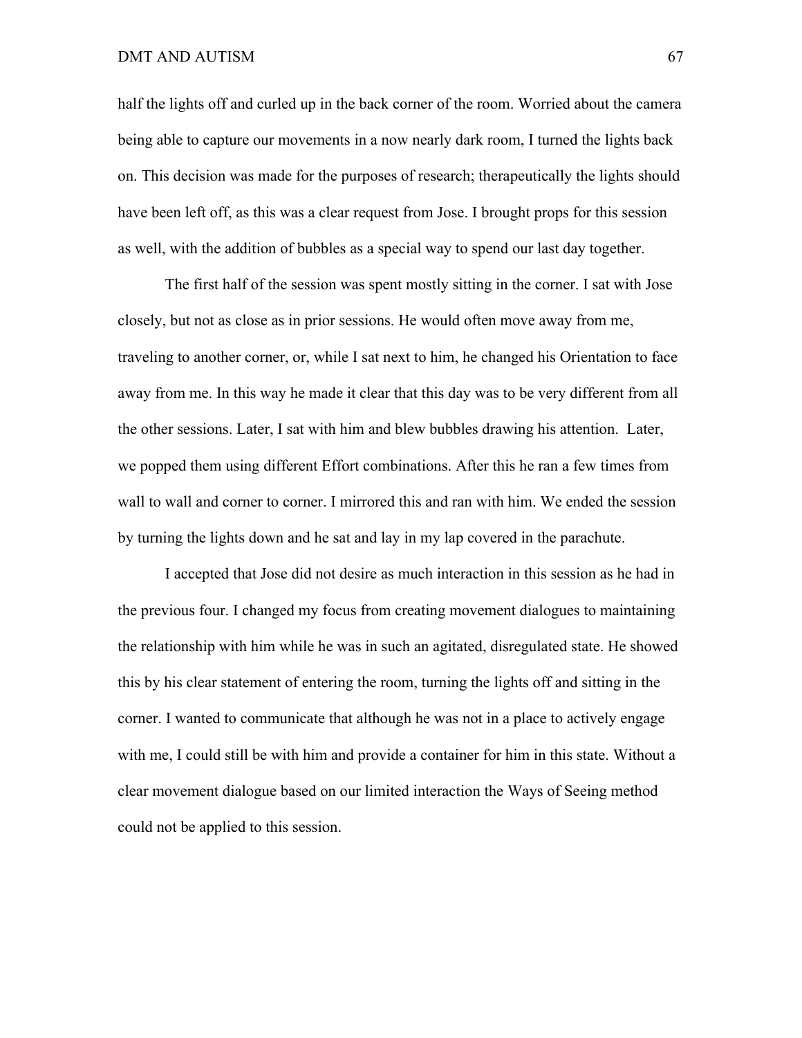half the lights off and curled up in the back corner of the room. Worried about the camera being able to capture our movements in a now nearly dark room, I turned the lights back on. This decision was made for the purposes of research; therapeutically the lights should have been left off, as this was a clear request from Jose. I brought props for this session as well, with the addition of bubbles as a special way to spend our last day together.

The first half of the session was spent mostly sitting in the corner. I sat with Jose closely, but not as close as in prior sessions. He would often move away from me, traveling to another corner, or, while I sat next to him, he changed his Orientation to face away from me. In this way he made it clear that this day was to be very different from all the other sessions. Later, I sat with him and blew bubbles drawing his attention. Later, we popped them using different Effort combinations. After this he ran a few times from wall to wall and corner to corner. I mirrored this and ran with him. We ended the session by turning the lights down and he sat and lay in my lap covered in the parachute.

I accepted that Jose did not desire as much interaction in this session as he had in the previous four. I changed my focus from creating movement dialogues to maintaining the relationship with him while he was in such an agitated, disregulated state. He showed this by his clear statement of entering the room, turning the lights off and sitting in the corner. I wanted to communicate that although he was not in a place to actively engage with me, I could still be with him and provide a container for him in this state. Without a clear movement dialogue based on our limited interaction the Ways of Seeing method could not be applied to this session.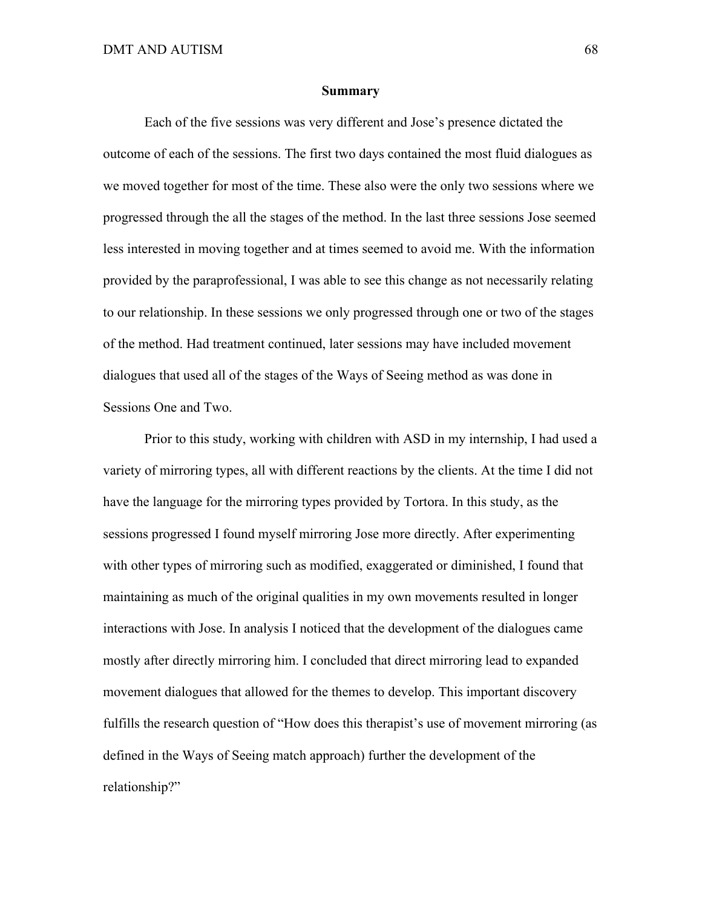## Summary

Each of the five sessions was very different and Jose's presence dictated the outcome of each of the sessions. The first two days contained the most fluid dialogues as we moved together for most of the time. These also were the only two sessions where we progressed through the all the stages of the method. In the last three sessions Jose seemed less interested in moving together and at times seemed to avoid me. With the information provided by the paraprofessional, I was able to see this change as not necessarily relating to our relationship. In these sessions we only progressed through one or two of the stages of the method. Had treatment continued, later sessions may have included movement dialogues that used all of the stages of the Ways of Seeing method as was done in Sessions One and Two.

Prior to this study, working with children with ASD in my internship, I had used a variety of mirroring types, all with different reactions by the clients. At the time I did not have the language for the mirroring types provided by Tortora. In this study, as the sessions progressed I found myself mirroring Jose more directly. After experimenting with other types of mirroring such as modified, exaggerated or diminished, I found that maintaining as much of the original qualities in my own movements resulted in longer interactions with Jose. In analysis I noticed that the development of the dialogues came mostly after directly mirroring him. I concluded that direct mirroring lead to expanded movement dialogues that allowed for the themes to develop. This important discovery fulfills the research question of "How does this therapist's use of movement mirroring (as defined in the Ways of Seeing match approach) further the development of the relationship?"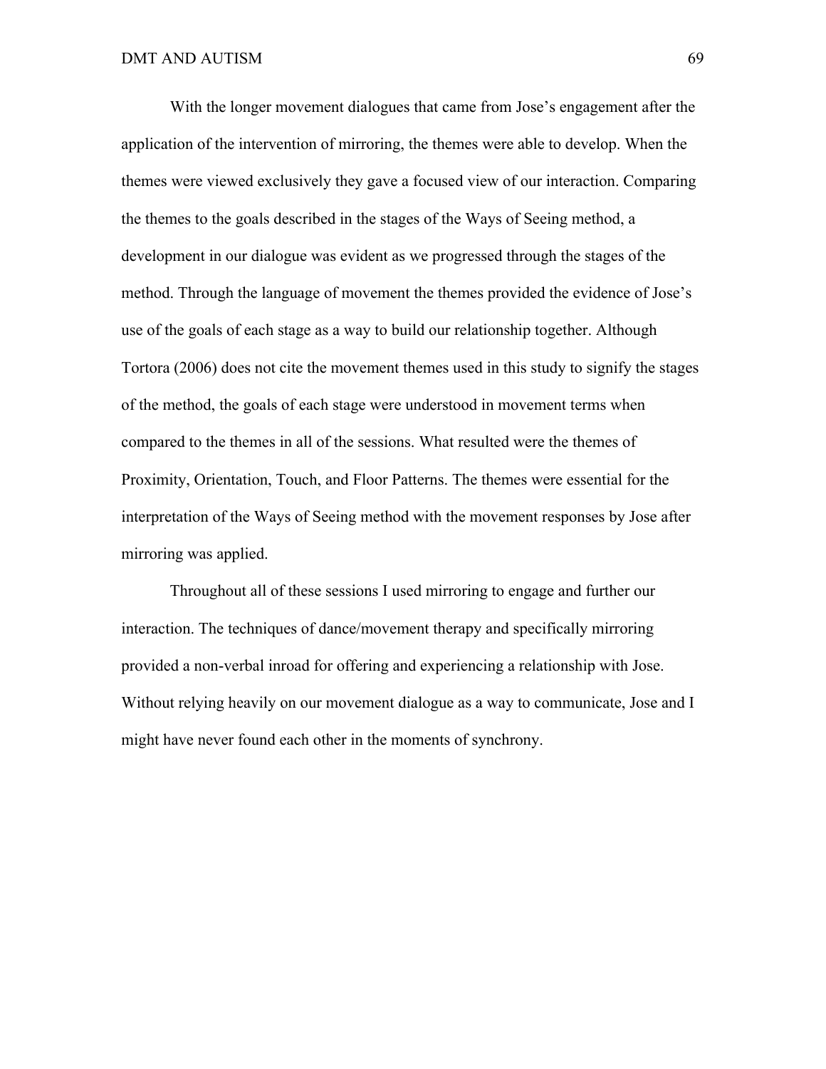With the longer movement dialogues that came from Jose's engagement after the application of the intervention of mirroring, the themes were able to develop. When the themes were viewed exclusively they gave a focused view of our interaction. Comparing the themes to the goals described in the stages of the Ways of Seeing method, a development in our dialogue was evident as we progressed through the stages of the method. Through the language of movement the themes provided the evidence of Jose's use of the goals of each stage as a way to build our relationship together. Although Tortora (2006) does not cite the movement themes used in this study to signify the stages of the method, the goals of each stage were understood in movement terms when compared to the themes in all of the sessions. What resulted were the themes of Proximity, Orientation, Touch, and Floor Patterns. The themes were essential for the interpretation of the Ways of Seeing method with the movement responses by Jose after mirroring was applied.

Throughout all of these sessions I used mirroring to engage and further our interaction. The techniques of dance/movement therapy and specifically mirroring provided a non-verbal inroad for offering and experiencing a relationship with Jose. Without relying heavily on our movement dialogue as a way to communicate, Jose and I might have never found each other in the moments of synchrony.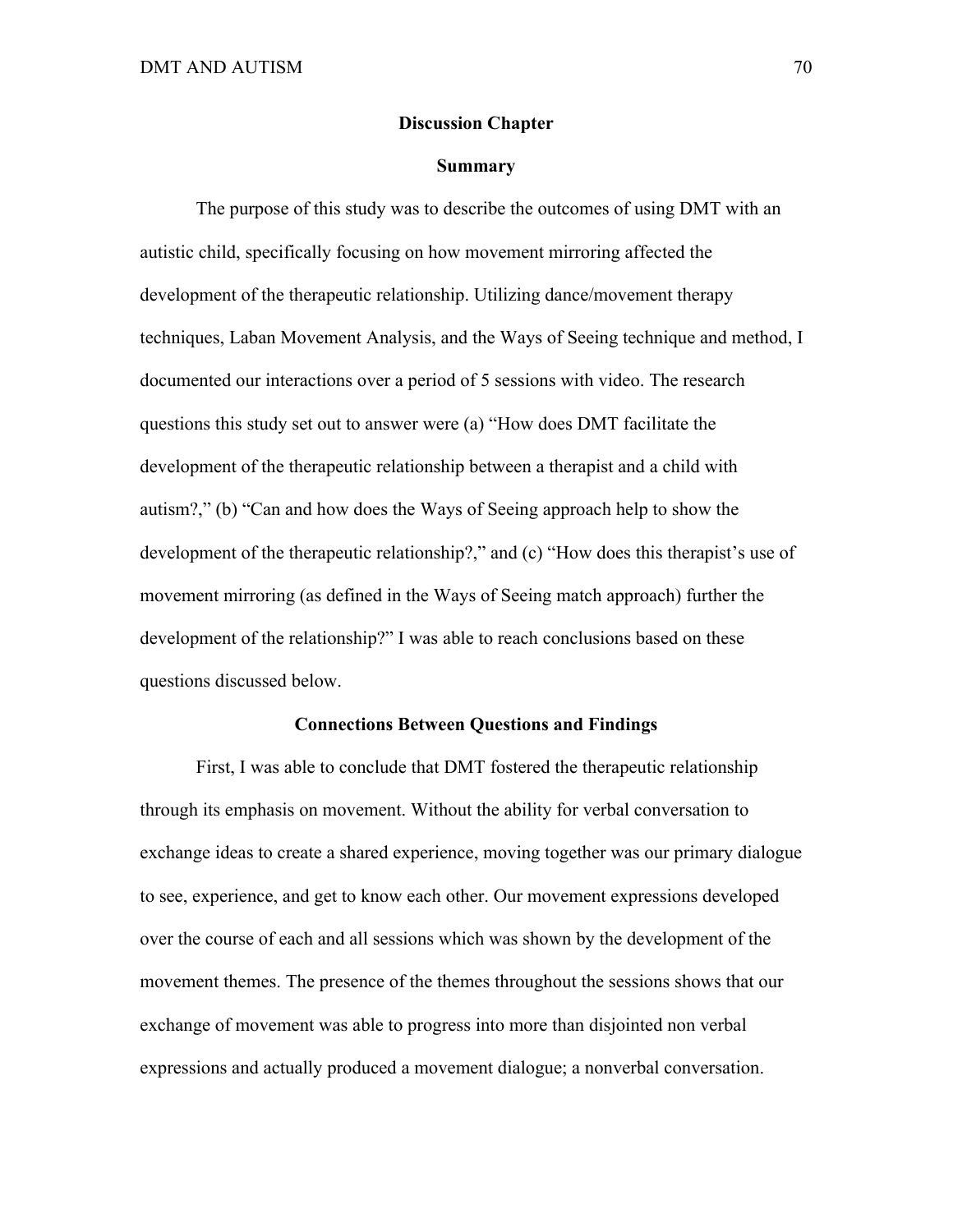## Discussion Chapter

### Summary

The purpose of this study was to describe the outcomes of using DMT with an autistic child, specifically focusing on how movement mirroring affected the development of the therapeutic relationship. Utilizing dance/movement therapy techniques, Laban Movement Analysis, and the Ways of Seeing technique and method, I documented our interactions over a period of 5 sessions with video. The research questions this study set out to answer were (a) "How does DMT facilitate the development of the therapeutic relationship between a therapist and a child with autism?," (b) "Can and how does the Ways of Seeing approach help to show the development of the therapeutic relationship?," and (c) "How does this therapist's use of movement mirroring (as defined in the Ways of Seeing match approach) further the development of the relationship?" I was able to reach conclusions based on these questions discussed below.

### Connections Between Questions and Findings

First, I was able to conclude that DMT fostered the therapeutic relationship through its emphasis on movement. Without the ability for verbal conversation to exchange ideas to create a shared experience, moving together was our primary dialogue to see, experience, and get to know each other. Our movement expressions developed over the course of each and all sessions which was shown by the development of the movement themes. The presence of the themes throughout the sessions shows that our exchange of movement was able to progress into more than disjointed non verbal expressions and actually produced a movement dialogue; a nonverbal conversation.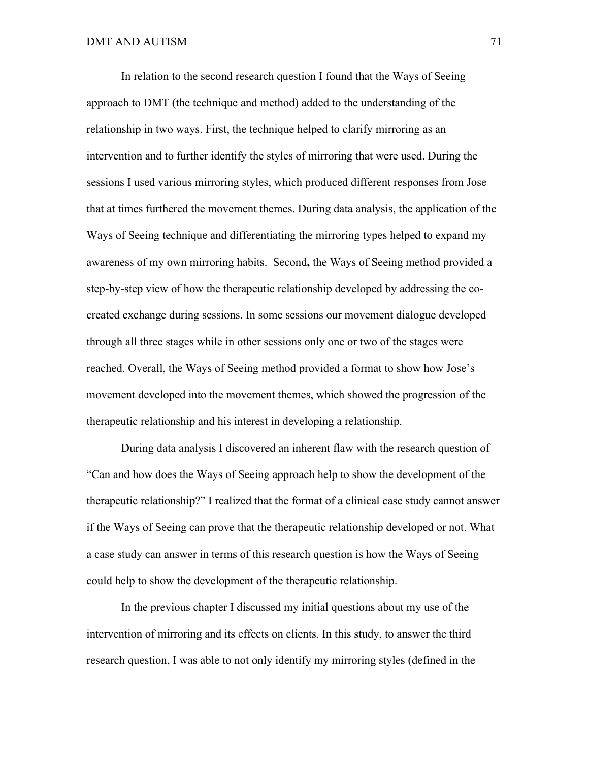In relation to the second research question I found that the Ways of Seeing approach to DMT (the technique and method) added to the understanding of the relationship in two ways. First, the technique helped to clarify mirroring as an intervention and to further identify the styles of mirroring that were used. During the sessions I used various mirroring styles, which produced different responses from Jose that at times furthered the movement themes. During data analysis, the application of the Ways of Seeing technique and differentiating the mirroring types helped to expand my awareness of my own mirroring habits. Second**,** the Ways of Seeing method provided a step-by-step view of how the therapeutic relationship developed by addressing the co-created exchange during sessions. In some sessions our movement dialogue developed through all three stages while in other sessions only one or two of the stages were reached. Overall, the Ways of Seeing method provided a format to show how Jose's movement developed into the movement themes, which showed the progression of the therapeutic relationship and his interest in developing a relationship.

During data analysis I discovered an inherent flaw with the research question of "Can and how does the Ways of Seeing approach help to show the development of the therapeutic relationship?" I realized that the format of a clinical case study cannot answer if the Ways of Seeing can prove that the therapeutic relationship developed or not. What a case study can answer in terms of this research question is how the Ways of Seeing could help to show the development of the therapeutic relationship.

In the previous chapter I discussed my initial questions about my use of the intervention of mirroring and its effects on clients. In this study, to answer the third research question, I was able to not only identify my mirroring styles (defined in the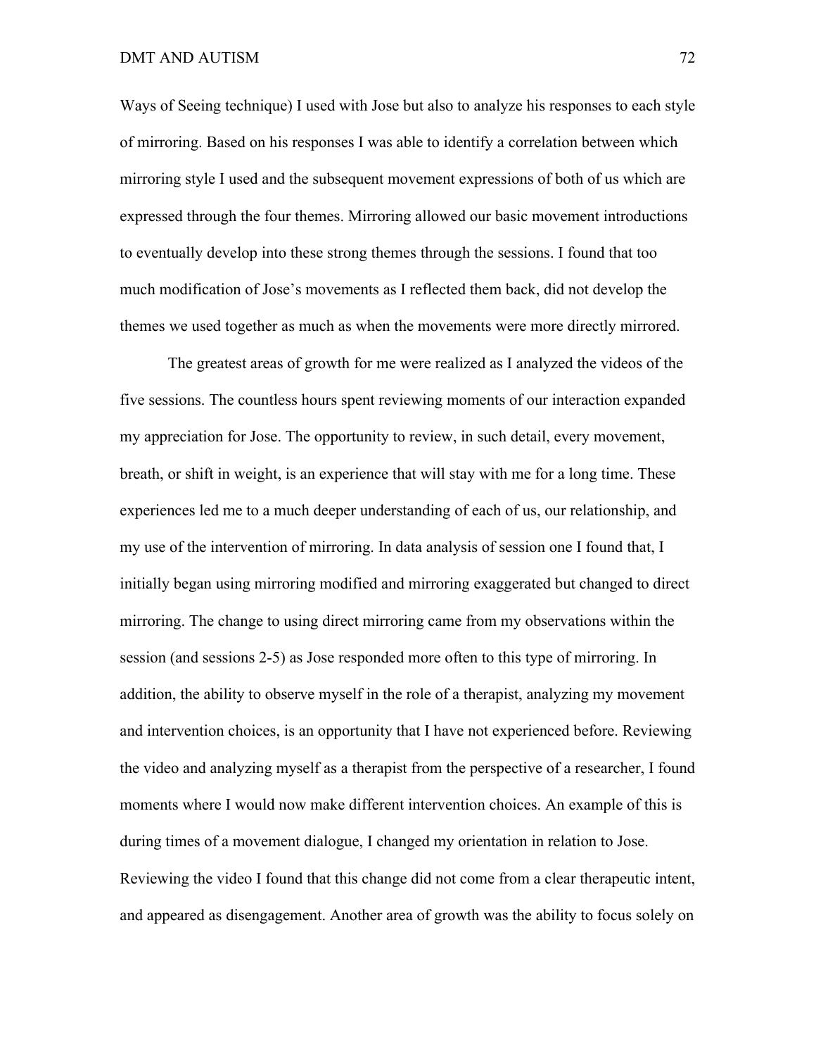Ways of Seeing technique) I used with Jose but also to analyze his responses to each style of mirroring. Based on his responses I was able to identify a correlation between which mirroring style I used and the subsequent movement expressions of both of us which are expressed through the four themes. Mirroring allowed our basic movement introductions to eventually develop into these strong themes through the sessions. I found that too much modification of Jose's movements as I reflected them back, did not develop the themes we used together as much as when the movements were more directly mirrored.

The greatest areas of growth for me were realized as I analyzed the videos of the five sessions. The countless hours spent reviewing moments of our interaction expanded my appreciation for Jose. The opportunity to review, in such detail, every movement, breath, or shift in weight, is an experience that will stay with me for a long time. These experiences led me to a much deeper understanding of each of us, our relationship, and my use of the intervention of mirroring. In data analysis of session one I found that, I initially began using mirroring modified and mirroring exaggerated but changed to direct mirroring. The change to using direct mirroring came from my observations within the session (and sessions 2-5) as Jose responded more often to this type of mirroring. In addition, the ability to observe myself in the role of a therapist, analyzing my movement and intervention choices, is an opportunity that I have not experienced before. Reviewing the video and analyzing myself as a therapist from the perspective of a researcher, I found moments where I would now make different intervention choices. An example of this is during times of a movement dialogue, I changed my orientation in relation to Jose. Reviewing the video I found that this change did not come from a clear therapeutic intent, and appeared as disengagement. Another area of growth was the ability to focus solely on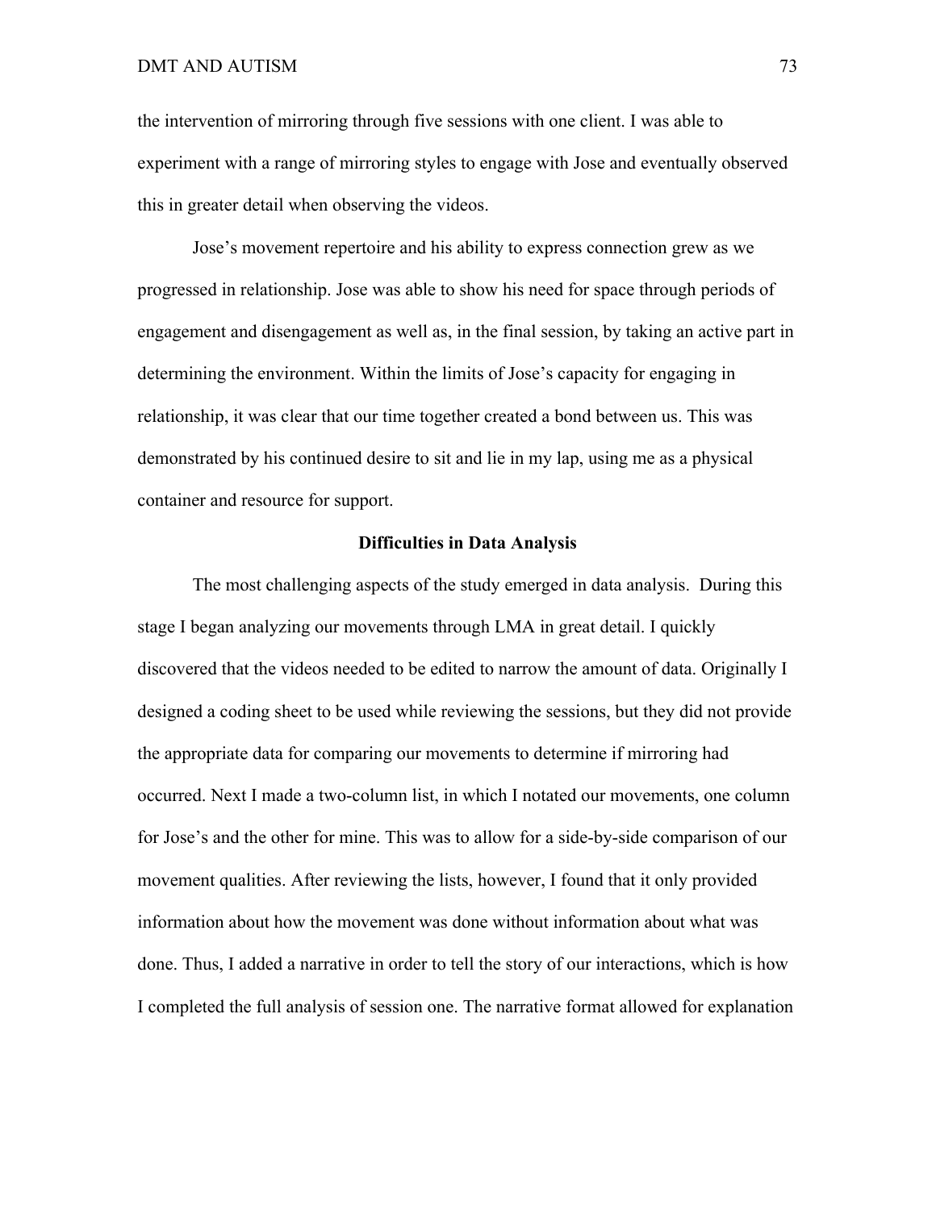the intervention of mirroring through five sessions with one client. I was able to experiment with a range of mirroring styles to engage with Jose and eventually observed this in greater detail when observing the videos.

Jose's movement repertoire and his ability to express connection grew as we progressed in relationship. Jose was able to show his need for space through periods of engagement and disengagement as well as, in the final session, by taking an active part in determining the environment. Within the limits of Jose's capacity for engaging in relationship, it was clear that our time together created a bond between us. This was demonstrated by his continued desire to sit and lie in my lap, using me as a physical container and resource for support.

## Difficulties in Data Analysis

The most challenging aspects of the study emerged in data analysis.  During this stage I began analyzing our movements through LMA in great detail. I quickly discovered that the videos needed to be edited to narrow the amount of data. Originally I designed a coding sheet to be used while reviewing the sessions, but they did not provide the appropriate data for comparing our movements to determine if mirroring had occurred. Next I made a two-column list, in which I notated our movements, one column for Jose's and the other for mine. This was to allow for a side-by-side comparison of our movement qualities. After reviewing the lists, however, I found that it only provided information about how the movement was done without information about what was done. Thus, I added a narrative in order to tell the story of our interactions, which is how I completed the full analysis of session one. The narrative format allowed for explanation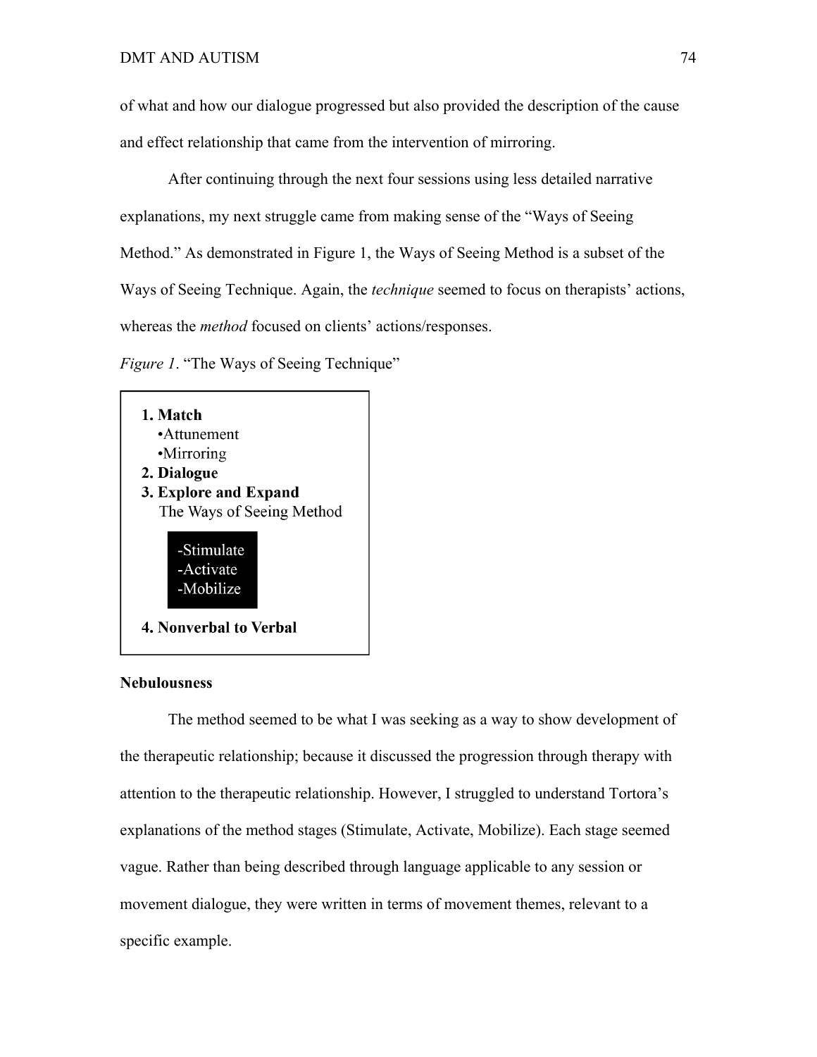of what and how our dialogue progressed but also provided the description of the cause and effect relationship that came from the intervention of mirroring.

After continuing through the next four sessions using less detailed narrative explanations, my next struggle came from making sense of the "Ways of Seeing Method." As demonstrated in Figure 1, the Ways of Seeing Method is a subset of the Ways of Seeing Technique. Again, the *technique* seemed to focus on therapists' actions, whereas the *method* focused on clients' actions/responses.

*Figure 1*. "The Ways of Seeing Technique"

**1. Match**
- •Attunement
- •Mirroring

**2. Dialogue**

**3. Explore and Expand**

The Ways of Seeing Method

-Stimulate
-Activate
-Mobilize

**4. Nonverbal to Verbal**

**Nebulousness**

The method seemed to be what I was seeking as a way to show development of the therapeutic relationship; because it discussed the progression through therapy with attention to the therapeutic relationship. However, I struggled to understand Tortora's explanations of the method stages (Stimulate, Activate, Mobilize). Each stage seemed vague. Rather than being described through language applicable to any session or movement dialogue, they were written in terms of movement themes, relevant to a specific example.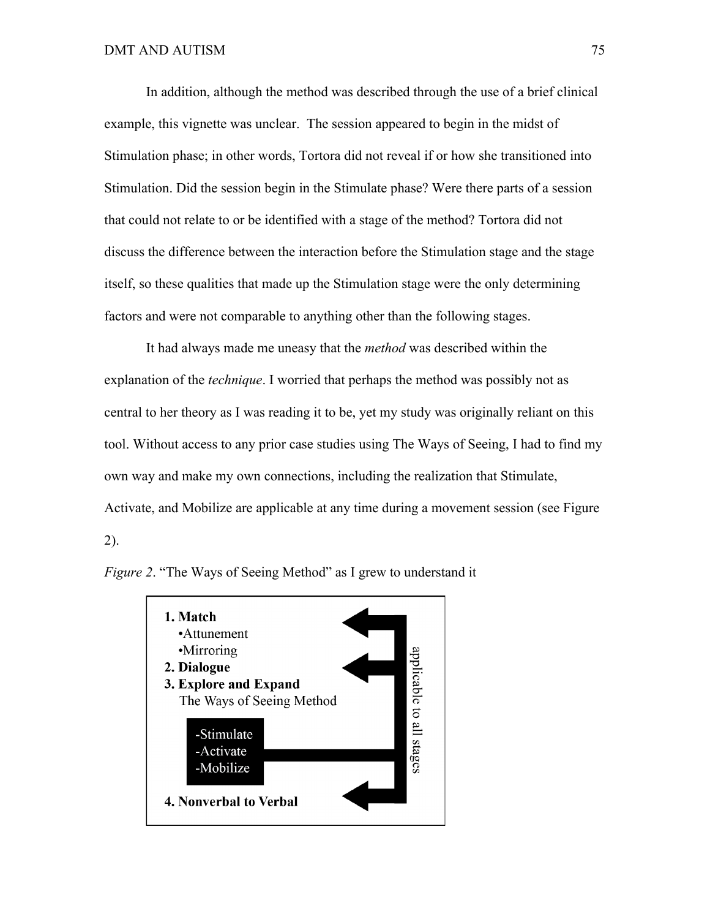In addition, although the method was described through the use of a brief clinical example, this vignette was unclear. The session appeared to begin in the midst of Stimulation phase; in other words, Tortora did not reveal if or how she transitioned into Stimulation. Did the session begin in the Stimulate phase? Were there parts of a session that could not relate to or be identified with a stage of the method? Tortora did not discuss the difference between the interaction before the Stimulation stage and the stage itself, so these qualities that made up the Stimulation stage were the only determining factors and were not comparable to anything other than the following stages.

It had always made me uneasy that the *method* was described within the explanation of the *technique*. I worried that perhaps the method was possibly not as central to her theory as I was reading it to be, yet my study was originally reliant on this tool. Without access to any prior case studies using The Ways of Seeing, I had to find my own way and make my own connections, including the realization that Stimulate, Activate, and Mobilize are applicable at any time during a movement session (see Figure 2).

*Figure 2*. "The Ways of Seeing Method" as I grew to understand it

**1. Match**
- Attunement
- Mirroring

**2. Dialogue**

**3. Explore and Expand**
The Ways of Seeing Method

-Stimulate
-Activate
-Mobilize

**4. Nonverbal to Verbal**

applicable to all stages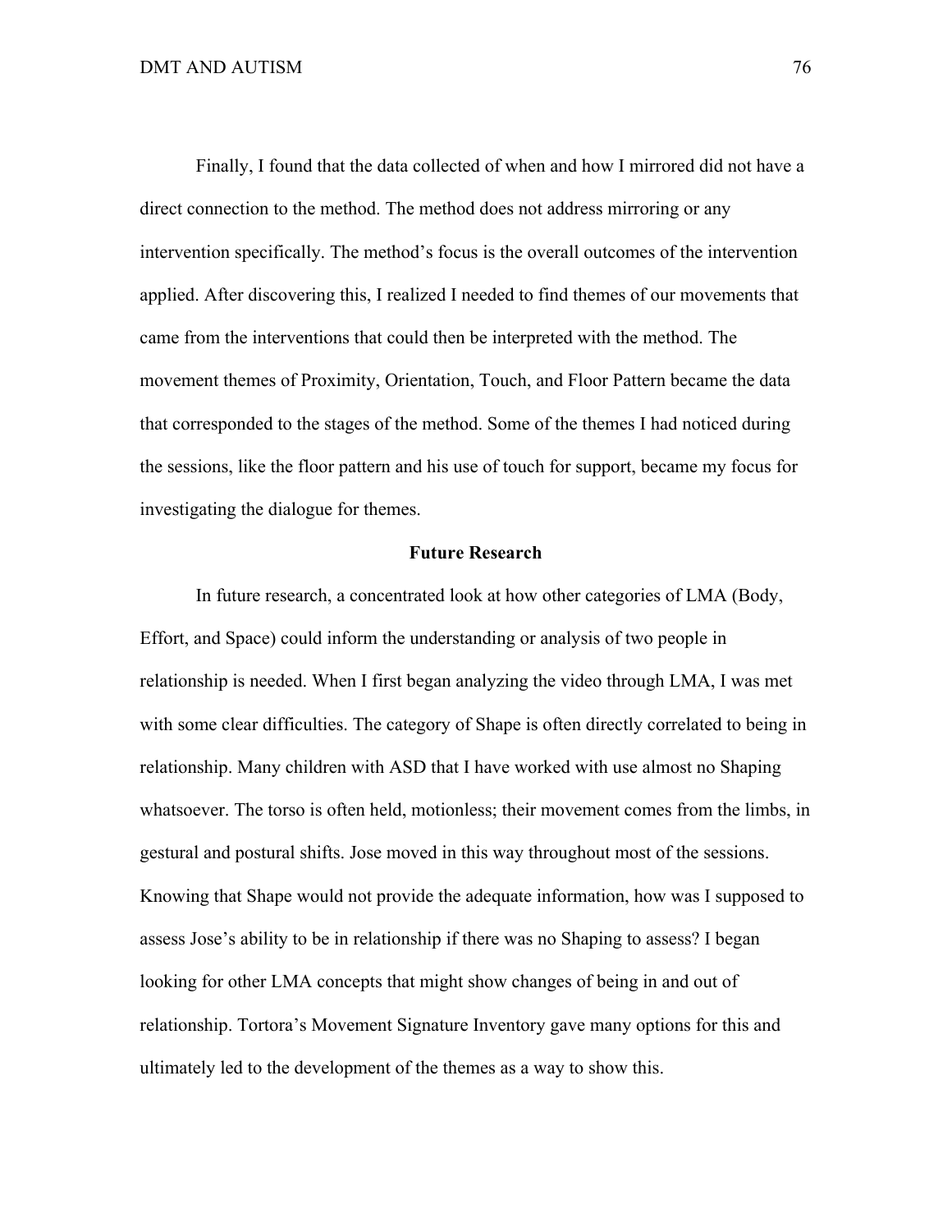Finally, I found that the data collected of when and how I mirrored did not have a direct connection to the method. The method does not address mirroring or any intervention specifically. The method's focus is the overall outcomes of the intervention applied. After discovering this, I realized I needed to find themes of our movements that came from the interventions that could then be interpreted with the method. The movement themes of Proximity, Orientation, Touch, and Floor Pattern became the data that corresponded to the stages of the method. Some of the themes I had noticed during the sessions, like the floor pattern and his use of touch for support, became my focus for investigating the dialogue for themes.

## Future Research

In future research, a concentrated look at how other categories of LMA (Body, Effort, and Space) could inform the understanding or analysis of two people in relationship is needed. When I first began analyzing the video through LMA, I was met with some clear difficulties. The category of Shape is often directly correlated to being in relationship. Many children with ASD that I have worked with use almost no Shaping whatsoever. The torso is often held, motionless; their movement comes from the limbs, in gestural and postural shifts. Jose moved in this way throughout most of the sessions. Knowing that Shape would not provide the adequate information, how was I supposed to assess Jose's ability to be in relationship if there was no Shaping to assess? I began looking for other LMA concepts that might show changes of being in and out of relationship. Tortora's Movement Signature Inventory gave many options for this and ultimately led to the development of the themes as a way to show this.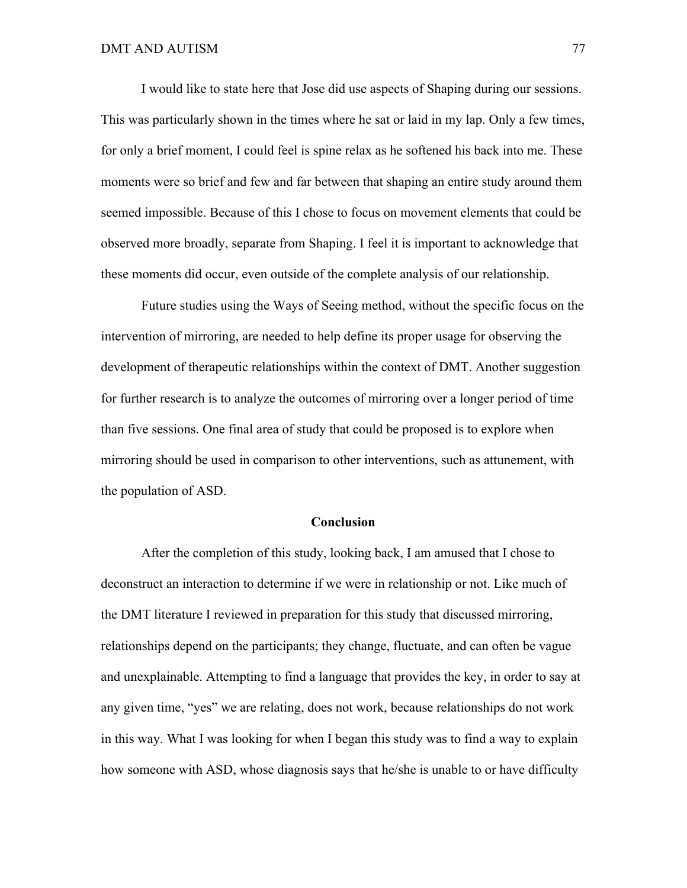I would like to state here that Jose did use aspects of Shaping during our sessions. This was particularly shown in the times where he sat or laid in my lap. Only a few times, for only a brief moment, I could feel is spine relax as he softened his back into me. These moments were so brief and few and far between that shaping an entire study around them seemed impossible. Because of this I chose to focus on movement elements that could be observed more broadly, separate from Shaping. I feel it is important to acknowledge that these moments did occur, even outside of the complete analysis of our relationship.

Future studies using the Ways of Seeing method, without the specific focus on the intervention of mirroring, are needed to help define its proper usage for observing the development of therapeutic relationships within the context of DMT. Another suggestion for further research is to analyze the outcomes of mirroring over a longer period of time than five sessions. One final area of study that could be proposed is to explore when mirroring should be used in comparison to other interventions, such as attunement, with the population of ASD.

## Conclusion

After the completion of this study, looking back, I am amused that I chose to deconstruct an interaction to determine if we were in relationship or not. Like much of the DMT literature I reviewed in preparation for this study that discussed mirroring, relationships depend on the participants; they change, fluctuate, and can often be vague and unexplainable. Attempting to find a language that provides the key, in order to say at any given time, "yes" we are relating, does not work, because relationships do not work in this way. What I was looking for when I began this study was to find a way to explain how someone with ASD, whose diagnosis says that he/she is unable to or have difficulty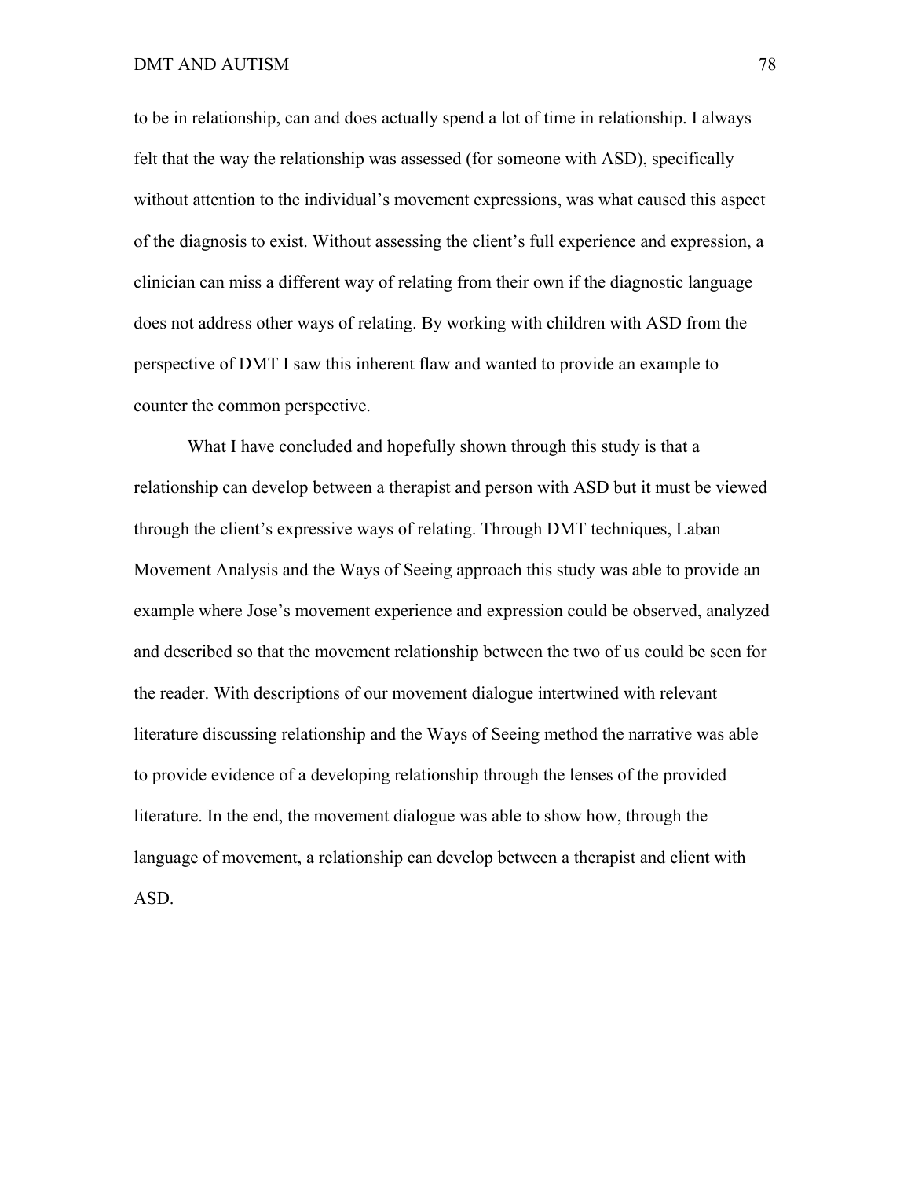to be in relationship, can and does actually spend a lot of time in relationship. I always felt that the way the relationship was assessed (for someone with ASD), specifically without attention to the individual's movement expressions, was what caused this aspect of the diagnosis to exist. Without assessing the client's full experience and expression, a clinician can miss a different way of relating from their own if the diagnostic language does not address other ways of relating. By working with children with ASD from the perspective of DMT I saw this inherent flaw and wanted to provide an example to counter the common perspective.

What I have concluded and hopefully shown through this study is that a relationship can develop between a therapist and person with ASD but it must be viewed through the client's expressive ways of relating. Through DMT techniques, Laban Movement Analysis and the Ways of Seeing approach this study was able to provide an example where Jose's movement experience and expression could be observed, analyzed and described so that the movement relationship between the two of us could be seen for the reader. With descriptions of our movement dialogue intertwined with relevant literature discussing relationship and the Ways of Seeing method the narrative was able to provide evidence of a developing relationship through the lenses of the provided literature. In the end, the movement dialogue was able to show how, through the language of movement, a relationship can develop between a therapist and client with ASD.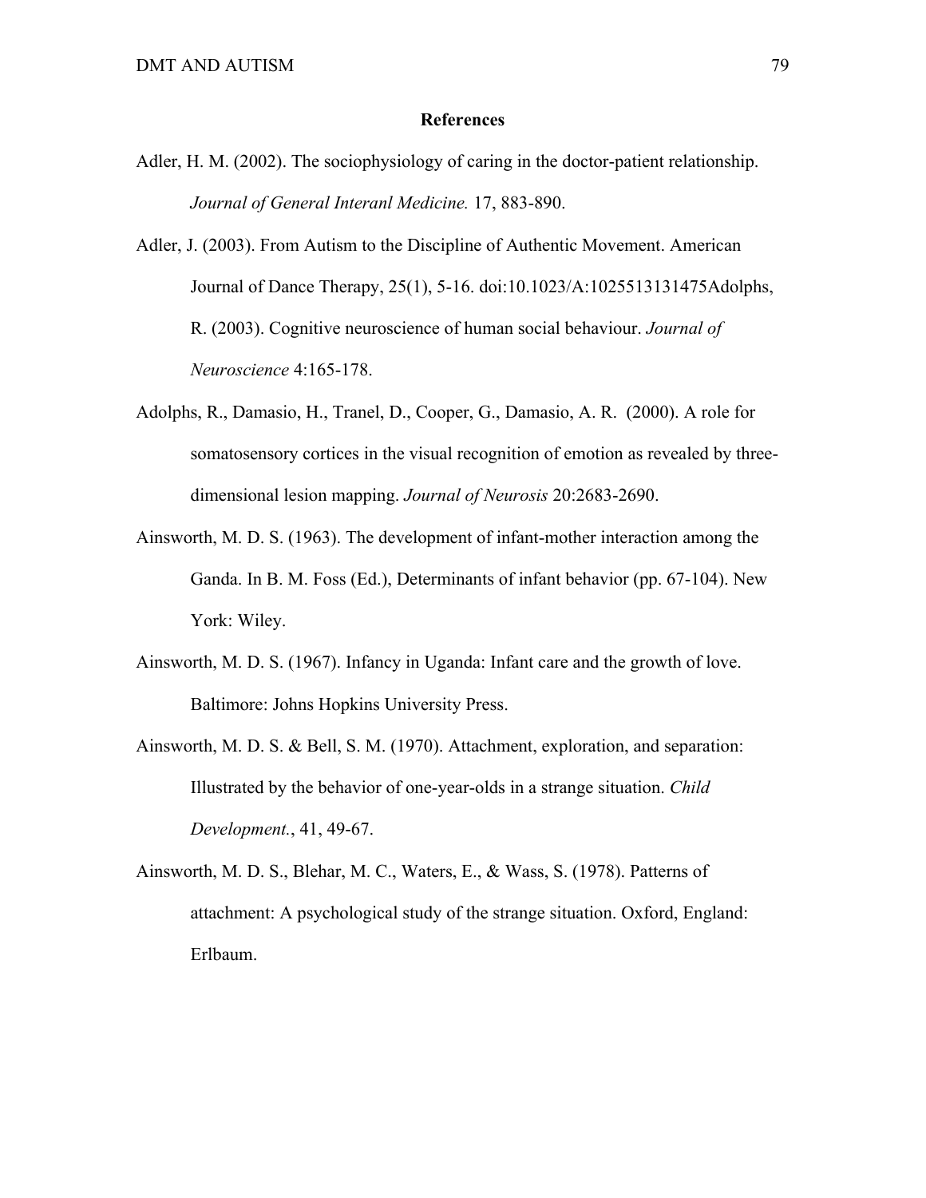**References**

Adler, H. M. (2002). The sociophysiology of caring in the doctor-patient relationship. *Journal of General Interanl Medicine.* 17, 883-890.

Adler, J. (2003). From Autism to the Discipline of Authentic Movement. American Journal of Dance Therapy, 25(1), 5-16. doi:10.1023/A:1025513131475Adolphs, R. (2003). Cognitive neuroscience of human social behaviour. *Journal of Neuroscience* 4:165-178.

Adolphs, R., Damasio, H., Tranel, D., Cooper, G., Damasio, A. R. (2000). A role for somatosensory cortices in the visual recognition of emotion as revealed by three-dimensional lesion mapping. *Journal of Neurosis* 20:2683-2690.

Ainsworth, M. D. S. (1963). The development of infant-mother interaction among the Ganda. In B. M. Foss (Ed.), Determinants of infant behavior (pp. 67-104). New York: Wiley.

Ainsworth, M. D. S. (1967). Infancy in Uganda: Infant care and the growth of love. Baltimore: Johns Hopkins University Press.

Ainsworth, M. D. S. & Bell, S. M. (1970). Attachment, exploration, and separation: Illustrated by the behavior of one-year-olds in a strange situation. *Child Development.*, 41, 49-67.

Ainsworth, M. D. S., Blehar, M. C., Waters, E., & Wass, S. (1978). Patterns of attachment: A psychological study of the strange situation. Oxford, England: Erlbaum.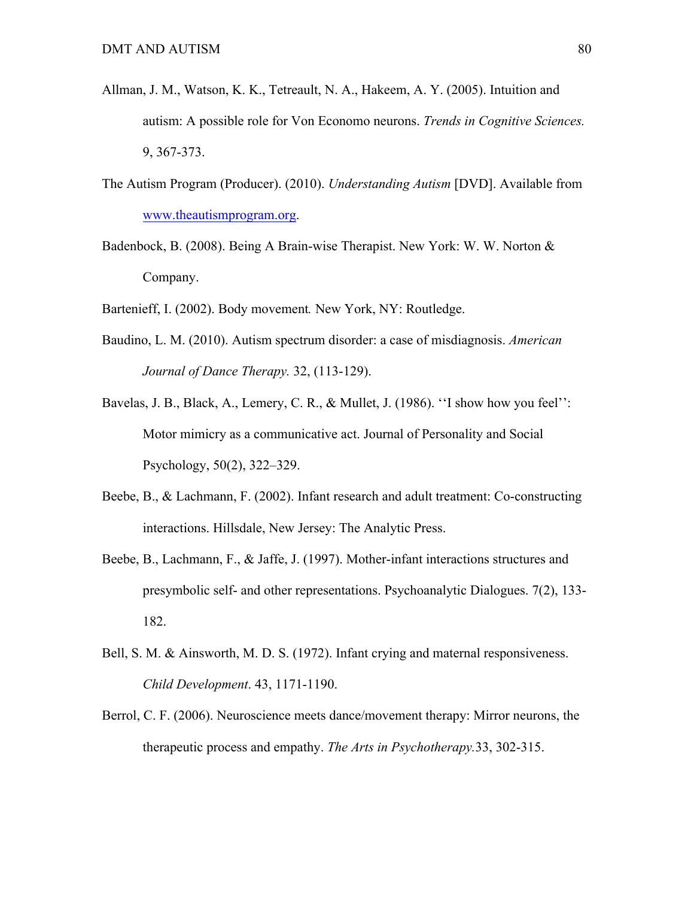Allman, J. M., Watson, K. K., Tetreault, N. A., Hakeem, A. Y. (2005). Intuition and autism: A possible role for Von Economo neurons. *Trends in Cognitive Sciences.* 9, 367-373.

The Autism Program (Producer). (2010). *Understanding Autism* [DVD]. Available from www.theautismprogram.org.

Badenbock, B. (2008). Being A Brain-wise Therapist. New York: W. W. Norton & Company.

Bartenieff, I. (2002). Body movement*.* New York, NY: Routledge.

Baudino, L. M. (2010). Autism spectrum disorder: a case of misdiagnosis. *American Journal of Dance Therapy.* 32, (113-129).

Bavelas, J. B., Black, A., Lemery, C. R., & Mullet, J. (1986). ''I show how you feel'': Motor mimicry as a communicative act. Journal of Personality and Social Psychology, 50(2), 322–329.

Beebe, B., & Lachmann, F. (2002). Infant research and adult treatment: Co-constructing interactions. Hillsdale, New Jersey: The Analytic Press.

Beebe, B., Lachmann, F., & Jaffe, J. (1997). Mother-infant interactions structures and presymbolic self- and other representations. Psychoanalytic Dialogues. 7(2), 133-182.

Bell, S. M. & Ainsworth, M. D. S. (1972). Infant crying and maternal responsiveness. *Child Development*. 43, 1171-1190.

Berrol, C. F. (2006). Neuroscience meets dance/movement therapy: Mirror neurons, the therapeutic process and empathy. *The Arts in Psychotherapy.*33, 302-315.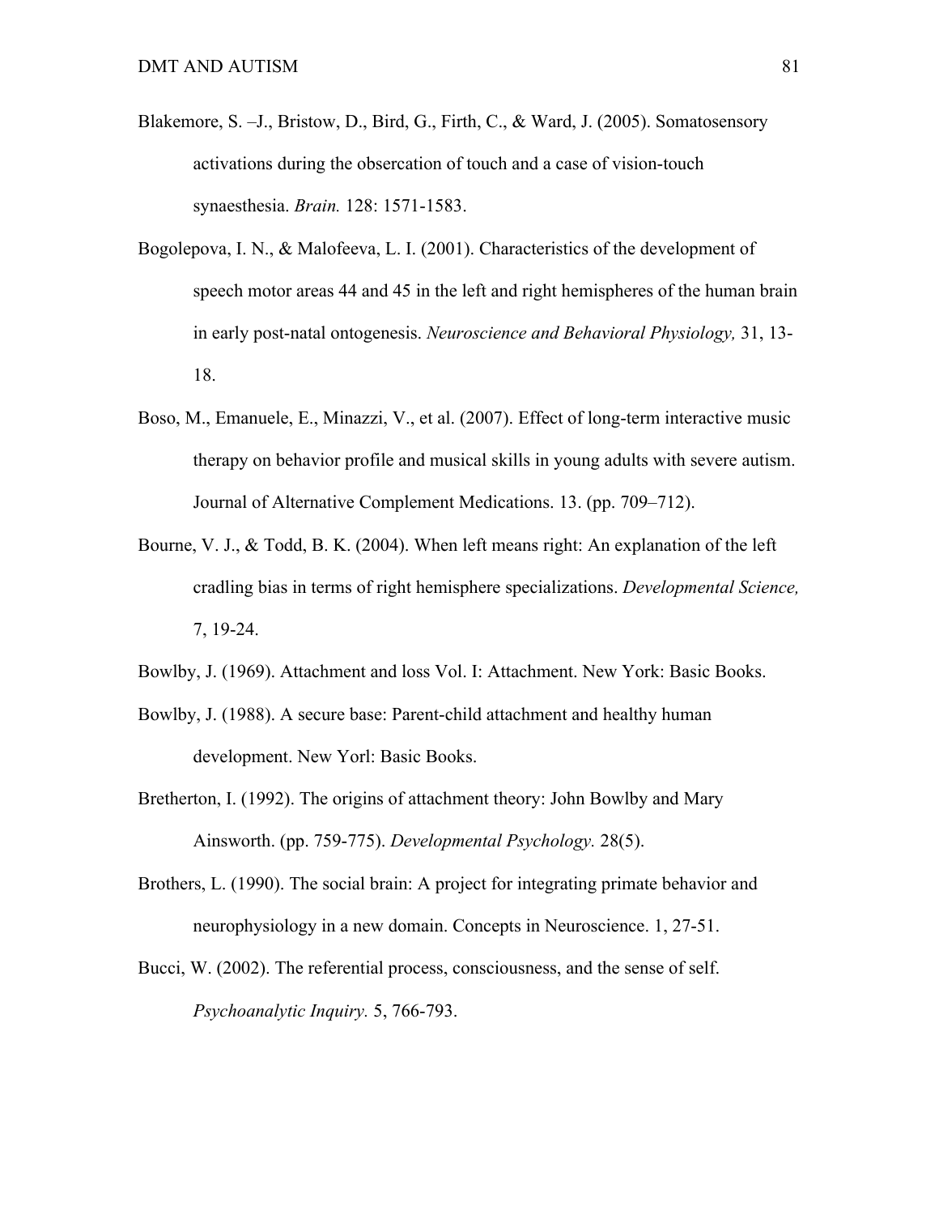Blakemore, S. –J., Bristow, D., Bird, G., Firth, C., & Ward, J. (2005). Somatosensory activations during the obsercation of touch and a case of vision-touch synaesthesia. *Brain.* 128: 1571-1583.

Bogolepova, I. N., & Malofeeva, L. I. (2001). Characteristics of the development of speech motor areas 44 and 45 in the left and right hemispheres of the human brain in early post-natal ontogenesis. *Neuroscience and Behavioral Physiology,* 31, 13-18.

Boso, M., Emanuele, E., Minazzi, V., et al. (2007). Effect of long-term interactive music therapy on behavior profile and musical skills in young adults with severe autism. Journal of Alternative Complement Medications. 13. (pp. 709–712).

Bourne, V. J., & Todd, B. K. (2004). When left means right: An explanation of the left cradling bias in terms of right hemisphere specializations. *Developmental Science,* 7, 19-24.

Bowlby, J. (1969). Attachment and loss Vol. I: Attachment. New York: Basic Books.

Bowlby, J. (1988). A secure base: Parent-child attachment and healthy human development. New Yorl: Basic Books.

Bretherton, I. (1992). The origins of attachment theory: John Bowlby and Mary Ainsworth. (pp. 759-775). *Developmental Psychology.* 28(5).

Brothers, L. (1990). The social brain: A project for integrating primate behavior and neurophysiology in a new domain. Concepts in Neuroscience. 1, 27-51.

Bucci, W. (2002). The referential process, consciousness, and the sense of self. *Psychoanalytic Inquiry.* 5, 766-793.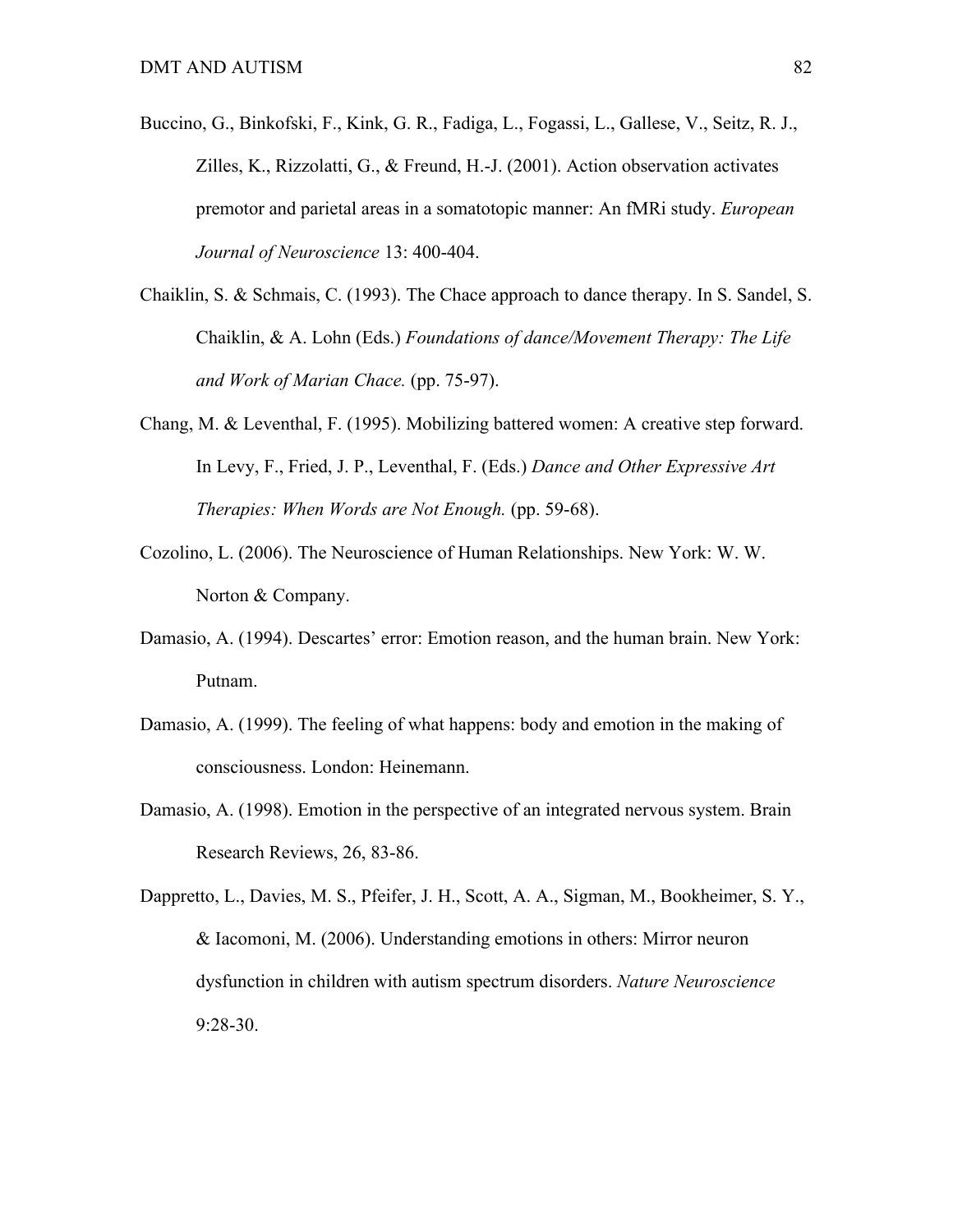Buccino, G., Binkofski, F., Kink, G. R., Fadiga, L., Fogassi, L., Gallese, V., Seitz, R. J., Zilles, K., Rizzolatti, G., & Freund, H.-J. (2001). Action observation activates premotor and parietal areas in a somatotopic manner: An fMRi study. *European Journal of Neuroscience* 13: 400-404.

Chaiklin, S. & Schmais, C. (1993). The Chace approach to dance therapy. In S. Sandel, S. Chaiklin, & A. Lohn (Eds.) *Foundations of dance/Movement Therapy: The Life and Work of Marian Chace.* (pp. 75-97).

Chang, M. & Leventhal, F. (1995). Mobilizing battered women: A creative step forward. In Levy, F., Fried, J. P., Leventhal, F. (Eds.) *Dance and Other Expressive Art Therapies: When Words are Not Enough.* (pp. 59-68).

Cozolino, L. (2006). The Neuroscience of Human Relationships. New York: W. W. Norton & Company.

Damasio, A. (1994). Descartes' error: Emotion reason, and the human brain. New York: Putnam.

Damasio, A. (1999). The feeling of what happens: body and emotion in the making of consciousness. London: Heinemann.

Damasio, A. (1998). Emotion in the perspective of an integrated nervous system. Brain Research Reviews, 26, 83-86.

Dappretto, L., Davies, M. S., Pfeifer, J. H., Scott, A. A., Sigman, M., Bookheimer, S. Y., & Iacomoni, M. (2006). Understanding emotions in others: Mirror neuron dysfunction in children with autism spectrum disorders. *Nature Neuroscience* 9:28-30.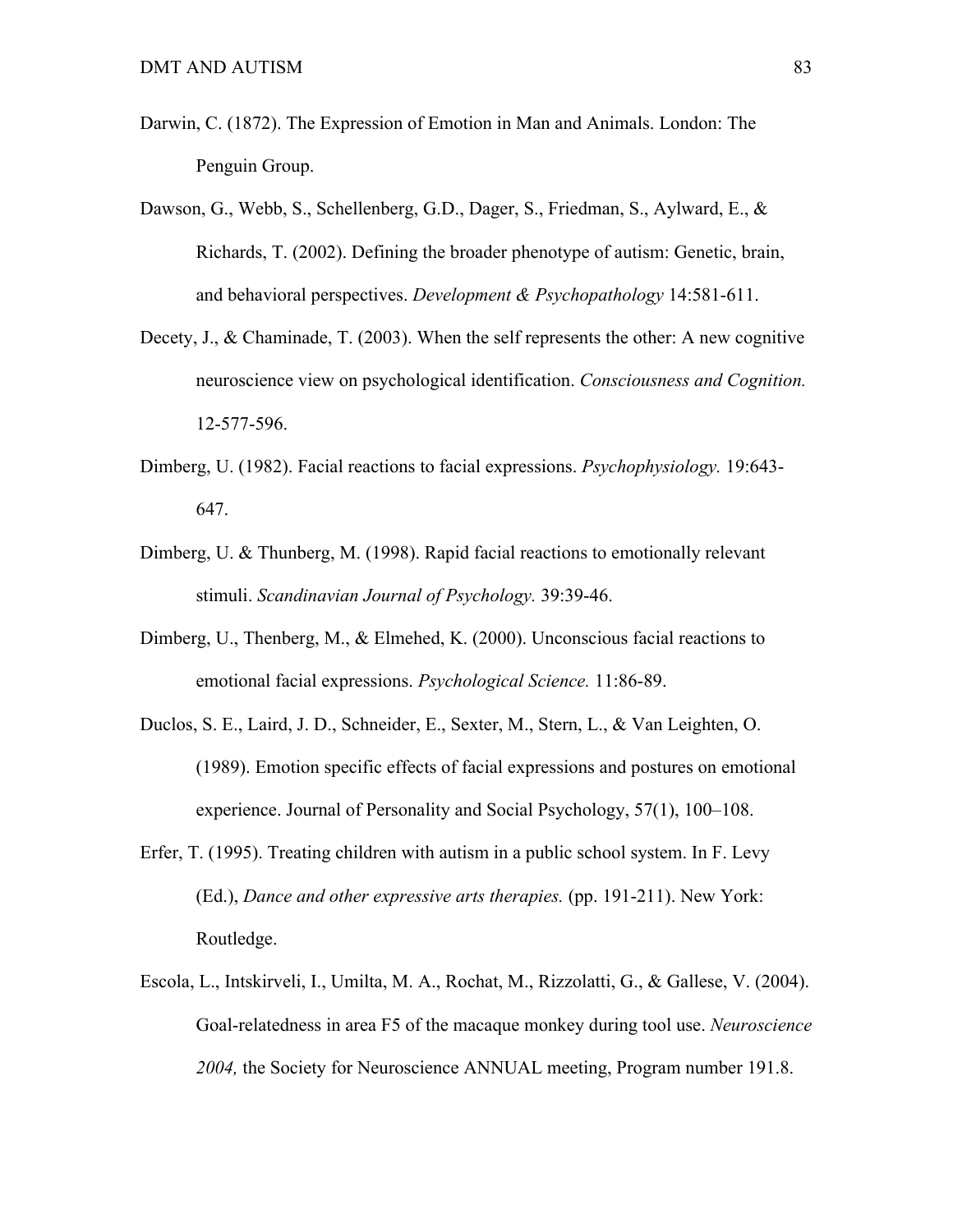Darwin, C. (1872). The Expression of Emotion in Man and Animals. London: The Penguin Group.

Dawson, G., Webb, S., Schellenberg, G.D., Dager, S., Friedman, S., Aylward, E., & Richards, T. (2002). Defining the broader phenotype of autism: Genetic, brain, and behavioral perspectives. *Development & Psychopathology* 14:581-611.

Decety, J., & Chaminade, T. (2003). When the self represents the other: A new cognitive neuroscience view on psychological identification. *Consciousness and Cognition.* 12-577-596.

Dimberg, U. (1982). Facial reactions to facial expressions. *Psychophysiology.* 19:643-647.

Dimberg, U. & Thunberg, M. (1998). Rapid facial reactions to emotionally relevant stimuli. *Scandinavian Journal of Psychology.* 39:39-46.

Dimberg, U., Thenberg, M., & Elmehed, K. (2000). Unconscious facial reactions to emotional facial expressions. *Psychological Science.* 11:86-89.

Duclos, S. E., Laird, J. D., Schneider, E., Sexter, M., Stern, L., & Van Leighten, O. (1989). Emotion specific effects of facial expressions and postures on emotional experience. Journal of Personality and Social Psychology, 57(1), 100–108.

Erfer, T. (1995). Treating children with autism in a public school system. In F. Levy (Ed.), *Dance and other expressive arts therapies.* (pp. 191-211). New York: Routledge.

Escola, L., Intskirveli, I., Umilta, M. A., Rochat, M., Rizzolatti, G., & Gallese, V. (2004). Goal-relatedness in area F5 of the macaque monkey during tool use. *Neuroscience 2004,* the Society for Neuroscience ANNUAL meeting, Program number 191.8.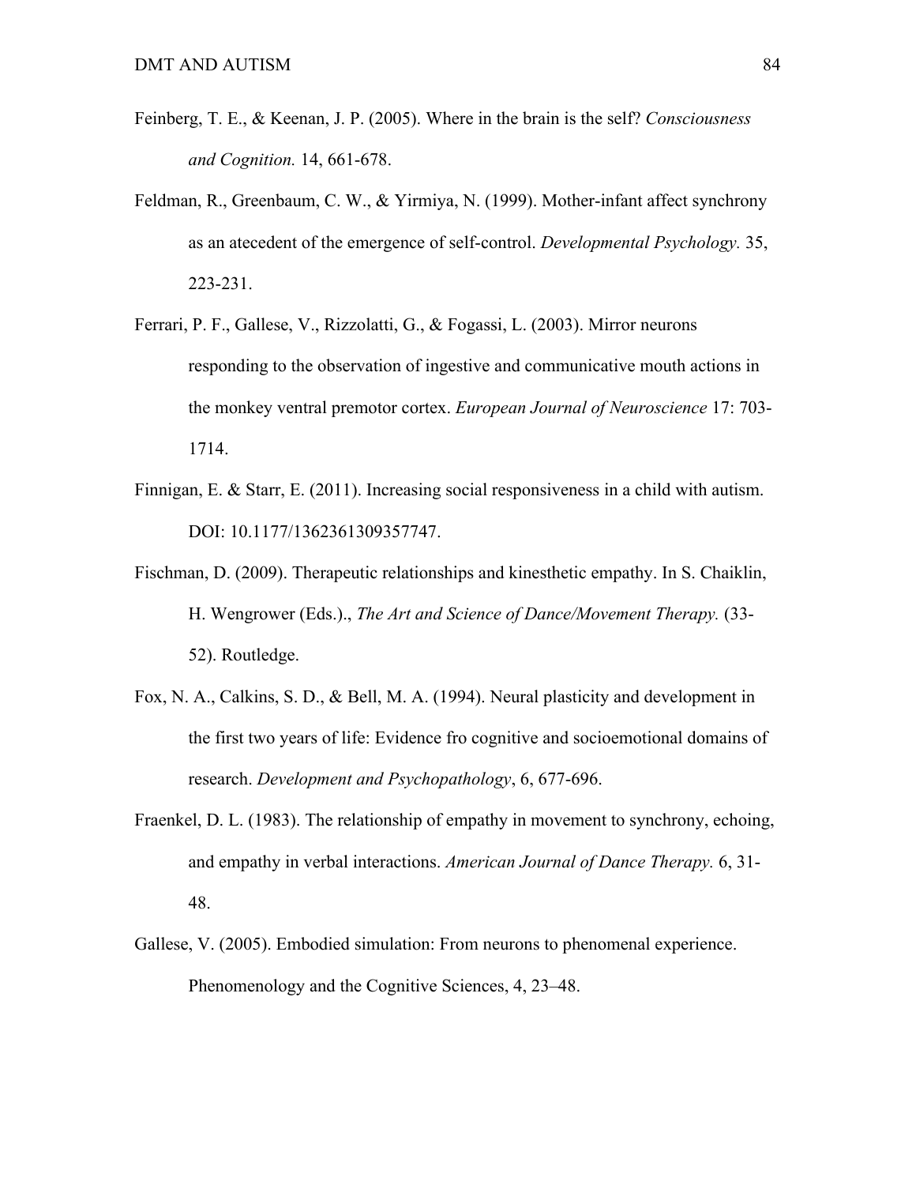Feinberg, T. E., & Keenan, J. P. (2005). Where in the brain is the self? *Consciousness and Cognition.* 14, 661-678.

Feldman, R., Greenbaum, C. W., & Yirmiya, N. (1999). Mother-infant affect synchrony as an atecedent of the emergence of self-control. *Developmental Psychology.* 35, 223-231.

Ferrari, P. F., Gallese, V., Rizzolatti, G., & Fogassi, L. (2003). Mirror neurons responding to the observation of ingestive and communicative mouth actions in the monkey ventral premotor cortex. *European Journal of Neuroscience* 17: 703-1714.

Finnigan, E. & Starr, E. (2011). Increasing social responsiveness in a child with autism. DOI: 10.1177/1362361309357747.

Fischman, D. (2009). Therapeutic relationships and kinesthetic empathy. In S. Chaiklin, H. Wengrower (Eds.)., *The Art and Science of Dance/Movement Therapy.* (33-52). Routledge.

Fox, N. A., Calkins, S. D., & Bell, M. A. (1994). Neural plasticity and development in the first two years of life: Evidence fro cognitive and socioemotional domains of research. *Development and Psychopathology*, 6, 677-696.

Fraenkel, D. L. (1983). The relationship of empathy in movement to synchrony, echoing, and empathy in verbal interactions. *American Journal of Dance Therapy.* 6, 31-48.

Gallese, V. (2005). Embodied simulation: From neurons to phenomenal experience. Phenomenology and the Cognitive Sciences, 4, 23–48.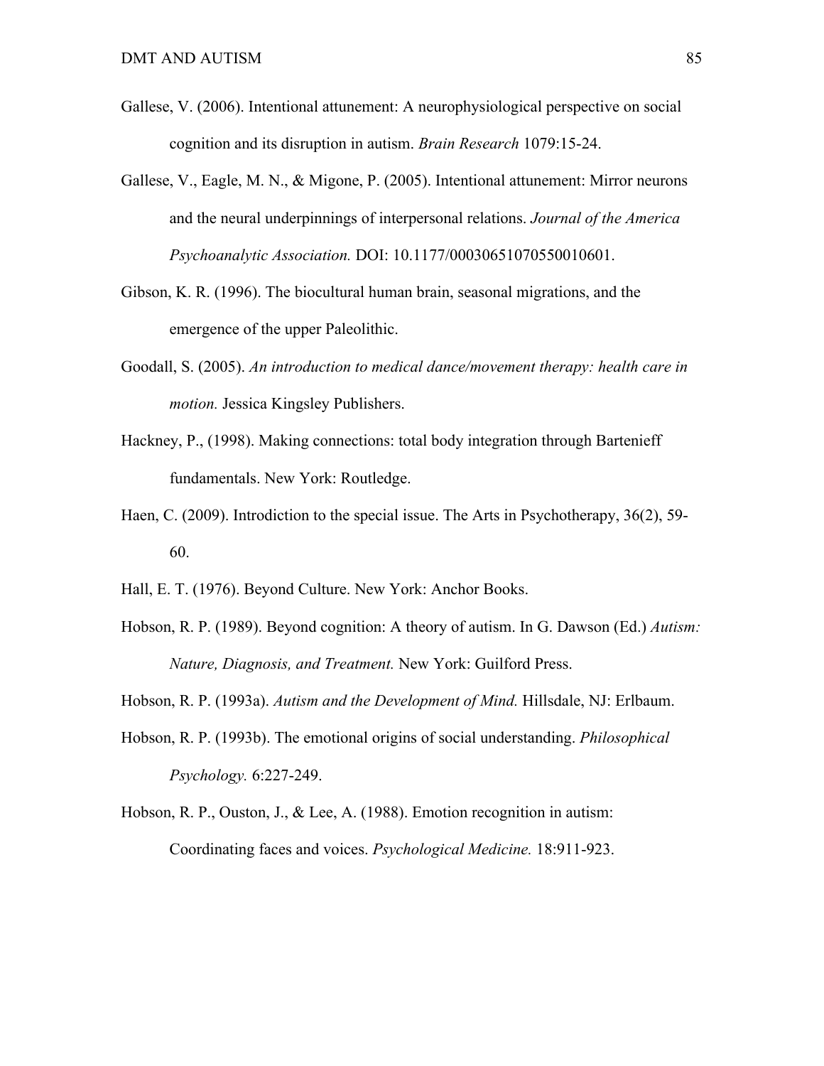Gallese, V. (2006). Intentional attunement: A neurophysiological perspective on social cognition and its disruption in autism. *Brain Research* 1079:15-24.

Gallese, V., Eagle, M. N., & Migone, P. (2005). Intentional attunement: Mirror neurons and the neural underpinnings of interpersonal relations. *Journal of the America Psychoanalytic Association.* DOI: 10.1177/00030651070550010601.

Gibson, K. R. (1996). The biocultural human brain, seasonal migrations, and the emergence of the upper Paleolithic.

Goodall, S. (2005). *An introduction to medical dance/movement therapy: health care in motion.* Jessica Kingsley Publishers.

Hackney, P., (1998). Making connections: total body integration through Bartenieff fundamentals. New York: Routledge.

Haen, C. (2009). Introdiction to the special issue. The Arts in Psychotherapy, 36(2), 59-60.

Hall, E. T. (1976). Beyond Culture. New York: Anchor Books.

Hobson, R. P. (1989). Beyond cognition: A theory of autism. In G. Dawson (Ed.) *Autism: Nature, Diagnosis, and Treatment.* New York: Guilford Press.

Hobson, R. P. (1993a). *Autism and the Development of Mind.* Hillsdale, NJ: Erlbaum.

Hobson, R. P. (1993b). The emotional origins of social understanding. *Philosophical Psychology.* 6:227-249.

Hobson, R. P., Ouston, J., & Lee, A. (1988). Emotion recognition in autism: Coordinating faces and voices. *Psychological Medicine.* 18:911-923.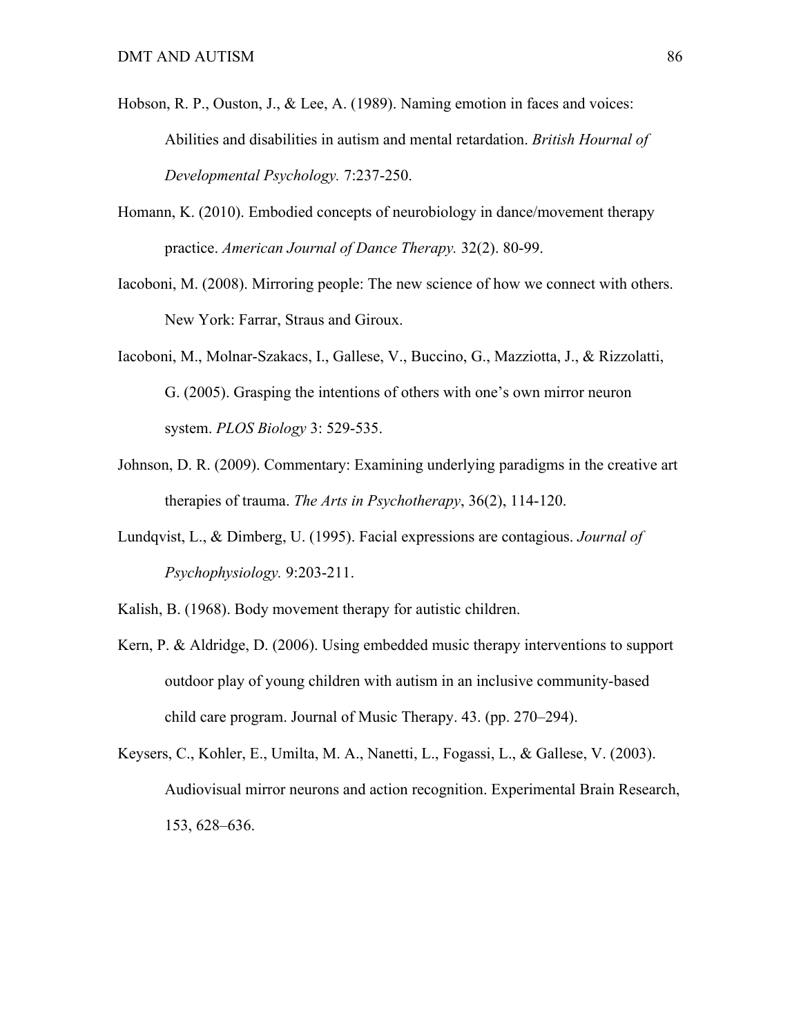Hobson, R. P., Ouston, J., & Lee, A. (1989). Naming emotion in faces and voices: Abilities and disabilities in autism and mental retardation. *British Hournal of Developmental Psychology.* 7:237-250.

Homann, K. (2010). Embodied concepts of neurobiology in dance/movement therapy practice. *American Journal of Dance Therapy.* 32(2). 80-99.

Iacoboni, M. (2008). Mirroring people: The new science of how we connect with others. New York: Farrar, Straus and Giroux.

Iacoboni, M., Molnar-Szakacs, I., Gallese, V., Buccino, G., Mazziotta, J., & Rizzolatti, G. (2005). Grasping the intentions of others with one's own mirror neuron system. *PLOS Biology* 3: 529-535.

Johnson, D. R. (2009). Commentary: Examining underlying paradigms in the creative art therapies of trauma. *The Arts in Psychotherapy*, 36(2), 114-120.

Lundqvist, L., & Dimberg, U. (1995). Facial expressions are contagious. *Journal of Psychophysiology.* 9:203-211.

Kalish, B. (1968). Body movement therapy for autistic children.

Kern, P. & Aldridge, D. (2006). Using embedded music therapy interventions to support outdoor play of young children with autism in an inclusive community-based child care program. Journal of Music Therapy. 43. (pp. 270–294).

Keysers, C., Kohler, E., Umilta, M. A., Nanetti, L., Fogassi, L., & Gallese, V. (2003). Audiovisual mirror neurons and action recognition. Experimental Brain Research, 153, 628–636.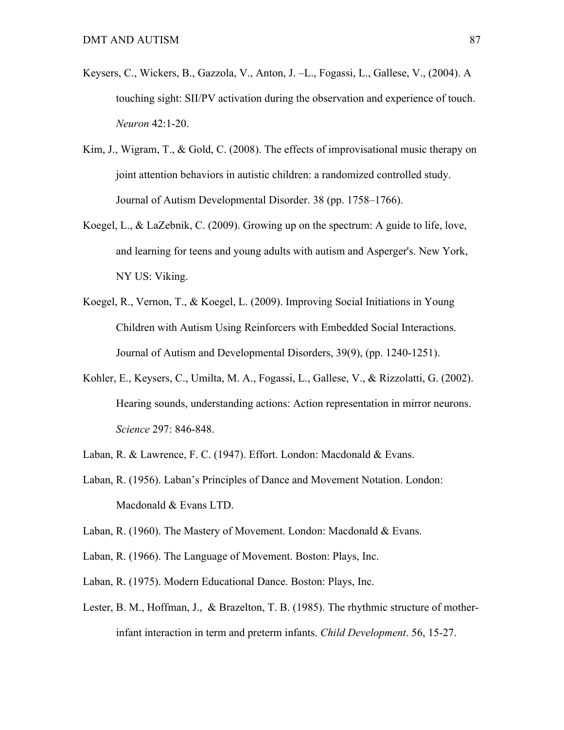Keysers, C., Wickers, B., Gazzola, V., Anton, J. –L., Fogassi, L., Gallese, V., (2004). A touching sight: SII/PV activation during the observation and experience of touch. *Neuron* 42:1-20.

Kim, J., Wigram, T., & Gold, C. (2008). The effects of improvisational music therapy on joint attention behaviors in autistic children: a randomized controlled study. Journal of Autism Developmental Disorder. 38 (pp. 1758–1766).

Koegel, L., & LaZebnik, C. (2009). Growing up on the spectrum: A guide to life, love, and learning for teens and young adults with autism and Asperger's. New York, NY US: Viking.

Koegel, R., Vernon, T., & Koegel, L. (2009). Improving Social Initiations in Young Children with Autism Using Reinforcers with Embedded Social Interactions. Journal of Autism and Developmental Disorders, 39(9), (pp. 1240-1251).

Kohler, E., Keysers, C., Umilta, M. A., Fogassi, L., Gallese, V., & Rizzolatti, G. (2002). Hearing sounds, understanding actions: Action representation in mirror neurons. *Science* 297: 846-848.

Laban, R. & Lawrence, F. C. (1947). Effort. London: Macdonald & Evans.

Laban, R. (1956). Laban's Principles of Dance and Movement Notation. London: Macdonald & Evans LTD.

Laban, R. (1960). The Mastery of Movement. London: Macdonald & Evans.

Laban, R. (1966). The Language of Movement. Boston: Plays, Inc.

Laban, R. (1975). Modern Educational Dance. Boston: Plays, Inc.

Lester, B. M., Hoffman, J., & Brazelton, T. B. (1985). The rhythmic structure of mother-infant interaction in term and preterm infants. *Child Development*. 56, 15-27.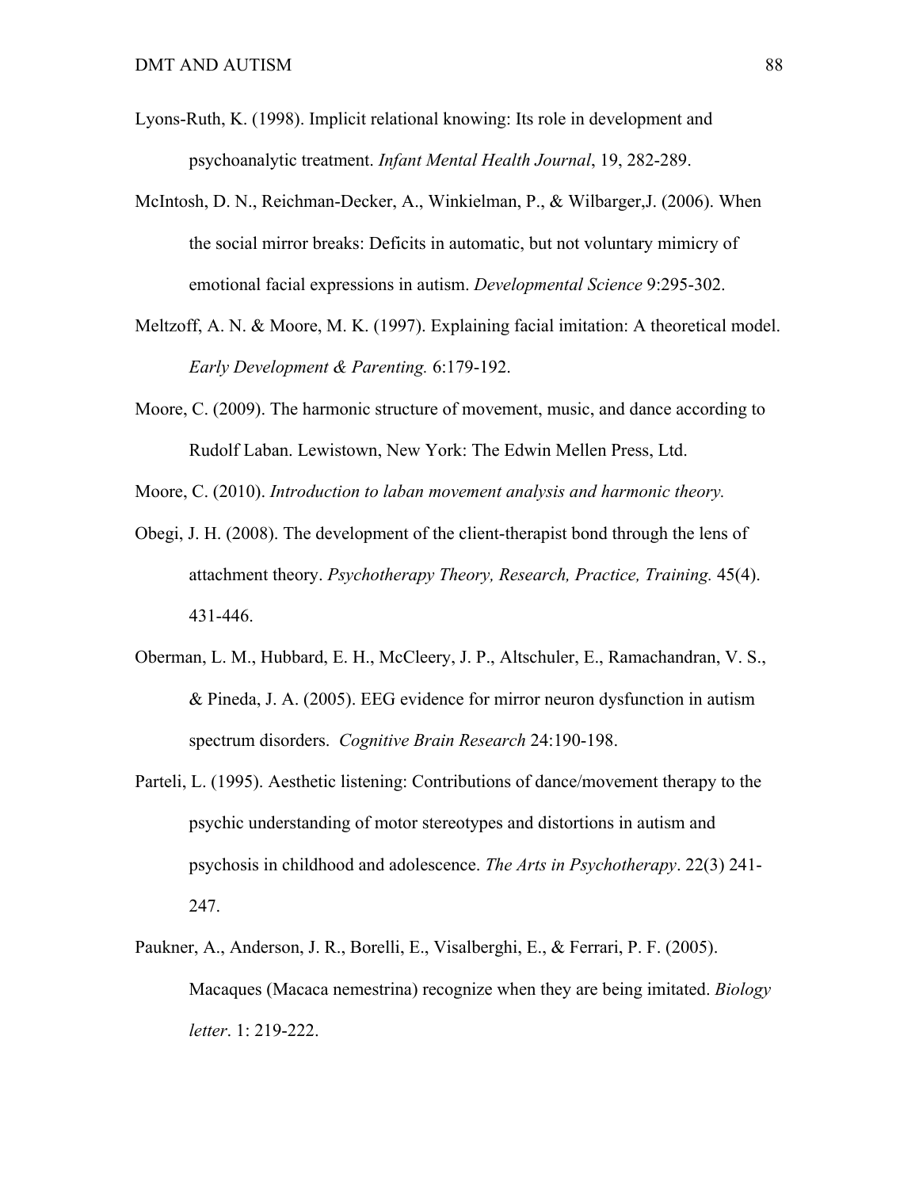Lyons-Ruth, K. (1998). Implicit relational knowing: Its role in development and psychoanalytic treatment. *Infant Mental Health Journal*, 19, 282-289.

McIntosh, D. N., Reichman-Decker, A., Winkielman, P., & Wilbarger,J. (2006). When the social mirror breaks: Deficits in automatic, but not voluntary mimicry of emotional facial expressions in autism. *Developmental Science* 9:295-302.

Meltzoff, A. N. & Moore, M. K. (1997). Explaining facial imitation: A theoretical model. *Early Development & Parenting.* 6:179-192.

Moore, C. (2009). The harmonic structure of movement, music, and dance according to Rudolf Laban. Lewistown, New York: The Edwin Mellen Press, Ltd.

Moore, C. (2010). *Introduction to laban movement analysis and harmonic theory.*

Obegi, J. H. (2008). The development of the client-therapist bond through the lens of attachment theory. *Psychotherapy Theory, Research, Practice, Training.* 45(4). 431-446.

Oberman, L. M., Hubbard, E. H., McCleery, J. P., Altschuler, E., Ramachandran, V. S., & Pineda, J. A. (2005). EEG evidence for mirror neuron dysfunction in autism spectrum disorders. *Cognitive Brain Research* 24:190-198.

Parteli, L. (1995). Aesthetic listening: Contributions of dance/movement therapy to the psychic understanding of motor stereotypes and distortions in autism and psychosis in childhood and adolescence. *The Arts in Psychotherapy*. 22(3) 241-247.

Paukner, A., Anderson, J. R., Borelli, E., Visalberghi, E., & Ferrari, P. F. (2005). Macaques (Macaca nemestrina) recognize when they are being imitated. *Biology letter*. 1: 219-222.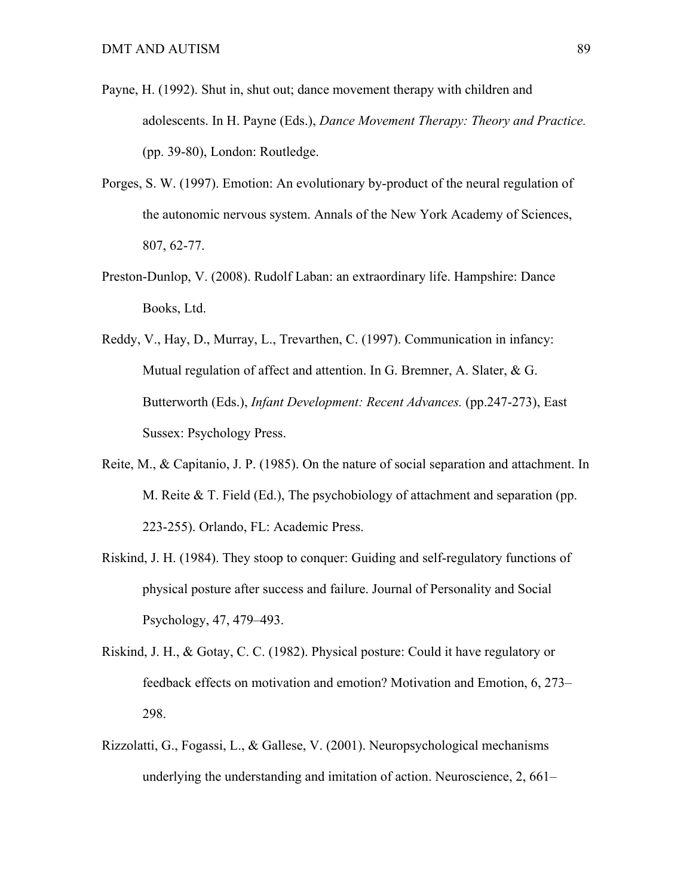Payne, H. (1992). Shut in, shut out; dance movement therapy with children and adolescents. In H. Payne (Eds.), *Dance Movement Therapy: Theory and Practice.* (pp. 39-80), London: Routledge.

Porges, S. W. (1997). Emotion: An evolutionary by-product of the neural regulation of the autonomic nervous system. Annals of the New York Academy of Sciences, 807, 62-77.

Preston-Dunlop, V. (2008). Rudolf Laban: an extraordinary life. Hampshire: Dance Books, Ltd.

Reddy, V., Hay, D., Murray, L., Trevarthen, C. (1997). Communication in infancy: Mutual regulation of affect and attention. In G. Bremner, A. Slater, & G. Butterworth (Eds.), *Infant Development: Recent Advances.* (pp.247-273), East Sussex: Psychology Press.

Reite, M., & Capitanio, J. P. (1985). On the nature of social separation and attachment. In M. Reite & T. Field (Ed.), The psychobiology of attachment and separation (pp. 223-255). Orlando, FL: Academic Press.

Riskind, J. H. (1984). They stoop to conquer: Guiding and self-regulatory functions of physical posture after success and failure. Journal of Personality and Social Psychology, 47, 479–493.

Riskind, J. H., & Gotay, C. C. (1982). Physical posture: Could it have regulatory or feedback effects on motivation and emotion? Motivation and Emotion, 6, 273–298.

Rizzolatti, G., Fogassi, L., & Gallese, V. (2001). Neuropsychological mechanisms underlying the understanding and imitation of action. Neuroscience, 2, 661–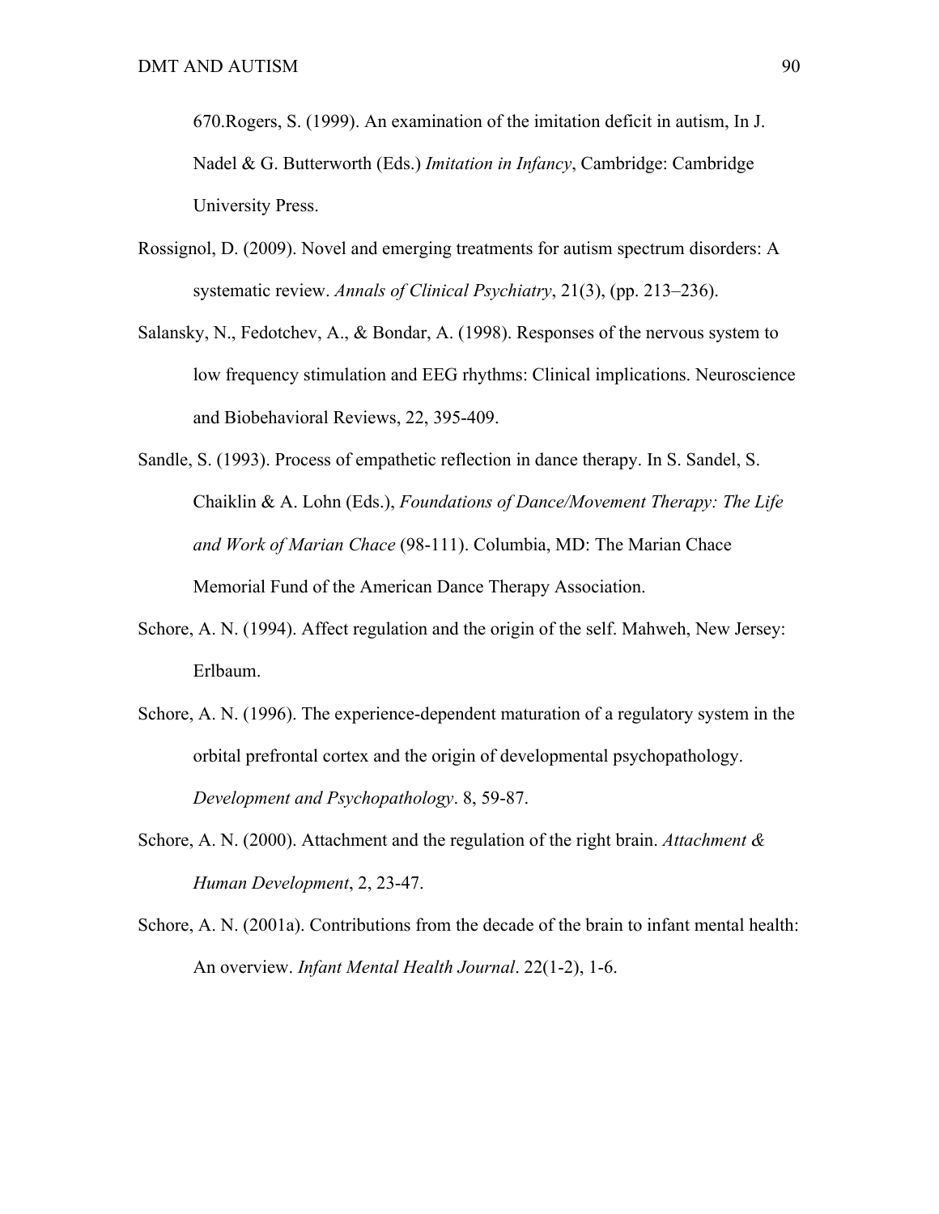670.Rogers, S. (1999). An examination of the imitation deficit in autism, In J. Nadel & G. Butterworth (Eds.) *Imitation in Infancy*, Cambridge: Cambridge University Press.

Rossignol, D. (2009). Novel and emerging treatments for autism spectrum disorders: A systematic review. *Annals of Clinical Psychiatry*, 21(3), (pp. 213–236).

Salansky, N., Fedotchev, A., & Bondar, A. (1998). Responses of the nervous system to low frequency stimulation and EEG rhythms: Clinical implications. Neuroscience and Biobehavioral Reviews, 22, 395-409.

Sandle, S. (1993). Process of empathetic reflection in dance therapy. In S. Sandel, S. Chaiklin & A. Lohn (Eds.), *Foundations of Dance/Movement Therapy: The Life and Work of Marian Chace* (98-111). Columbia, MD: The Marian Chace Memorial Fund of the American Dance Therapy Association.

Schore, A. N. (1994). Affect regulation and the origin of the self. Mahweh, New Jersey: Erlbaum.

Schore, A. N. (1996). The experience-dependent maturation of a regulatory system in the orbital prefrontal cortex and the origin of developmental psychopathology. *Development and Psychopathology*. 8, 59-87.

Schore, A. N. (2000). Attachment and the regulation of the right brain. *Attachment & Human Development*, 2, 23-47.

Schore, A. N. (2001a). Contributions from the decade of the brain to infant mental health: An overview. *Infant Mental Health Journal*. 22(1-2), 1-6.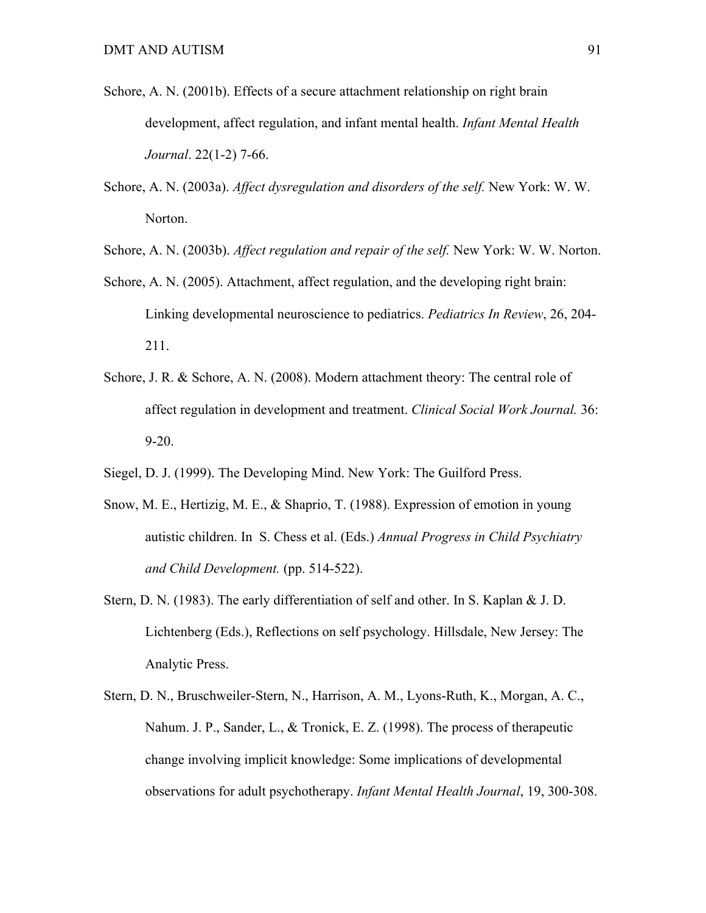Schore, A. N. (2001b). Effects of a secure attachment relationship on right brain development, affect regulation, and infant mental health. *Infant Mental Health Journal*. 22(1-2) 7-66.

Schore, A. N. (2003a). *Affect dysregulation and disorders of the self.* New York: W. W. Norton.

Schore, A. N. (2003b). *Affect regulation and repair of the self.* New York: W. W. Norton.

Schore, A. N. (2005). Attachment, affect regulation, and the developing right brain: Linking developmental neuroscience to pediatrics. *Pediatrics In Review*, 26, 204-211.

Schore, J. R. & Schore, A. N. (2008). Modern attachment theory: The central role of affect regulation in development and treatment. *Clinical Social Work Journal.* 36: 9-20.

Siegel, D. J. (1999). The Developing Mind. New York: The Guilford Press.

Snow, M. E., Hertizig, M. E., & Shaprio, T. (1988). Expression of emotion in young autistic children. In S. Chess et al. (Eds.) *Annual Progress in Child Psychiatry and Child Development.* (pp. 514-522).

Stern, D. N. (1983). The early differentiation of self and other. In S. Kaplan & J. D. Lichtenberg (Eds.), Reflections on self psychology. Hillsdale, New Jersey: The Analytic Press.

Stern, D. N., Bruschweiler-Stern, N., Harrison, A. M., Lyons-Ruth, K., Morgan, A. C., Nahum. J. P., Sander, L., & Tronick, E. Z. (1998). The process of therapeutic change involving implicit knowledge: Some implications of developmental observations for adult psychotherapy. *Infant Mental Health Journal*, 19, 300-308.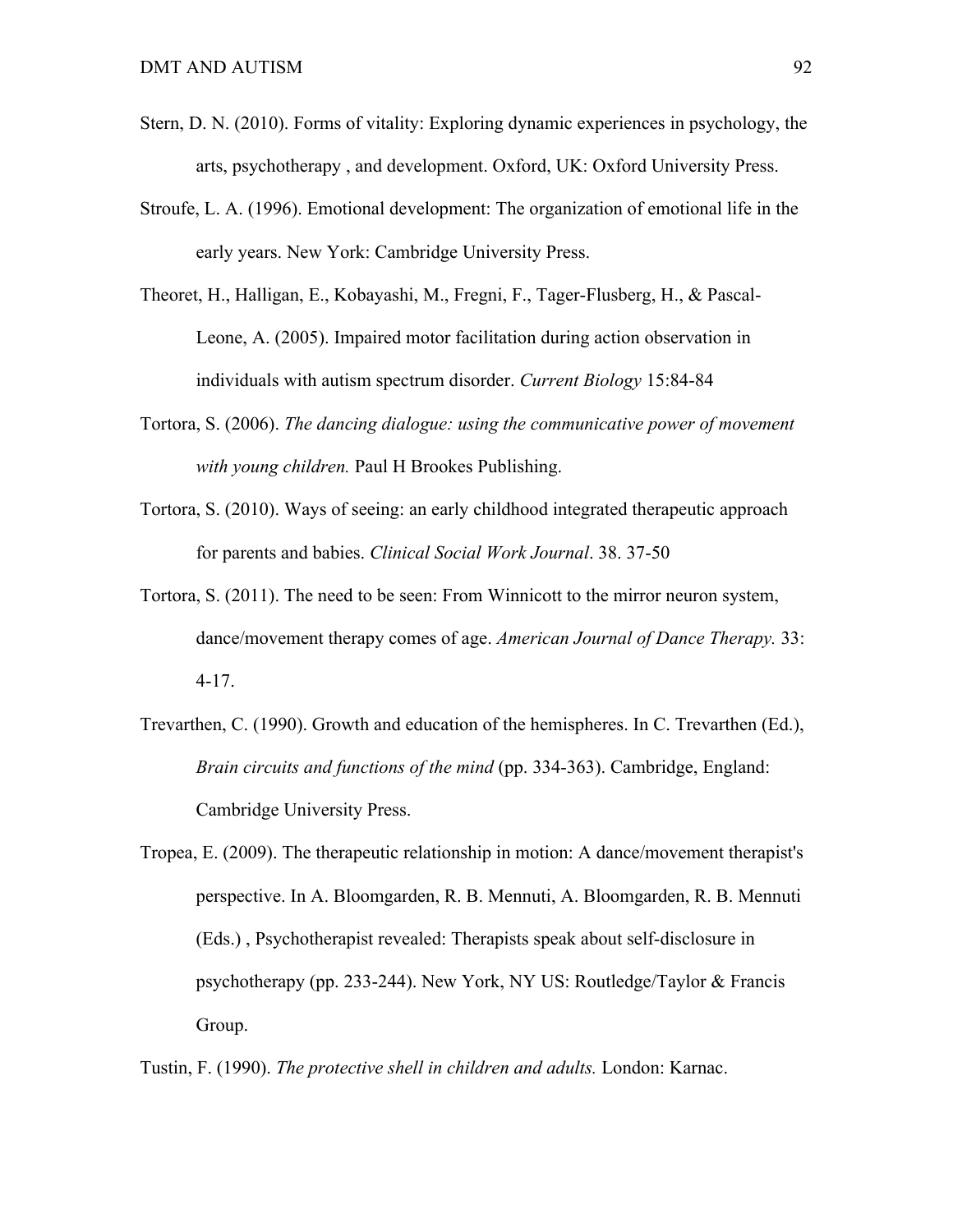Stern, D. N. (2010). Forms of vitality: Exploring dynamic experiences in psychology, the arts, psychotherapy , and development. Oxford, UK: Oxford University Press.

Stroufe, L. A. (1996). Emotional development: The organization of emotional life in the early years. New York: Cambridge University Press.

Theoret, H., Halligan, E., Kobayashi, M., Fregni, F., Tager-Flusberg, H., & Pascal-Leone, A. (2005). Impaired motor facilitation during action observation in individuals with autism spectrum disorder. *Current Biology* 15:84-84

Tortora, S. (2006). *The dancing dialogue: using the communicative power of movement with young children.* Paul H Brookes Publishing.

Tortora, S. (2010). Ways of seeing: an early childhood integrated therapeutic approach for parents and babies. *Clinical Social Work Journal*. 38. 37-50

Tortora, S. (2011). The need to be seen: From Winnicott to the mirror neuron system, dance/movement therapy comes of age. *American Journal of Dance Therapy.* 33: 4-17.

Trevarthen, C. (1990). Growth and education of the hemispheres. In C. Trevarthen (Ed.), *Brain circuits and functions of the mind* (pp. 334-363). Cambridge, England: Cambridge University Press.

Tropea, E. (2009). The therapeutic relationship in motion: A dance/movement therapist's perspective. In A. Bloomgarden, R. B. Mennuti, A. Bloomgarden, R. B. Mennuti (Eds.) , Psychotherapist revealed: Therapists speak about self-disclosure in psychotherapy (pp. 233-244). New York, NY US: Routledge/Taylor & Francis Group.

Tustin, F. (1990). *The protective shell in children and adults.* London: Karnac.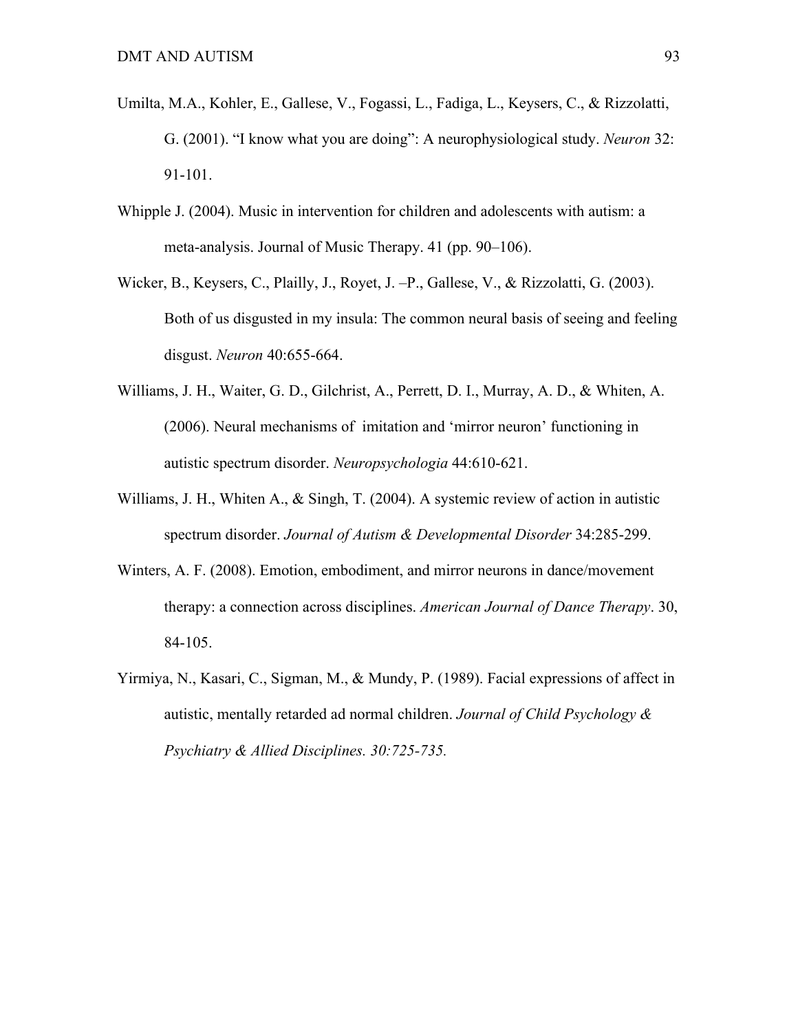Umilta, M.A., Kohler, E., Gallese, V., Fogassi, L., Fadiga, L., Keysers, C., & Rizzolatti, G. (2001). "I know what you are doing": A neurophysiological study. *Neuron* 32: 91-101.

Whipple J. (2004). Music in intervention for children and adolescents with autism: a meta-analysis. Journal of Music Therapy. 41 (pp. 90–106).

Wicker, B., Keysers, C., Plailly, J., Royet, J. –P., Gallese, V., & Rizzolatti, G. (2003). Both of us disgusted in my insula: The common neural basis of seeing and feeling disgust. *Neuron* 40:655-664.

Williams, J. H., Waiter, G. D., Gilchrist, A., Perrett, D. I., Murray, A. D., & Whiten, A. (2006). Neural mechanisms of imitation and 'mirror neuron' functioning in autistic spectrum disorder. *Neuropsychologia* 44:610-621.

Williams, J. H., Whiten A., & Singh, T. (2004). A systemic review of action in autistic spectrum disorder. *Journal of Autism & Developmental Disorder* 34:285-299.

Winters, A. F. (2008). Emotion, embodiment, and mirror neurons in dance/movement therapy: a connection across disciplines. *American Journal of Dance Therapy*. 30, 84-105.

Yirmiya, N., Kasari, C., Sigman, M., & Mundy, P. (1989). Facial expressions of affect in autistic, mentally retarded ad normal children. *Journal of Child Psychology & Psychiatry & Allied Disciplines. 30:725-735.*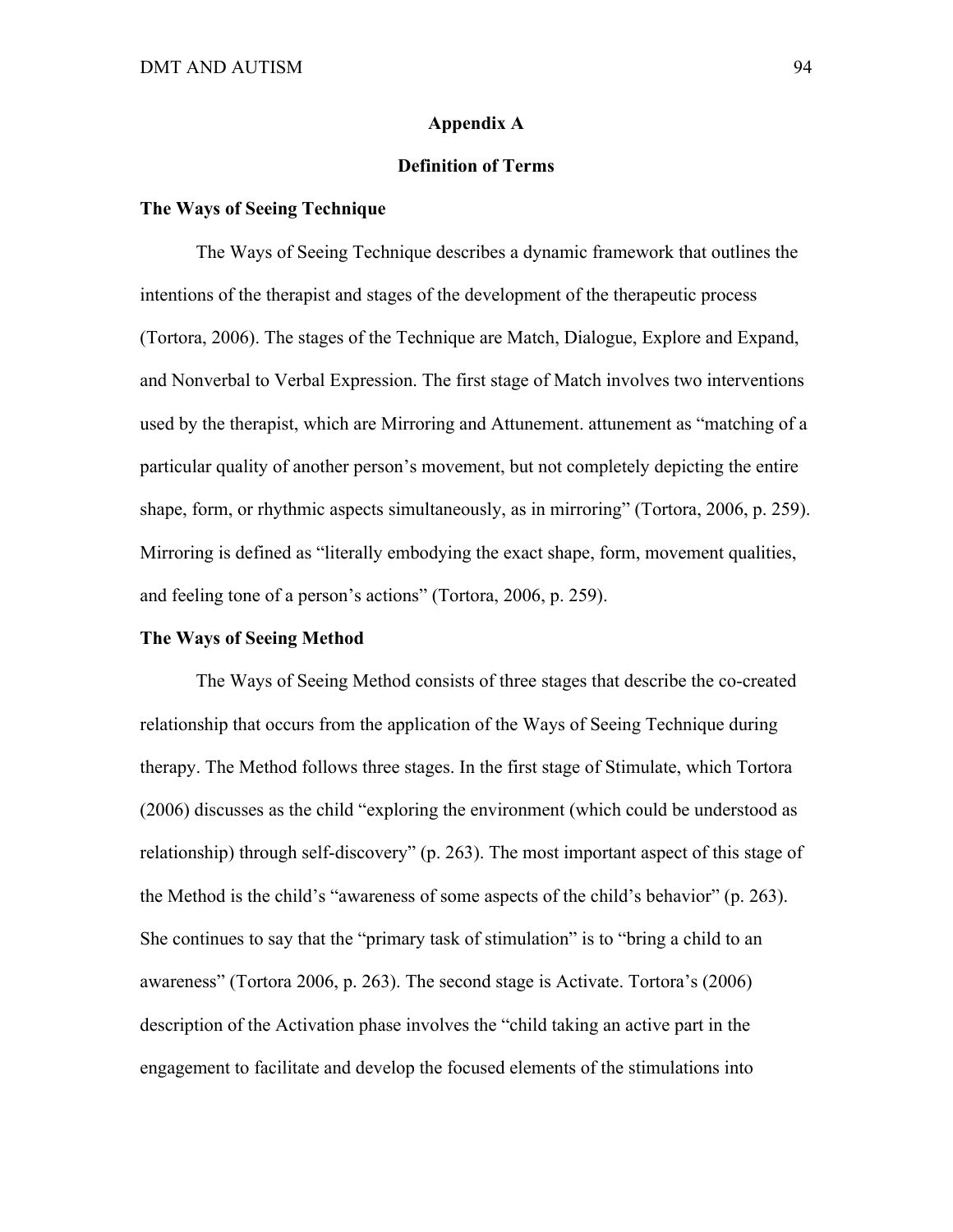## Appendix A

## Definition of Terms

### The Ways of Seeing Technique

The Ways of Seeing Technique describes a dynamic framework that outlines the intentions of the therapist and stages of the development of the therapeutic process (Tortora, 2006). The stages of the Technique are Match, Dialogue, Explore and Expand, and Nonverbal to Verbal Expression. The first stage of Match involves two interventions used by the therapist, which are Mirroring and Attunement. attunement as "matching of a particular quality of another person's movement, but not completely depicting the entire shape, form, or rhythmic aspects simultaneously, as in mirroring" (Tortora, 2006, p. 259). Mirroring is defined as "literally embodying the exact shape, form, movement qualities, and feeling tone of a person's actions" (Tortora, 2006, p. 259).

### The Ways of Seeing Method

The Ways of Seeing Method consists of three stages that describe the co-created relationship that occurs from the application of the Ways of Seeing Technique during therapy. The Method follows three stages. In the first stage of Stimulate, which Tortora (2006) discusses as the child "exploring the environment (which could be understood as relationship) through self-discovery" (p. 263). The most important aspect of this stage of the Method is the child's "awareness of some aspects of the child's behavior" (p. 263). She continues to say that the "primary task of stimulation" is to "bring a child to an awareness" (Tortora 2006, p. 263). The second stage is Activate. Tortora's (2006) description of the Activation phase involves the "child taking an active part in the engagement to facilitate and develop the focused elements of the stimulations into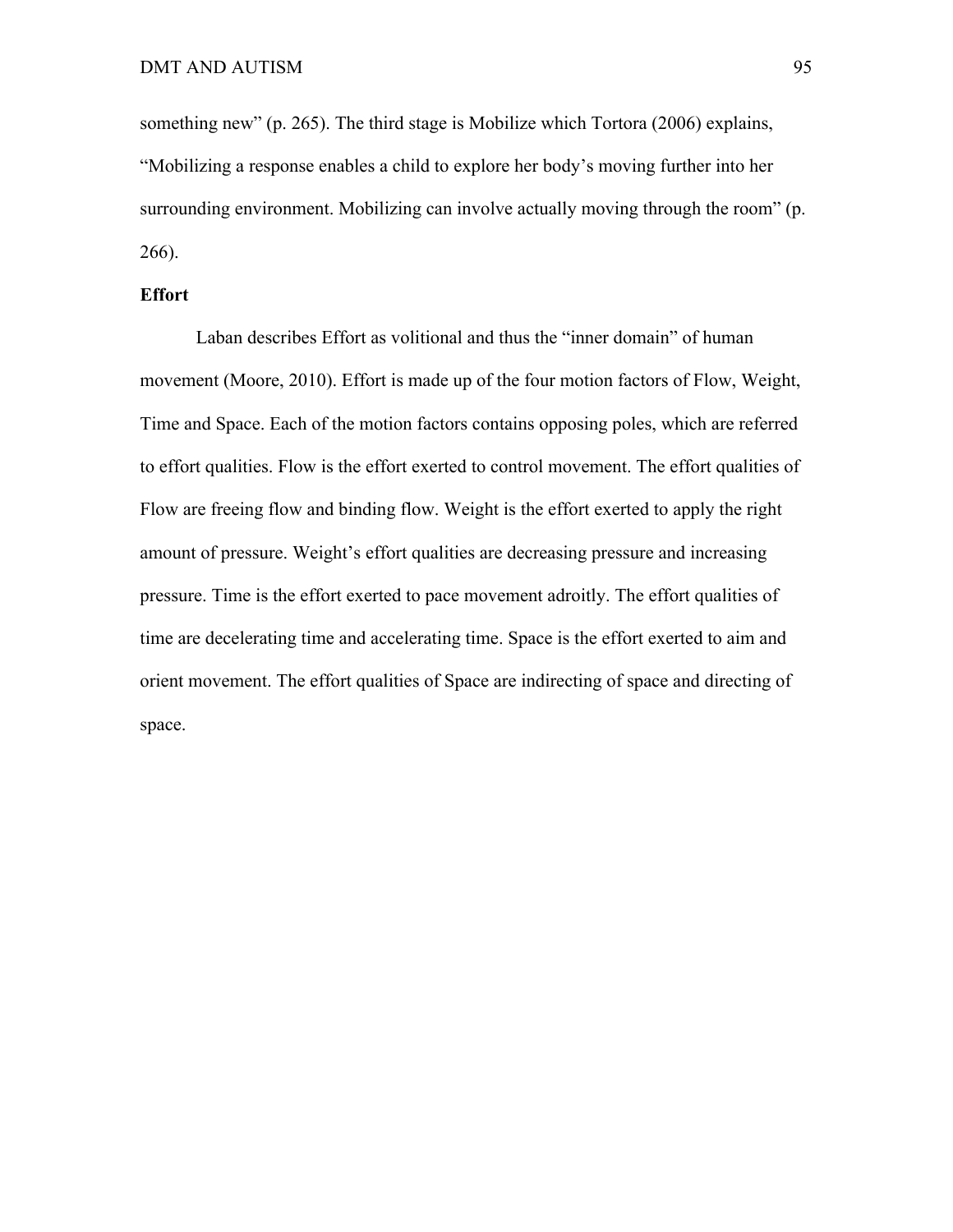something new" (p. 265). The third stage is Mobilize which Tortora (2006) explains, "Mobilizing a response enables a child to explore her body's moving further into her surrounding environment. Mobilizing can involve actually moving through the room" (p. 266).

**Effort**

Laban describes Effort as volitional and thus the "inner domain" of human movement (Moore, 2010). Effort is made up of the four motion factors of Flow, Weight, Time and Space. Each of the motion factors contains opposing poles, which are referred to effort qualities. Flow is the effort exerted to control movement. The effort qualities of Flow are freeing flow and binding flow. Weight is the effort exerted to apply the right amount of pressure. Weight's effort qualities are decreasing pressure and increasing pressure. Time is the effort exerted to pace movement adroitly. The effort qualities of time are decelerating time and accelerating time. Space is the effort exerted to aim and orient movement. The effort qualities of Space are indirecting of space and directing of space.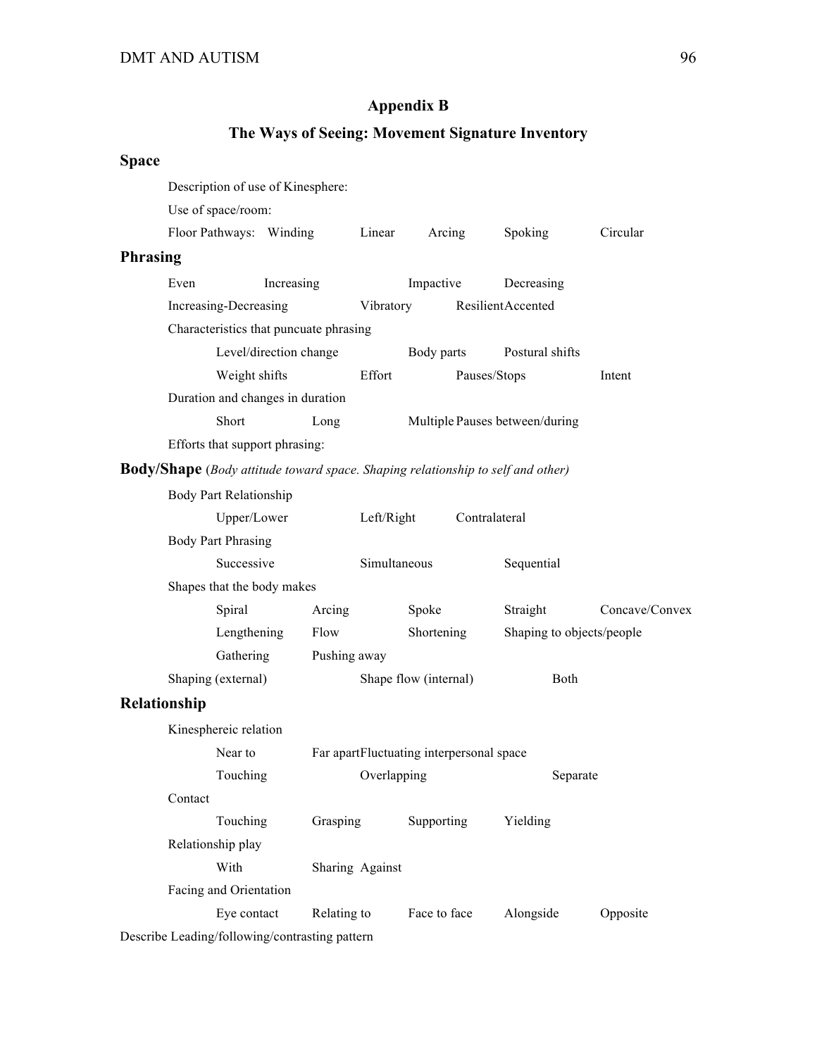# Appendix B

## The Ways of Seeing: Movement Signature Inventory

### Space

Description of use of Kinesphere:

Use of space/room:

Floor Pathways: Winding Linear Arcing Spoking Circular

### Phrasing

Even Increasing Impactive Decreasing

Increasing-Decreasing Vibratory Resilient Accented

Characteristics that puncuate phrasing

- Level/direction change Body parts Postural shifts
- Weight shifts Effort Pauses/Stops Intent

Duration and changes in duration

- Short Long Multiple Pauses between/during

Efforts that support phrasing:

### Body/Shape (*Body attitude toward space. Shaping relationship to self and other)*

Body Part Relationship

- Upper/Lower Left/Right Contralateral

Body Part Phrasing

- Successive Simultaneous Sequential

Shapes that the body makes

- Spiral Arcing Spoke Straight Concave/Convex
- Lengthening Flow Shortening Shaping to objects/people
- Gathering Pushing away

Shaping (external) Shape flow (internal) Both

### Relationship

Kinesphereic relation

- Near to Far apart Fluctuating interpersonal space
- Touching Overlapping Separate

Contact

- Touching Grasping Supporting Yielding

Relationship play

- With Sharing Against

Facing and Orientation

- Eye contact Relating to Face to face Alongside Opposite

Describe Leading/following/contrasting pattern